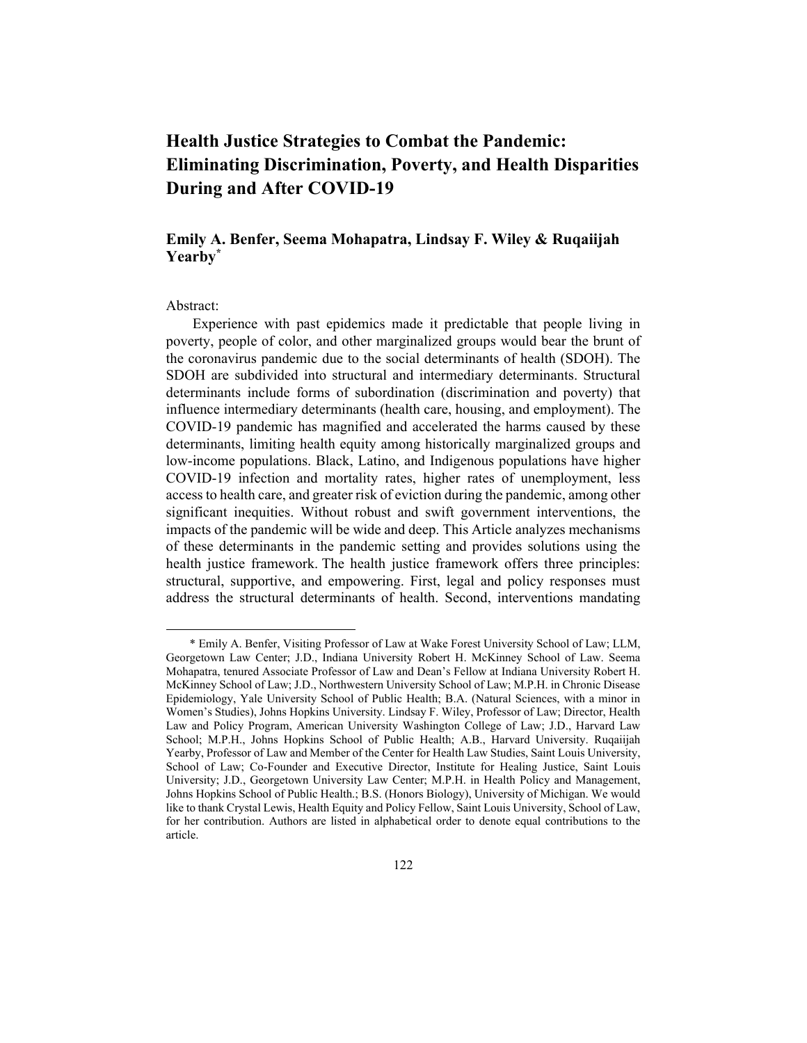# Health Justice Strategies to Combat the Pandemic: Eliminating Discrimination, Poverty, and Health Disparities During and After COVID-19

**Emily A. Benfer, Seema Mohapatra, Lindsay F. Wiley & Ruqaiijah Yearby***

Abstract:

Experience with past epidemics made it predictable that people living in poverty, people of color, and other marginalized groups would bear the brunt of the coronavirus pandemic due to the social determinants of health (SDOH). The SDOH are subdivided into structural and intermediary determinants. Structural determinants include forms of subordination (discrimination and poverty) that influence intermediary determinants (health care, housing, and employment). The COVID-19 pandemic has magnified and accelerated the harms caused by these determinants, limiting health equity among historically marginalized groups and low-income populations. Black, Latino, and Indigenous populations have higher COVID-19 infection and mortality rates, higher rates of unemployment, less access to health care, and greater risk of eviction during the pandemic, among other significant inequities. Without robust and swift government interventions, the impacts of the pandemic will be wide and deep. This Article analyzes mechanisms of these determinants in the pandemic setting and provides solutions using the health justice framework. The health justice framework offers three principles: structural, supportive, and empowering. First, legal and policy responses must address the structural determinants of health. Second, interventions mandating

---

\* Emily A. Benfer, Visiting Professor of Law at Wake Forest University School of Law; LLM, Georgetown Law Center; J.D., Indiana University Robert H. McKinney School of Law. Seema Mohapatra, tenured Associate Professor of Law and Dean's Fellow at Indiana University Robert H. McKinney School of Law; J.D., Northwestern University School of Law; M.P.H. in Chronic Disease Epidemiology, Yale University School of Public Health; B.A. (Natural Sciences, with a minor in Women's Studies), Johns Hopkins University. Lindsay F. Wiley, Professor of Law; Director, Health Law and Policy Program, American University Washington College of Law; J.D., Harvard Law School; M.P.H., Johns Hopkins School of Public Health; A.B., Harvard University. Ruqaiijah Yearby, Professor of Law and Member of the Center for Health Law Studies, Saint Louis University, School of Law; Co-Founder and Executive Director, Institute for Healing Justice, Saint Louis University; J.D., Georgetown University Law Center; M.P.H. in Health Policy and Management, Johns Hopkins School of Public Health.; B.S. (Honors Biology), University of Michigan. We would like to thank Crystal Lewis, Health Equity and Policy Fellow, Saint Louis University, School of Law, for her contribution. Authors are listed in alphabetical order to denote equal contributions to the article.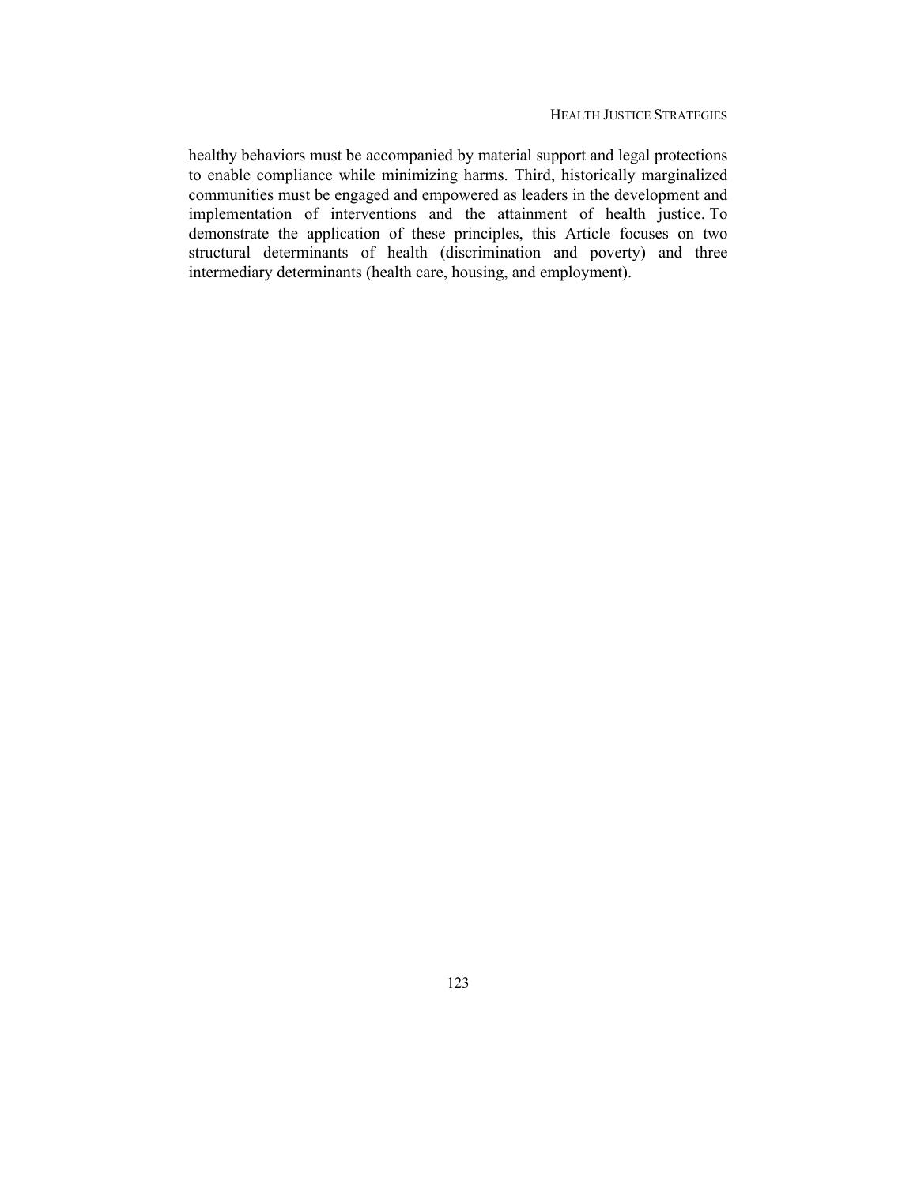healthy behaviors must be accompanied by material support and legal protections to enable compliance while minimizing harms. Third, historically marginalized communities must be engaged and empowered as leaders in the development and implementation of interventions and the attainment of health justice. To demonstrate the application of these principles, this Article focuses on two structural determinants of health (discrimination and poverty) and three intermediary determinants (health care, housing, and employment).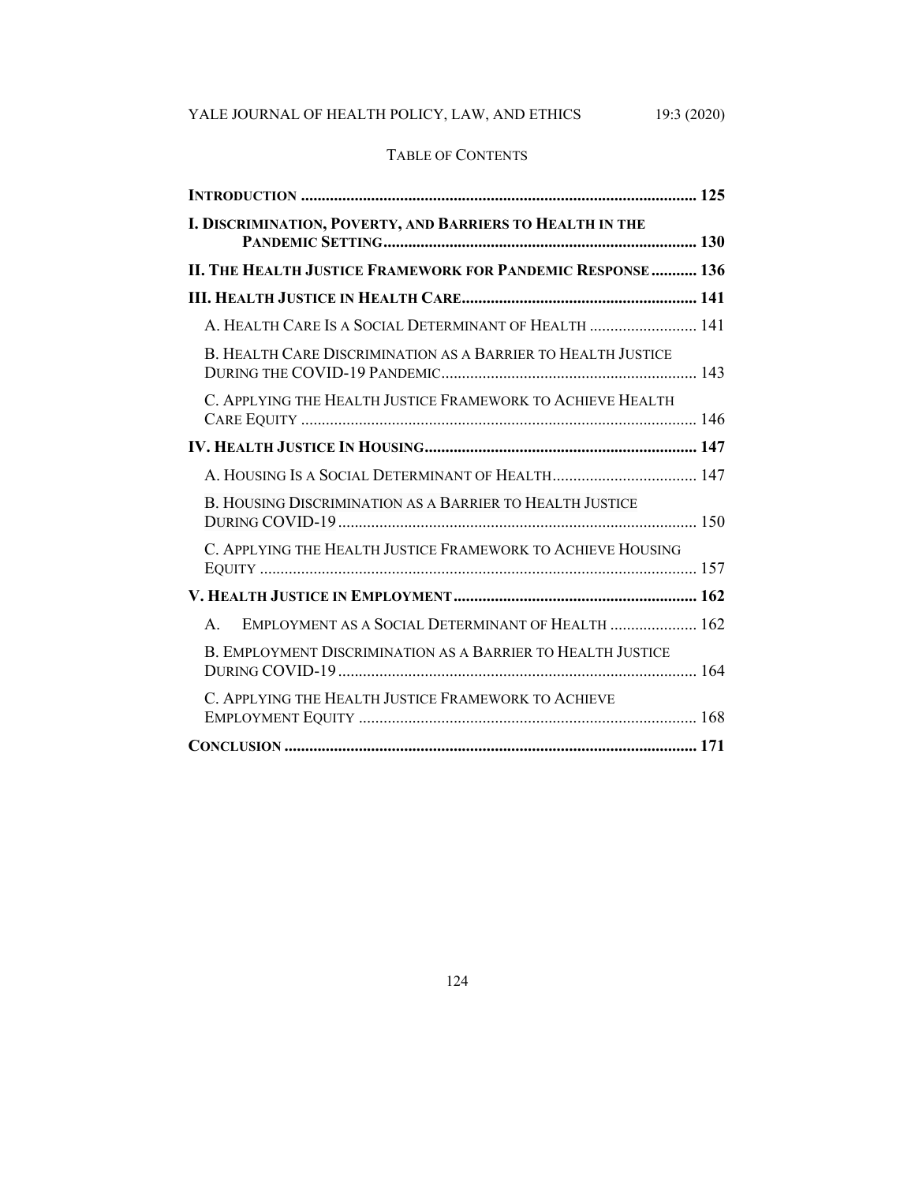TABLE OF CONTENTS

| | |
|---|---|
| **INTRODUCTION** | **125** |
| **I. DISCRIMINATION, POVERTY, AND BARRIERS TO HEALTH IN THE PANDEMIC SETTING** | **130** |
| **II. THE HEALTH JUSTICE FRAMEWORK FOR PANDEMIC RESPONSE** | **136** |
| **III. HEALTH JUSTICE IN HEALTH CARE** | **141** |
| A. HEALTH CARE IS A SOCIAL DETERMINANT OF HEALTH | 141 |
| B. HEALTH CARE DISCRIMINATION AS A BARRIER TO HEALTH JUSTICE DURING THE COVID-19 PANDEMIC | 143 |
| C. APPLYING THE HEALTH JUSTICE FRAMEWORK TO ACHIEVE HEALTH CARE EQUITY | 146 |
| **IV. HEALTH JUSTICE IN HOUSING** | **147** |
| A. HOUSING IS A SOCIAL DETERMINANT OF HEALTH | 147 |
| B. HOUSING DISCRIMINATION AS A BARRIER TO HEALTH JUSTICE DURING COVID-19 | 150 |
| C. APPLYING THE HEALTH JUSTICE FRAMEWORK TO ACHIEVE HOUSING EQUITY | 157 |
| **V. HEALTH JUSTICE IN EMPLOYMENT** | **162** |
| A. EMPLOYMENT AS A SOCIAL DETERMINANT OF HEALTH | 162 |
| B. EMPLOYMENT DISCRIMINATION AS A BARRIER TO HEALTH JUSTICE DURING COVID-19 | 164 |
| C. APPLYING THE HEALTH JUSTICE FRAMEWORK TO ACHIEVE EMPLOYMENT EQUITY | 168 |
| **CONCLUSION** | **171** |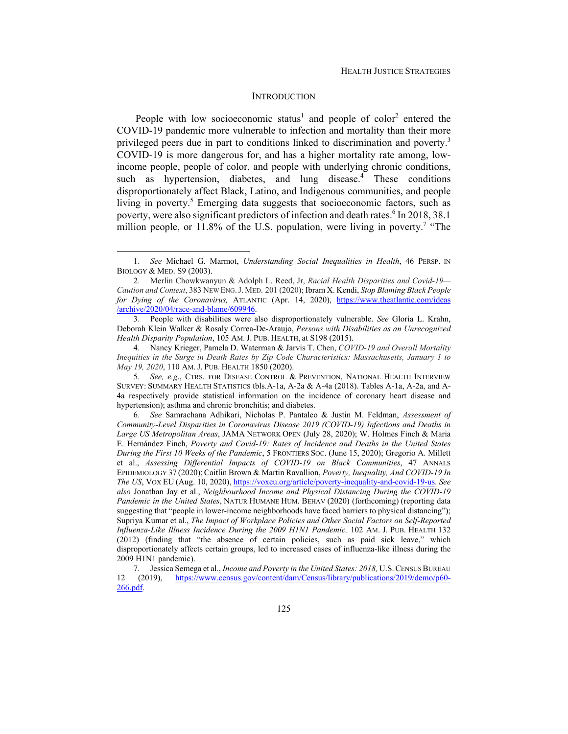## INTRODUCTION

People with low socioeconomic status[1] and people of color[2] entered the COVID-19 pandemic more vulnerable to infection and mortality than their more privileged peers due in part to conditions linked to discrimination and poverty.[3] COVID-19 is more dangerous for, and has a higher mortality rate among, low-income people, people of color, and people with underlying chronic conditions, such as hypertension, diabetes, and lung disease.[4] These conditions disproportionately affect Black, Latino, and Indigenous communities, and people living in poverty.[5] Emerging data suggests that socioeconomic factors, such as poverty, were also significant predictors of infection and death rates.[6] In 2018, 38.1 million people, or 11.8% of the U.S. population, were living in poverty.[7] "The

---

1. *See* Michael G. Marmot, *Understanding Social Inequalities in Health*, 46 PERSP. IN BIOLOGY & MED. S9 (2003).

2. Merlin Chowkwanyun & Adolph L. Reed, Jr, *Racial Health Disparities and Covid-19—Caution and Context*, 383 NEW ENG. J. MED. 201 (2020); Ibram X. Kendi, *Stop Blaming Black People for Dying of the Coronavirus,* ATLANTIC (Apr. 14, 2020), https://www.theatlantic.com/ideas/archive/2020/04/race-and-blame/609946.

3. People with disabilities were also disproportionately vulnerable. *See* Gloria L. Krahn, Deborah Klein Walker & Rosaly Correa-De-Araujo, *Persons with Disabilities as an Unrecognized Health Disparity Population*, 105 AM. J. PUB. HEALTH, at S198 (2015).

4. Nancy Krieger, Pamela D. Waterman & Jarvis T. Chen, *COVID-19 and Overall Mortality Inequities in the Surge in Death Rates by Zip Code Characteristics: Massachusetts, January 1 to May 19, 2020*, 110 AM. J. PUB. HEALTH 1850 (2020).

5. *See, e.g.*, CTRS. FOR DISEASE CONTROL & PREVENTION, NATIONAL HEALTH INTERVIEW SURVEY: SUMMARY HEALTH STATISTICS tbls.A-1a, A-2a & A-4a (2018). Tables A-1a, A-2a, and A-4a respectively provide statistical information on the incidence of coronary heart disease and hypertension); asthma and chronic bronchitis; and diabetes.

6. *See* Samrachana Adhikari, Nicholas P. Pantaleo & Justin M. Feldman, *Assessment of Community-Level Disparities in Coronavirus Disease 2019 (COVID-19) Infections and Deaths in Large US Metropolitan Areas*, JAMA NETWORK OPEN (July 28, 2020); W. Holmes Finch & Maria E. Hernández Finch, *Poverty and Covid-19: Rates of Incidence and Deaths in the United States During the First 10 Weeks of the Pandemic*, 5 FRONTIERS SOC. (June 15, 2020); Gregorio A. Millett et al., *Assessing Differential Impacts of COVID-19 on Black Communities*, 47 ANNALS EPIDEMIOLOGY 37 (2020); Caitlin Brown & Martin Ravallion, *Poverty, Inequality, And COVID-19 In The US*, VOX EU (Aug. 10, 2020), https://voxeu.org/article/poverty-inequality-and-covid-19-us. *See also* Jonathan Jay et al., *Neighbourhood Income and Physical Distancing During the COVID-19 Pandemic in the United States*, NATUR HUMANE HUM. BEHAV (2020) (forthcoming) (reporting data suggesting that "people in lower-income neighborhoods have faced barriers to physical distancing"); Supriya Kumar et al., *The Impact of Workplace Policies and Other Social Factors on Self-Reported Influenza-Like Illness Incidence During the 2009 H1N1 Pandemic,* 102 AM. J. PUB. HEALTH 132 (2012) (finding that "the absence of certain policies, such as paid sick leave," which disproportionately affects certain groups, led to increased cases of influenza-like illness during the 2009 H1N1 pandemic).

7. Jessica Semega et al., *Income and Poverty in the United States: 2018,* U.S. CENSUS BUREAU 12 (2019), https://www.census.gov/content/dam/Census/library/publications/2019/demo/p60-266.pdf.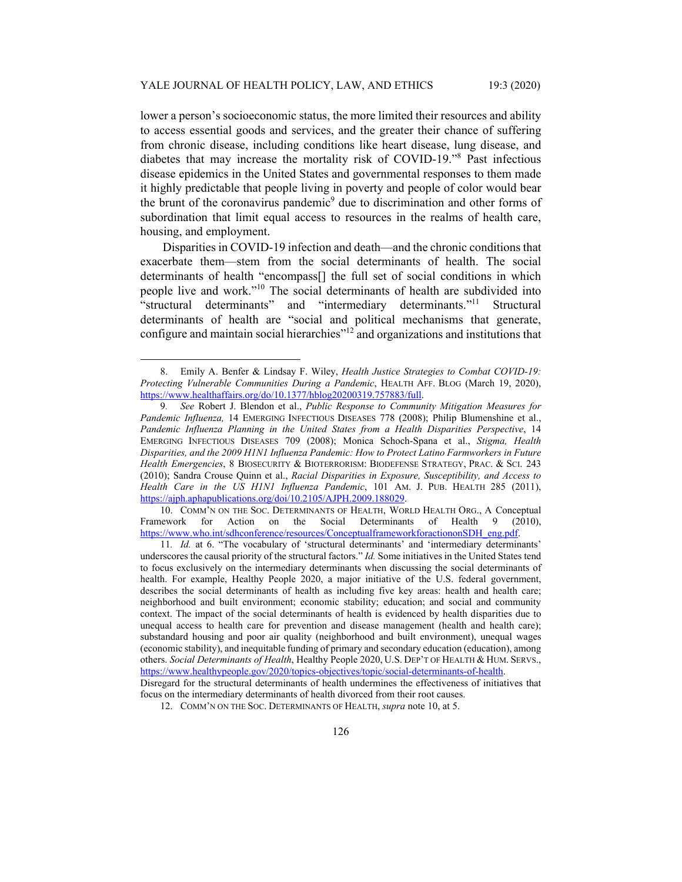lower a person's socioeconomic status, the more limited their resources and ability to access essential goods and services, and the greater their chance of suffering from chronic disease, including conditions like heart disease, lung disease, and diabetes that may increase the mortality risk of COVID-19."[8] Past infectious disease epidemics in the United States and governmental responses to them made it highly predictable that people living in poverty and people of color would bear the brunt of the coronavirus pandemic[9] due to discrimination and other forms of subordination that limit equal access to resources in the realms of health care, housing, and employment.

Disparities in COVID-19 infection and death—and the chronic conditions that exacerbate them—stem from the social determinants of health. The social determinants of health "encompass[] the full set of social conditions in which people live and work."[10] The social determinants of health are subdivided into "structural determinants" and "intermediary determinants."[11] Structural determinants of health are "social and political mechanisms that generate, configure and maintain social hierarchies"[12] and organizations and institutions that

---

8. Emily A. Benfer & Lindsay F. Wiley, *Health Justice Strategies to Combat COVID-19: Protecting Vulnerable Communities During a Pandemic*, HEALTH AFF. BLOG (March 19, 2020), https://www.healthaffairs.org/do/10.1377/hblog20200319.757883/full.

9. *See* Robert J. Blendon et al., *Public Response to Community Mitigation Measures for Pandemic Influenza,* 14 EMERGING INFECTIOUS DISEASES 778 (2008); Philip Blumenshine et al., *Pandemic Influenza Planning in the United States from a Health Disparities Perspective*, 14 EMERGING INFECTIOUS DISEASES 709 (2008); Monica Schoch-Spana et al., *Stigma, Health Disparities, and the 2009 H1N1 Influenza Pandemic: How to Protect Latino Farmworkers in Future Health Emergencies*, 8 BIOSECURITY & BIOTERRORISM: BIODEFENSE STRATEGY, PRAC. & SCI. 243 (2010); Sandra Crouse Quinn et al., *Racial Disparities in Exposure, Susceptibility, and Access to Health Care in the US H1N1 Influenza Pandemic*, 101 AM. J. PUB. HEALTH 285 (2011), https://ajph.aphapublications.org/doi/10.2105/AJPH.2009.188029.

10. COMM'N ON THE SOC. DETERMINANTS OF HEALTH, WORLD HEALTH ORG., A Conceptual Framework for Action on the Social Determinants of Health 9 (2010), https://www.who.int/sdhconference/resources/ConceptualframeworkforactiononSDH_eng.pdf.

11. *Id.* at 6. "The vocabulary of 'structural determinants' and 'intermediary determinants' underscores the causal priority of the structural factors." *Id.* Some initiatives in the United States tend to focus exclusively on the intermediary determinants when discussing the social determinants of health. For example, Healthy People 2020, a major initiative of the U.S. federal government, describes the social determinants of health as including five key areas: health and health care; neighborhood and built environment; economic stability; education; and social and community context. The impact of the social determinants of health is evidenced by health disparities due to unequal access to health care for prevention and disease management (health and health care); substandard housing and poor air quality (neighborhood and built environment), unequal wages (economic stability), and inequitable funding of primary and secondary education (education), among others. *Social Determinants of Health*, Healthy People 2020, U.S. DEP'T OF HEALTH & HUM. SERVS., https://www.healthypeople.gov/2020/topics-objectives/topic/social-determinants-of-health.
Disregard for the structural determinants of health undermines the effectiveness of initiatives that focus on the intermediary determinants of health divorced from their root causes.

12. COMM'N ON THE SOC. DETERMINANTS OF HEALTH, *supra* note 10, at 5.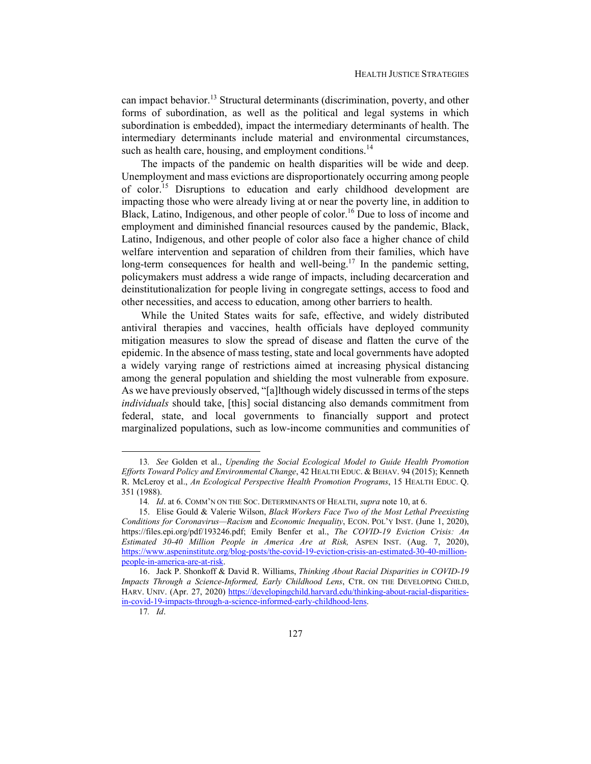can impact behavior.[13] Structural determinants (discrimination, poverty, and other forms of subordination, as well as the political and legal systems in which subordination is embedded), impact the intermediary determinants of health. The intermediary determinants include material and environmental circumstances, such as health care, housing, and employment conditions.[14]

The impacts of the pandemic on health disparities will be wide and deep. Unemployment and mass evictions are disproportionately occurring among people of color.[15] Disruptions to education and early childhood development are impacting those who were already living at or near the poverty line, in addition to Black, Latino, Indigenous, and other people of color.[16] Due to loss of income and employment and diminished financial resources caused by the pandemic, Black, Latino, Indigenous, and other people of color also face a higher chance of child welfare intervention and separation of children from their families, which have long-term consequences for health and well-being.[17] In the pandemic setting, policymakers must address a wide range of impacts, including decarceration and deinstitutionalization for people living in congregate settings, access to food and other necessities, and access to education, among other barriers to health.

While the United States waits for safe, effective, and widely distributed antiviral therapies and vaccines, health officials have deployed community mitigation measures to slow the spread of disease and flatten the curve of the epidemic. In the absence of mass testing, state and local governments have adopted a widely varying range of restrictions aimed at increasing physical distancing among the general population and shielding the most vulnerable from exposure. As we have previously observed, "[a]lthough widely discussed in terms of the steps *individuals* should take, [this] social distancing also demands commitment from federal, state, and local governments to financially support and protect marginalized populations, such as low-income communities and communities of

---

13. *See* Golden et al., *Upending the Social Ecological Model to Guide Health Promotion Efforts Toward Policy and Environmental Change*, 42 HEALTH EDUC. & BEHAV. 94 (2015); Kenneth R. McLeroy et al., *An Ecological Perspective Health Promotion Programs*, 15 HEALTH EDUC. Q. 351 (1988).

14. *Id*. at 6. COMM'N ON THE SOC. DETERMINANTS OF HEALTH, *supra* note 10, at 6.

15. Elise Gould & Valerie Wilson, *Black Workers Face Two of the Most Lethal Preexisting Conditions for Coronavirus—Racism* and *Economic Inequality*, ECON. POL'Y INST. (June 1, 2020), https://files.epi.org/pdf/193246.pdf; Emily Benfer et al., *The COVID-19 Eviction Crisis: An Estimated 30-40 Million People in America Are at Risk,* ASPEN INST. (Aug. 7, 2020), https://www.aspeninstitute.org/blog-posts/the-covid-19-eviction-crisis-an-estimated-30-40-million-people-in-america-are-at-risk.

16. Jack P. Shonkoff & David R. Williams, *Thinking About Racial Disparities in COVID-19 Impacts Through a Science-Informed, Early Childhood Lens*, CTR. ON THE DEVELOPING CHILD, HARV. UNIV. (Apr. 27, 2020) https://developingchild.harvard.edu/thinking-about-racial-disparities-in-covid-19-impacts-through-a-science-informed-early-childhood-lens.

17. *Id*.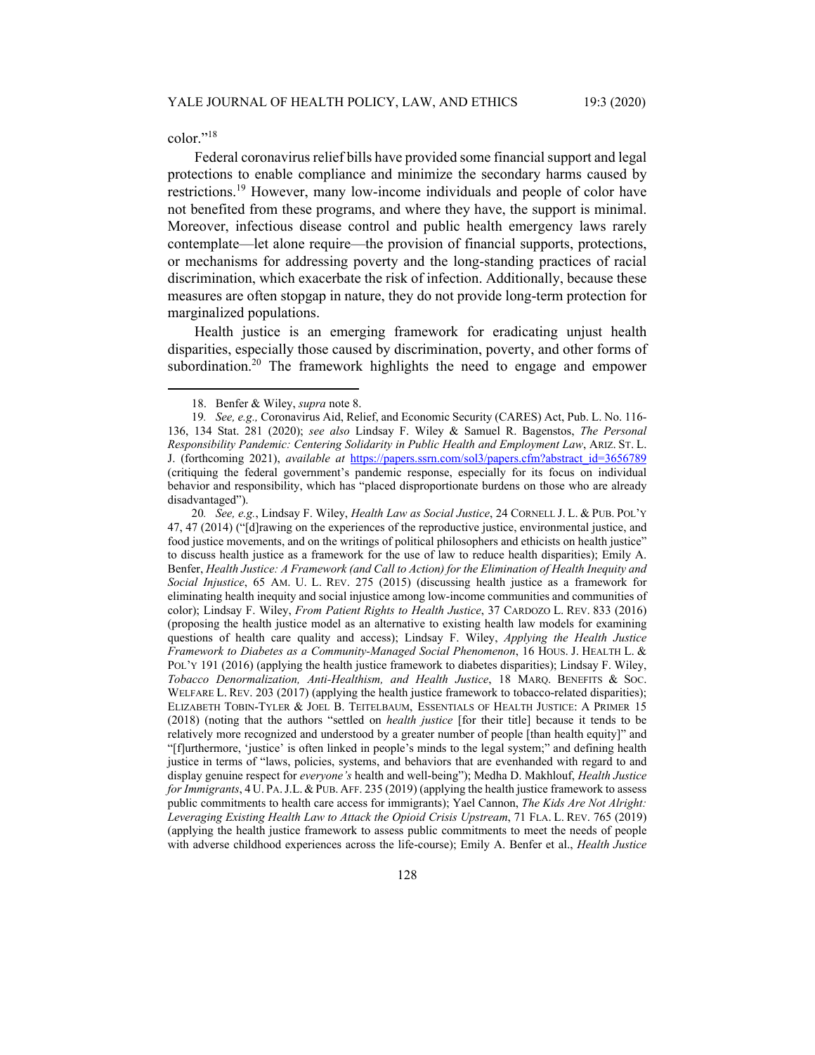color."[18]

Federal coronavirus relief bills have provided some financial support and legal protections to enable compliance and minimize the secondary harms caused by restrictions.[19] However, many low-income individuals and people of color have not benefited from these programs, and where they have, the support is minimal. Moreover, infectious disease control and public health emergency laws rarely contemplate—let alone require—the provision of financial supports, protections, or mechanisms for addressing poverty and the long-standing practices of racial discrimination, which exacerbate the risk of infection. Additionally, because these measures are often stopgap in nature, they do not provide long-term protection for marginalized populations.

Health justice is an emerging framework for eradicating unjust health disparities, especially those caused by discrimination, poverty, and other forms of subordination.[20] The framework highlights the need to engage and empower

---

18. Benfer & Wiley, *supra* note 8.

19. *See, e.g.,* Coronavirus Aid, Relief, and Economic Security (CARES) Act, Pub. L. No. 116-136, 134 Stat. 281 (2020); *see also* Lindsay F. Wiley & Samuel R. Bagenstos, *The Personal Responsibility Pandemic: Centering Solidarity in Public Health and Employment Law*, ARIZ. ST. L. J. (forthcoming 2021), *available at* https://papers.ssrn.com/sol3/papers.cfm?abstract_id=3656789 (critiquing the federal government's pandemic response, especially for its focus on individual behavior and responsibility, which has "placed disproportionate burdens on those who are already disadvantaged").

20. *See, e.g.*, Lindsay F. Wiley, *Health Law as Social Justice*, 24 CORNELL J. L. & PUB. POL'Y 47, 47 (2014) ("[d]rawing on the experiences of the reproductive justice, environmental justice, and food justice movements, and on the writings of political philosophers and ethicists on health justice" to discuss health justice as a framework for the use of law to reduce health disparities); Emily A. Benfer, *Health Justice: A Framework (and Call to Action) for the Elimination of Health Inequity and Social Injustice*, 65 AM. U. L. REV. 275 (2015) (discussing health justice as a framework for eliminating health inequity and social injustice among low-income communities and communities of color); Lindsay F. Wiley, *From Patient Rights to Health Justice*, 37 CARDOZO L. REV. 833 (2016) (proposing the health justice model as an alternative to existing health law models for examining questions of health care quality and access); Lindsay F. Wiley, *Applying the Health Justice Framework to Diabetes as a Community-Managed Social Phenomenon*, 16 HOUS. J. HEALTH L. & POL'Y 191 (2016) (applying the health justice framework to diabetes disparities); Lindsay F. Wiley, *Tobacco Denormalization, Anti-Healthism, and Health Justice*, 18 MARQ. BENEFITS & SOC. WELFARE L. REV. 203 (2017) (applying the health justice framework to tobacco-related disparities); ELIZABETH TOBIN-TYLER & JOEL B. TEITELBAUM, ESSENTIALS OF HEALTH JUSTICE: A PRIMER 15 (2018) (noting that the authors "settled on *health justice* [for their title] because it tends to be relatively more recognized and understood by a greater number of people [than health equity]" and "[f]urthermore, 'justice' is often linked in people's minds to the legal system;" and defining health justice in terms of "laws, policies, systems, and behaviors that are evenhanded with regard to and display genuine respect for *everyone's* health and well-being"); Medha D. Makhlouf, *Health Justice for Immigrants*, 4 U. PA. J.L. & PUB. AFF. 235 (2019) (applying the health justice framework to assess public commitments to health care access for immigrants); Yael Cannon, *The Kids Are Not Alright: Leveraging Existing Health Law to Attack the Opioid Crisis Upstream*, 71 FLA. L. REV. 765 (2019) (applying the health justice framework to assess public commitments to meet the needs of people with adverse childhood experiences across the life-course); Emily A. Benfer et al., *Health Justice*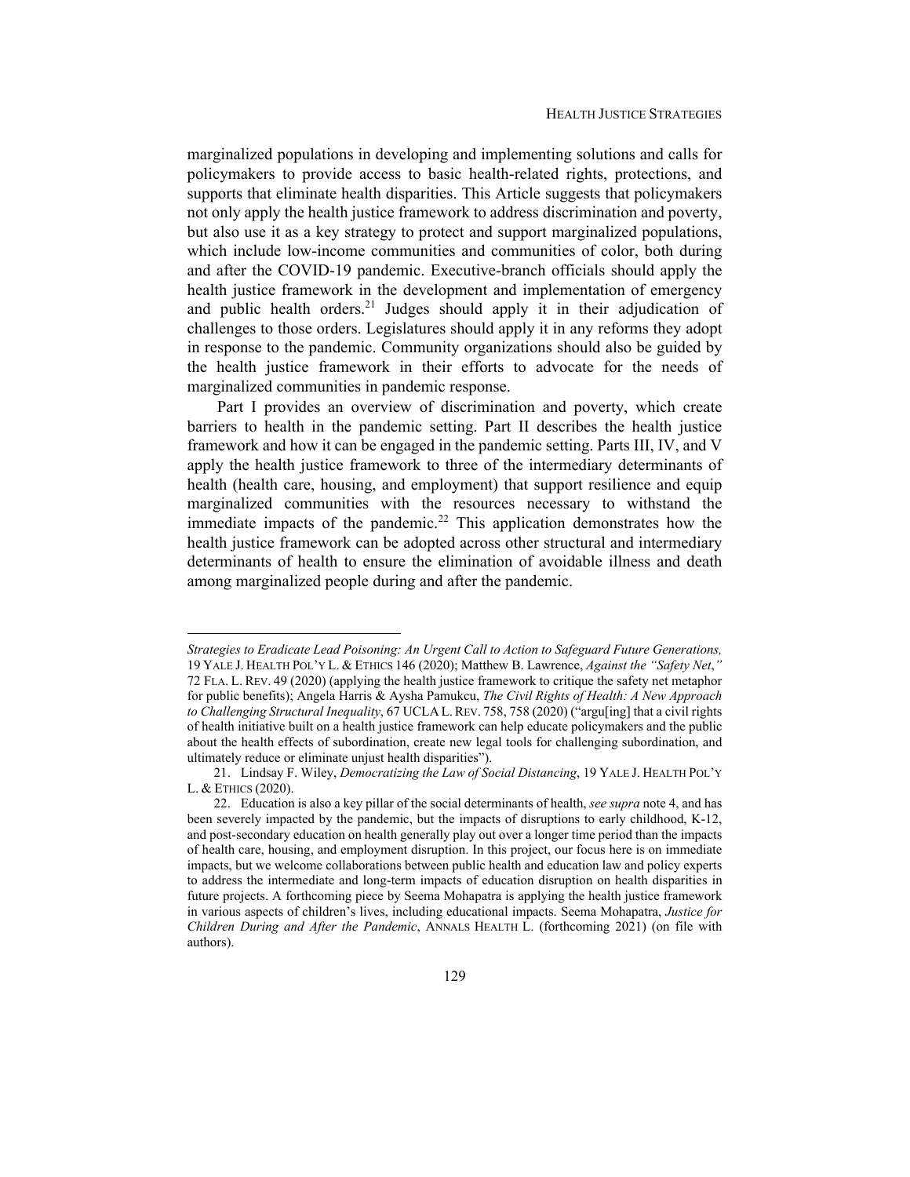marginalized populations in developing and implementing solutions and calls for policymakers to provide access to basic health-related rights, protections, and supports that eliminate health disparities. This Article suggests that policymakers not only apply the health justice framework to address discrimination and poverty, but also use it as a key strategy to protect and support marginalized populations, which include low-income communities and communities of color, both during and after the COVID-19 pandemic. Executive-branch officials should apply the health justice framework in the development and implementation of emergency and public health orders.[21] Judges should apply it in their adjudication of challenges to those orders. Legislatures should apply it in any reforms they adopt in response to the pandemic. Community organizations should also be guided by the health justice framework in their efforts to advocate for the needs of marginalized communities in pandemic response.

Part I provides an overview of discrimination and poverty, which create barriers to health in the pandemic setting. Part II describes the health justice framework and how it can be engaged in the pandemic setting. Parts III, IV, and V apply the health justice framework to three of the intermediary determinants of health (health care, housing, and employment) that support resilience and equip marginalized communities with the resources necessary to withstand the immediate impacts of the pandemic.[22] This application demonstrates how the health justice framework can be adopted across other structural and intermediary determinants of health to ensure the elimination of avoidable illness and death among marginalized people during and after the pandemic.

---

*Strategies to Eradicate Lead Poisoning: An Urgent Call to Action to Safeguard Future Generations,* 19 YALE J. HEALTH POL'Y L. & ETHICS 146 (2020); Matthew B. Lawrence, *Against the "Safety Net*,*"* 72 FLA. L. REV. 49 (2020) (applying the health justice framework to critique the safety net metaphor for public benefits); Angela Harris & Aysha Pamukcu, *The Civil Rights of Health: A New Approach to Challenging Structural Inequality*, 67 UCLA L. REV. 758, 758 (2020) ("argu[ing] that a civil rights of health initiative built on a health justice framework can help educate policymakers and the public about the health effects of subordination, create new legal tools for challenging subordination, and ultimately reduce or eliminate unjust health disparities").

21. Lindsay F. Wiley, *Democratizing the Law of Social Distancing*, 19 YALE J. HEALTH POL'Y L. & ETHICS (2020).

22. Education is also a key pillar of the social determinants of health, *see supra* note 4, and has been severely impacted by the pandemic, but the impacts of disruptions to early childhood, K-12, and post-secondary education on health generally play out over a longer time period than the impacts of health care, housing, and employment disruption. In this project, our focus here is on immediate impacts, but we welcome collaborations between public health and education law and policy experts to address the intermediate and long-term impacts of education disruption on health disparities in future projects. A forthcoming piece by Seema Mohapatra is applying the health justice framework in various aspects of children's lives, including educational impacts. Seema Mohapatra, *Justice for Children During and After the Pandemic*, ANNALS HEALTH L. (forthcoming 2021) (on file with authors).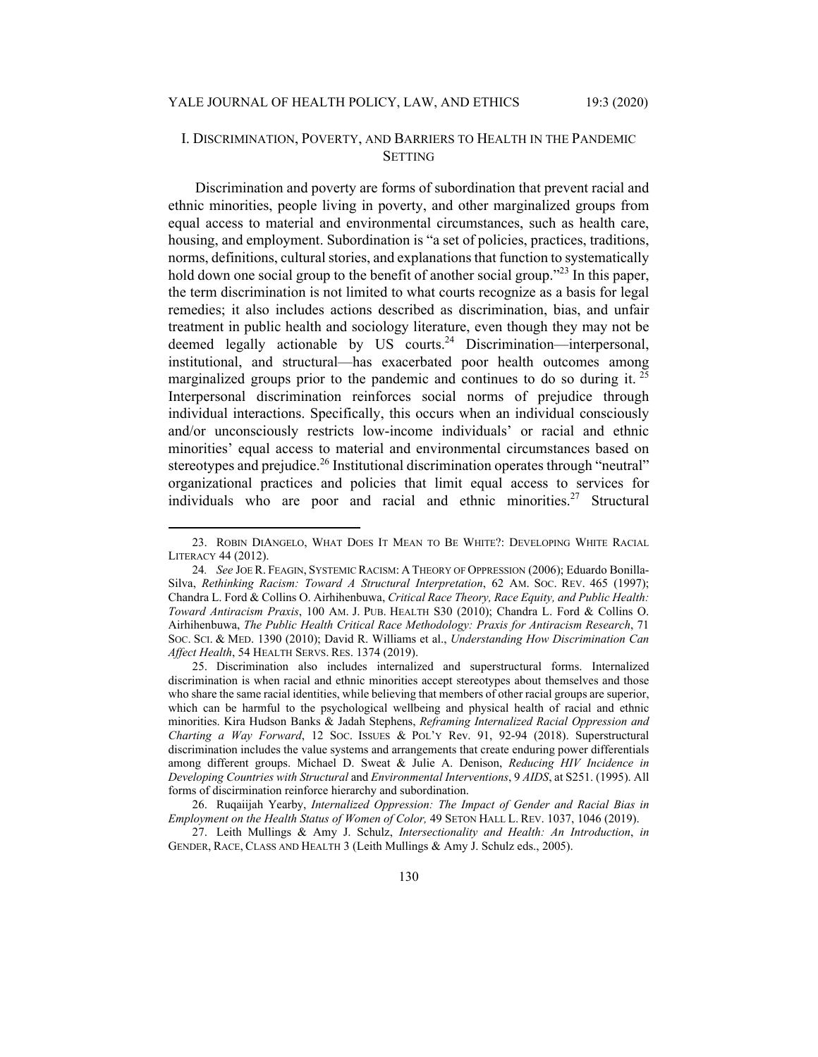## I. DISCRIMINATION, POVERTY, AND BARRIERS TO HEALTH IN THE PANDEMIC SETTING

Discrimination and poverty are forms of subordination that prevent racial and ethnic minorities, people living in poverty, and other marginalized groups from equal access to material and environmental circumstances, such as health care, housing, and employment. Subordination is "a set of policies, practices, traditions, norms, definitions, cultural stories, and explanations that function to systematically hold down one social group to the benefit of another social group."[23] In this paper, the term discrimination is not limited to what courts recognize as a basis for legal remedies; it also includes actions described as discrimination, bias, and unfair treatment in public health and sociology literature, even though they may not be deemed legally actionable by US courts.[24] Discrimination—interpersonal, institutional, and structural—has exacerbated poor health outcomes among marginalized groups prior to the pandemic and continues to do so during it.[25] Interpersonal discrimination reinforces social norms of prejudice through individual interactions. Specifically, this occurs when an individual consciously and/or unconsciously restricts low-income individuals' or racial and ethnic minorities' equal access to material and environmental circumstances based on stereotypes and prejudice.[26] Institutional discrimination operates through "neutral" organizational practices and policies that limit equal access to services for individuals who are poor and racial and ethnic minorities.[27] Structural

---

23. ROBIN DIANGELO, WHAT DOES IT MEAN TO BE WHITE?: DEVELOPING WHITE RACIAL LITERACY 44 (2012).

24. *See* JOE R. FEAGIN, SYSTEMIC RACISM: A THEORY OF OPPRESSION (2006); Eduardo Bonilla-Silva, *Rethinking Racism: Toward A Structural Interpretation*, 62 AM. SOC. REV. 465 (1997); Chandra L. Ford & Collins O. Airhihenbuwa, *Critical Race Theory, Race Equity, and Public Health: Toward Antiracism Praxis*, 100 AM. J. PUB. HEALTH S30 (2010); Chandra L. Ford & Collins O. Airhihenbuwa, *The Public Health Critical Race Methodology: Praxis for Antiracism Research*, 71 SOC. SCI. & MED. 1390 (2010); David R. Williams et al., *Understanding How Discrimination Can Affect Health*, 54 HEALTH SERVS. RES. 1374 (2019).

25. Discrimination also includes internalized and superstructural forms. Internalized discrimination is when racial and ethnic minorities accept stereotypes about themselves and those who share the same racial identities, while believing that members of other racial groups are superior, which can be harmful to the psychological wellbeing and physical health of racial and ethnic minorities. Kira Hudson Banks & Jadah Stephens, *Reframing Internalized Racial Oppression and Charting a Way Forward*, 12 SOC. ISSUES & POL'Y Rev. 91, 92-94 (2018). Superstructural discrimination includes the value systems and arrangements that create enduring power differentials among different groups. Michael D. Sweat & Julie A. Denison, *Reducing HIV Incidence in Developing Countries with Structural* and *Environmental Interventions*, 9 *AIDS*, at S251. (1995). All forms of discirmination reinforce hierarchy and subordination.

26. Ruqaiijah Yearby, *Internalized Oppression: The Impact of Gender and Racial Bias in Employment on the Health Status of Women of Color,* 49 SETON HALL L. REV. 1037, 1046 (2019).

27. Leith Mullings & Amy J. Schulz, *Intersectionality and Health: An Introduction*, *in* GENDER, RACE, CLASS AND HEALTH 3 (Leith Mullings & Amy J. Schulz eds., 2005).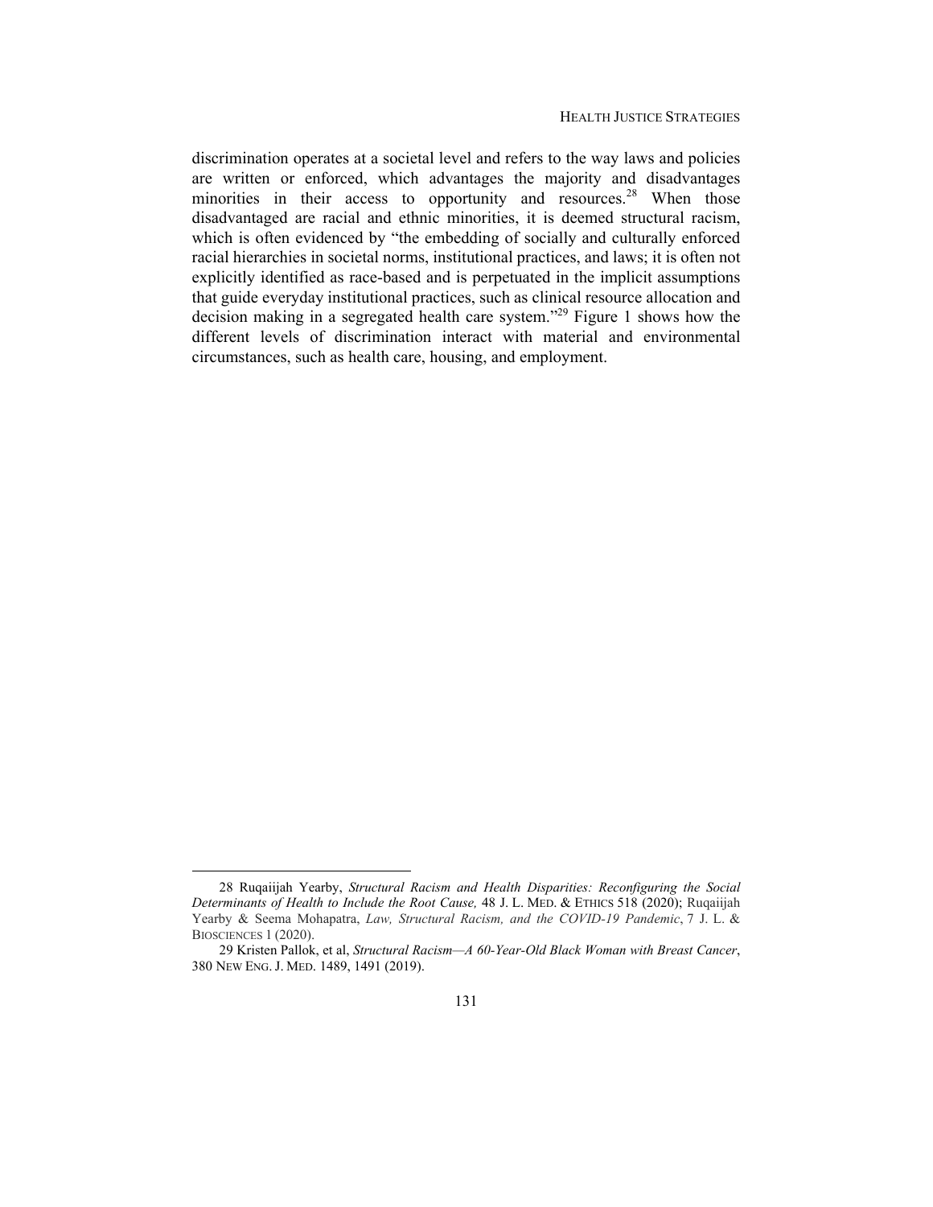discrimination operates at a societal level and refers to the way laws and policies are written or enforced, which advantages the majority and disadvantages minorities in their access to opportunity and resources.[28] When those disadvantaged are racial and ethnic minorities, it is deemed structural racism, which is often evidenced by "the embedding of socially and culturally enforced racial hierarchies in societal norms, institutional practices, and laws; it is often not explicitly identified as race-based and is perpetuated in the implicit assumptions that guide everyday institutional practices, such as clinical resource allocation and decision making in a segregated health care system."[29] Figure 1 shows how the different levels of discrimination interact with material and environmental circumstances, such as health care, housing, and employment.

---

28 Ruqaiijah Yearby, *Structural Racism and Health Disparities: Reconfiguring the Social Determinants of Health to Include the Root Cause,* 48 J. L. MED. & ETHICS 518 (2020); Ruqaiijah Yearby & Seema Mohapatra, *Law, Structural Racism, and the COVID-19 Pandemic*, 7 J. L. & BIOSCIENCES 1 (2020).

29 Kristen Pallok, et al, *Structural Racism—A 60-Year-Old Black Woman with Breast Cancer*, 380 NEW ENG. J. MED. 1489, 1491 (2019).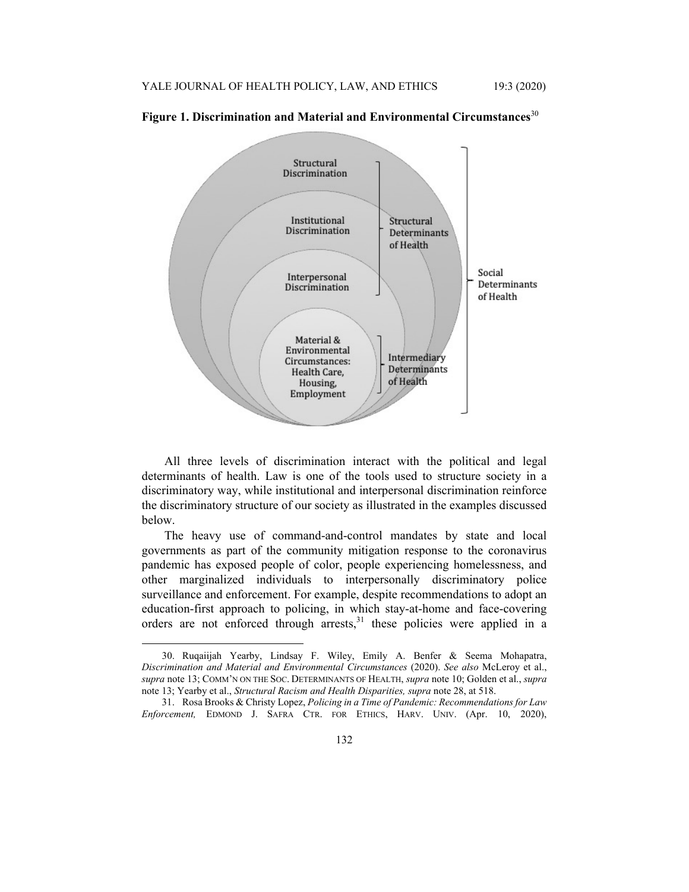**Figure 1. Discrimination and Material and Environmental Circumstances**[30]

All three levels of discrimination interact with the political and legal determinants of health. Law is one of the tools used to structure society in a discriminatory way, while institutional and interpersonal discrimination reinforce the discriminatory structure of our society as illustrated in the examples discussed below.

The heavy use of command-and-control mandates by state and local governments as part of the community mitigation response to the coronavirus pandemic has exposed people of color, people experiencing homelessness, and other marginalized individuals to interpersonally discriminatory police surveillance and enforcement. For example, despite recommendations to adopt an education-first approach to policing, in which stay-at-home and face-covering orders are not enforced through arrests,[31] these policies were applied in a

---

30. Ruqaiijah Yearby, Lindsay F. Wiley, Emily A. Benfer & Seema Mohapatra, *Discrimination and Material and Environmental Circumstances* (2020). *See also* McLeroy et al., *supra* note 13; COMM'N ON THE SOC. DETERMINANTS OF HEALTH, *supra* note 10; Golden et al., *supra* note 13; Yearby et al., *Structural Racism and Health Disparities, supra* note 28, at 518.

31. Rosa Brooks & Christy Lopez, *Policing in a Time of Pandemic: Recommendations for Law Enforcement,* EDMOND J. SAFRA CTR. FOR ETHICS, HARV. UNIV. (Apr. 10, 2020),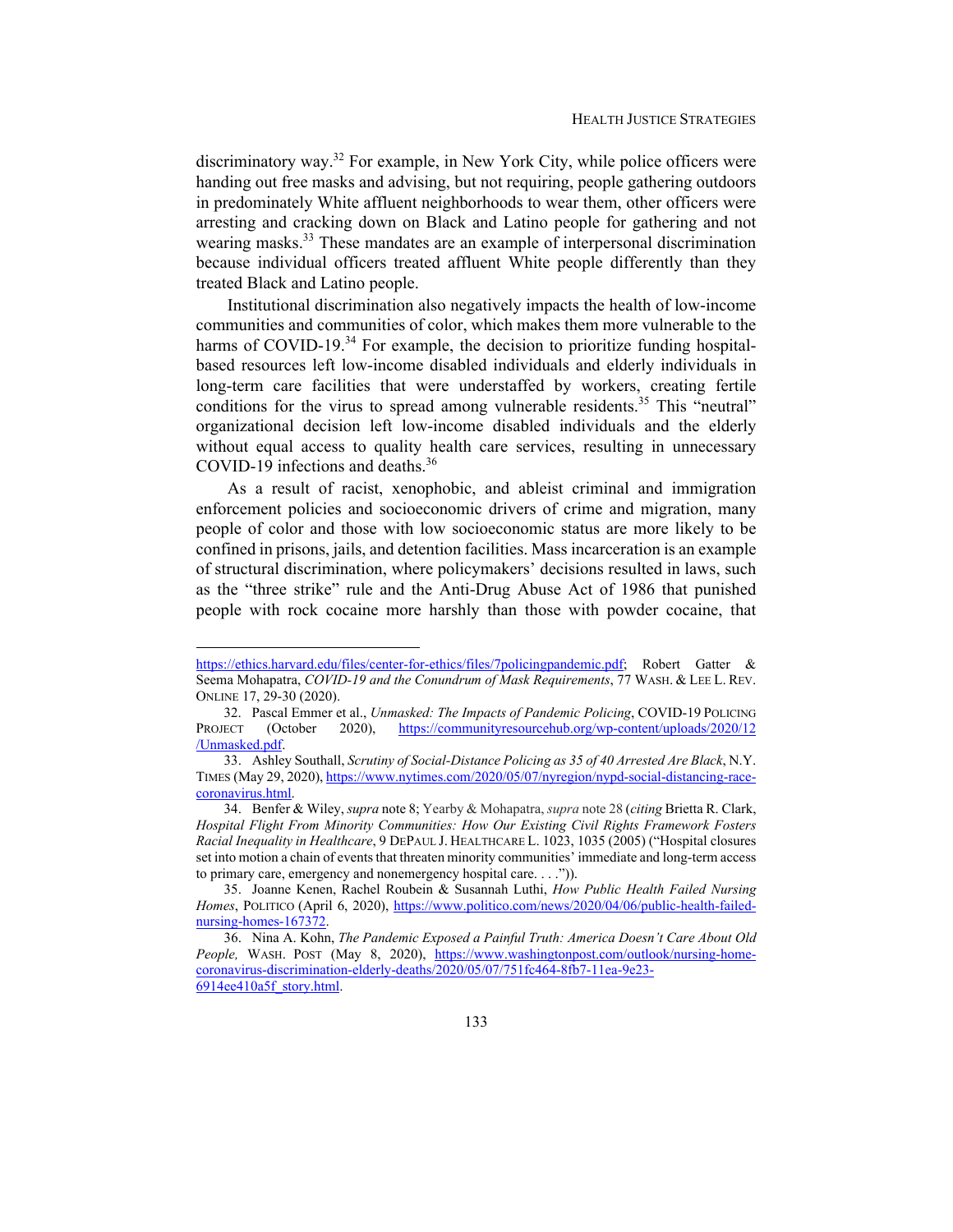discriminatory way.[32] For example, in New York City, while police officers were handing out free masks and advising, but not requiring, people gathering outdoors in predominately White affluent neighborhoods to wear them, other officers were arresting and cracking down on Black and Latino people for gathering and not wearing masks.[33] These mandates are an example of interpersonal discrimination because individual officers treated affluent White people differently than they treated Black and Latino people.

Institutional discrimination also negatively impacts the health of low-income communities and communities of color, which makes them more vulnerable to the harms of COVID-19.[34] For example, the decision to prioritize funding hospital-based resources left low-income disabled individuals and elderly individuals in long-term care facilities that were understaffed by workers, creating fertile conditions for the virus to spread among vulnerable residents.[35] This "neutral" organizational decision left low-income disabled individuals and the elderly without equal access to quality health care services, resulting in unnecessary COVID-19 infections and deaths.[36]

As a result of racist, xenophobic, and ableist criminal and immigration enforcement policies and socioeconomic drivers of crime and migration, many people of color and those with low socioeconomic status are more likely to be confined in prisons, jails, and detention facilities. Mass incarceration is an example of structural discrimination, where policymakers' decisions resulted in laws, such as the "three strike" rule and the Anti-Drug Abuse Act of 1986 that punished people with rock cocaine more harshly than those with powder cocaine, that

---

https://ethics.harvard.edu/files/center-for-ethics/files/7policingpandemic.pdf; Robert Gatter & Seema Mohapatra, *COVID-19 and the Conundrum of Mask Requirements*, 77 WASH. & LEE L. REV. ONLINE 17, 29-30 (2020).

32. Pascal Emmer et al., *Unmasked: The Impacts of Pandemic Policing*, COVID-19 POLICING PROJECT (October 2020), https://communityresourcehub.org/wp-content/uploads/2020/12/Unmasked.pdf.

33. Ashley Southall, *Scrutiny of Social-Distance Policing as 35 of 40 Arrested Are Black*, N.Y. TIMES (May 29, 2020), https://www.nytimes.com/2020/05/07/nyregion/nypd-social-distancing-race-coronavirus.html.

34. Benfer & Wiley, *supra* note 8; Yearby & Mohapatra, *supra* note 28 (*citing* Brietta R. Clark, *Hospital Flight From Minority Communities: How Our Existing Civil Rights Framework Fosters Racial Inequality in Healthcare*, 9 DEPAUL J. HEALTHCARE L. 1023, 1035 (2005) ("Hospital closures set into motion a chain of events that threaten minority communities' immediate and long-term access to primary care, emergency and nonemergency hospital care. . . .")).

35. Joanne Kenen, Rachel Roubein & Susannah Luthi, *How Public Health Failed Nursing Homes*, POLITICO (April 6, 2020), https://www.politico.com/news/2020/04/06/public-health-failed-nursing-homes-167372.

36. Nina A. Kohn, *The Pandemic Exposed a Painful Truth: America Doesn't Care About Old People,* WASH. POST (May 8, 2020), https://www.washingtonpost.com/outlook/nursing-home-coronavirus-discrimination-elderly-deaths/2020/05/07/751fc464-8fb7-11ea-9e23-6914ee410a5f_story.html.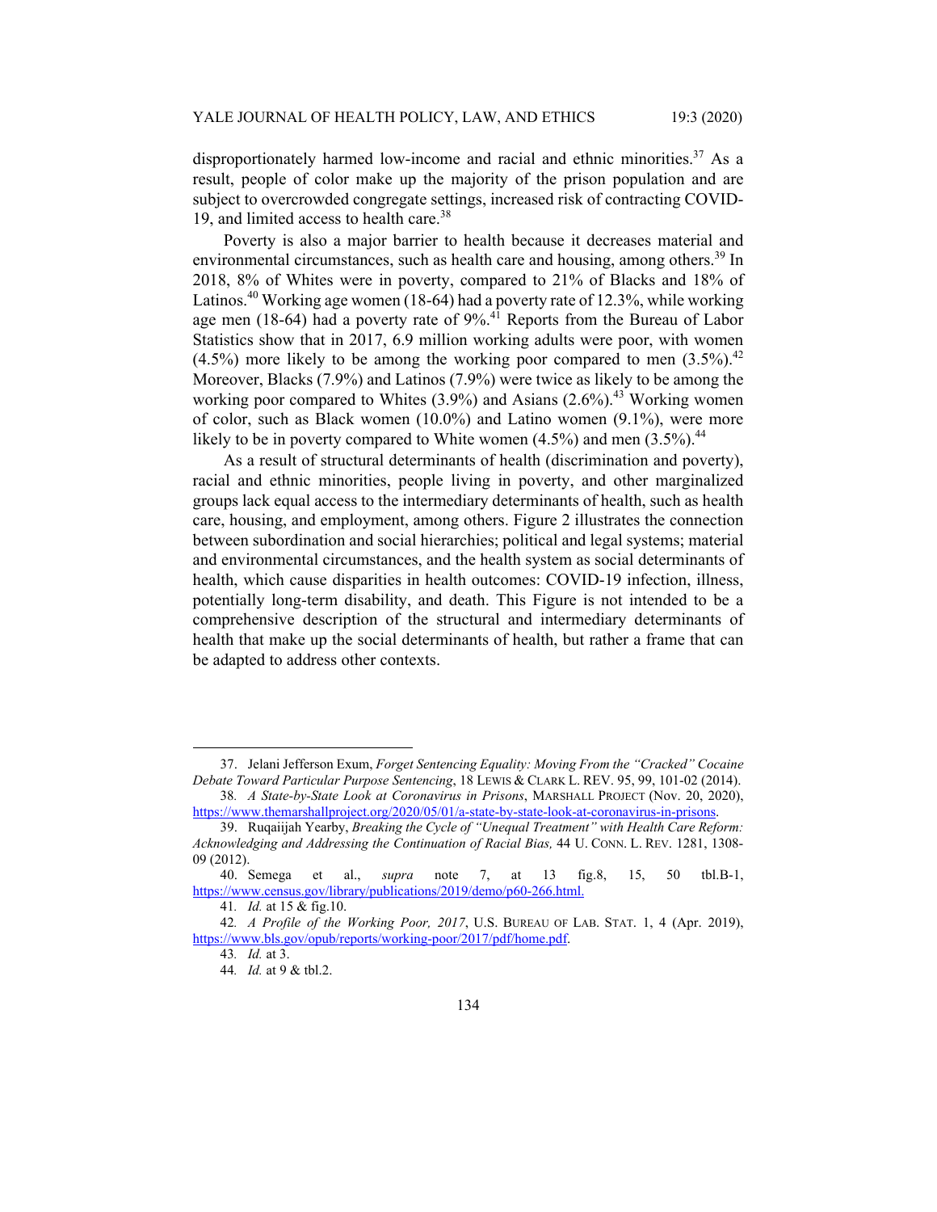disproportionately harmed low-income and racial and ethnic minorities.[37] As a result, people of color make up the majority of the prison population and are subject to overcrowded congregate settings, increased risk of contracting COVID-19, and limited access to health care.[38]

Poverty is also a major barrier to health because it decreases material and environmental circumstances, such as health care and housing, among others.[39] In 2018, 8% of Whites were in poverty, compared to 21% of Blacks and 18% of Latinos.[40] Working age women (18-64) had a poverty rate of 12.3%, while working age men (18-64) had a poverty rate of 9%.[41] Reports from the Bureau of Labor Statistics show that in 2017, 6.9 million working adults were poor, with women (4.5%) more likely to be among the working poor compared to men (3.5%).[42] Moreover, Blacks (7.9%) and Latinos (7.9%) were twice as likely to be among the working poor compared to Whites (3.9%) and Asians (2.6%).[43] Working women of color, such as Black women (10.0%) and Latino women (9.1%), were more likely to be in poverty compared to White women (4.5%) and men (3.5%).[44]

As a result of structural determinants of health (discrimination and poverty), racial and ethnic minorities, people living in poverty, and other marginalized groups lack equal access to the intermediary determinants of health, such as health care, housing, and employment, among others. Figure 2 illustrates the connection between subordination and social hierarchies; political and legal systems; material and environmental circumstances, and the health system as social determinants of health, which cause disparities in health outcomes: COVID-19 infection, illness, potentially long-term disability, and death. This Figure is not intended to be a comprehensive description of the structural and intermediary determinants of health that make up the social determinants of health, but rather a frame that can be adapted to address other contexts.

---

37. Jelani Jefferson Exum, *Forget Sentencing Equality: Moving From the "Cracked" Cocaine Debate Toward Particular Purpose Sentencing*, 18 LEWIS & CLARK L. REV. 95, 99, 101-02 (2014).

38. *A State-by-State Look at Coronavirus in Prisons*, MARSHALL PROJECT (Nov. 20, 2020), https://www.themarshallproject.org/2020/05/01/a-state-by-state-look-at-coronavirus-in-prisons.

39. Ruqaiijah Yearby, *Breaking the Cycle of "Unequal Treatment" with Health Care Reform: Acknowledging and Addressing the Continuation of Racial Bias,* 44 U. CONN. L. REV. 1281, 1308-09 (2012).

40. Semega et al., *supra* note 7, at 13 fig.8, 15, 50 tbl.B-1, https://www.census.gov/library/publications/2019/demo/p60-266.html.

41. *Id.* at 15 & fig.10.

42. *A Profile of the Working Poor, 2017*, U.S. BUREAU OF LAB. STAT. 1, 4 (Apr. 2019), https://www.bls.gov/opub/reports/working-poor/2017/pdf/home.pdf.

43. *Id.* at 3.

44. *Id.* at 9 & tbl.2.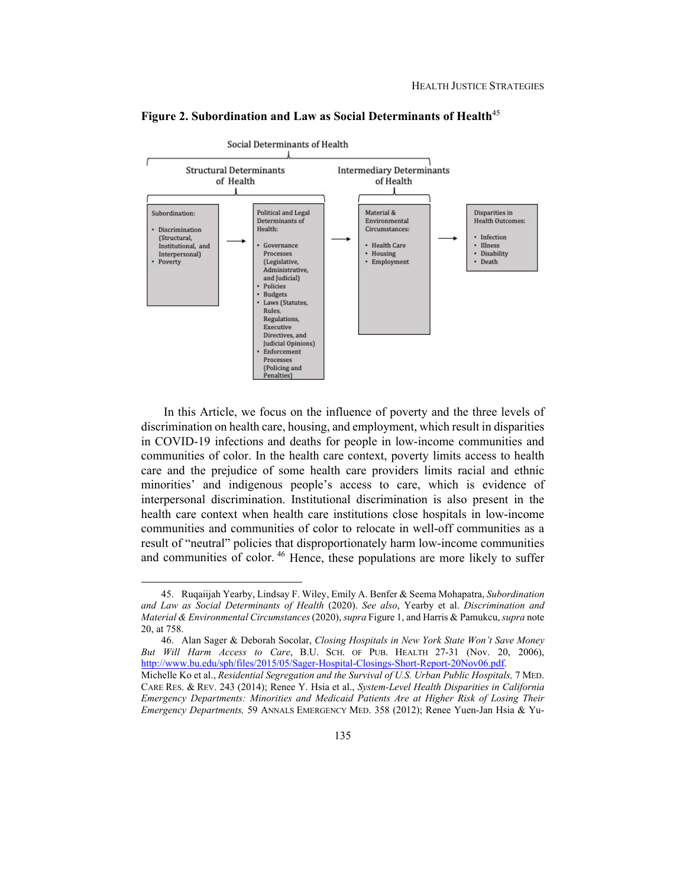**Figure 2. Subordination and Law as Social Determinants of Health**[45]

Social Determinants of Health

Structural Determinants of Health | Intermediary Determinants of Health

Subordination:

- Discrimination (Structural, Institutional, and Interpersonal)
- Poverty

→

Political and Legal Determinants of Health:

- Governance Processes (Legislative, Administrative, and Judicial)
- Policies
- Budgets
- Laws (Statutes, Rules, Regulations, Executive Directives, and Judicial Opinions)
- Enforcement Processes (Policing and Penalties)

→

Material & Environmental Circumstances:

- Health Care
- Housing
- Employment

→

Disparities in Health Outcomes:

- Infection
- Illness
- Disability
- Death

In this Article, we focus on the influence of poverty and the three levels of discrimination on health care, housing, and employment, which result in disparities in COVID-19 infections and deaths for people in low-income communities and communities of color. In the health care context, poverty limits access to health care and the prejudice of some health care providers limits racial and ethnic minorities' and indigenous people's access to care, which is evidence of interpersonal discrimination. Institutional discrimination is also present in the health care context when health care institutions close hospitals in low-income communities and communities of color to relocate in well-off communities as a result of "neutral" policies that disproportionately harm low-income communities and communities of color. [46] Hence, these populations are more likely to suffer

---

45. Ruqaiijah Yearby, Lindsay F. Wiley, Emily A. Benfer & Seema Mohapatra, *Subordination and Law as Social Determinants of Health* (2020). *See also*, Yearby et al. *Discrimination and Material & Environmental Circumstances* (2020), *supra* Figure 1, and Harris & Pamukcu, *supra* note 20, at 758.

46. Alan Sager & Deborah Socolar, *Closing Hospitals in New York State Won't Save Money But Will Harm Access to Care*, B.U. SCH. OF PUB. HEALTH 27-31 (Nov. 20, 2006), http://www.bu.edu/sph/files/2015/05/Sager-Hospital-Closings-Short-Report-20Nov06.pdf. Michelle Ko et al., *Residential Segregation and the Survival of U.S. Urban Public Hospitals,* 7 MED. CARE RES. & REV. 243 (2014); Renee Y. Hsia et al., *System-Level Health Disparities in California Emergency Departments: Minorities and Medicaid Patients Are at Higher Risk of Losing Their Emergency Departments,* 59 ANNALS EMERGENCY MED. 358 (2012); Renee Yuen-Jan Hsia & Yu-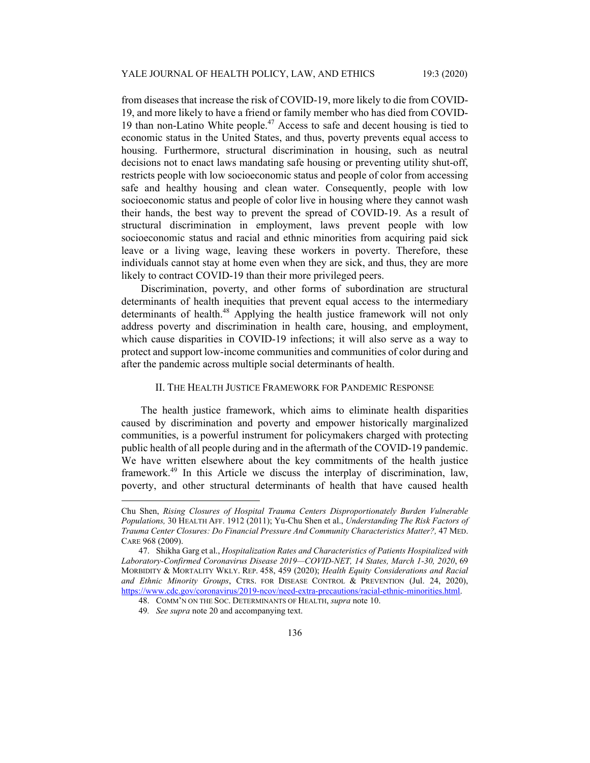from diseases that increase the risk of COVID-19, more likely to die from COVID-19, and more likely to have a friend or family member who has died from COVID-19 than non-Latino White people.[47] Access to safe and decent housing is tied to economic status in the United States, and thus, poverty prevents equal access to housing. Furthermore, structural discrimination in housing, such as neutral decisions not to enact laws mandating safe housing or preventing utility shut-off, restricts people with low socioeconomic status and people of color from accessing safe and healthy housing and clean water. Consequently, people with low socioeconomic status and people of color live in housing where they cannot wash their hands, the best way to prevent the spread of COVID-19. As a result of structural discrimination in employment, laws prevent people with low socioeconomic status and racial and ethnic minorities from acquiring paid sick leave or a living wage, leaving these workers in poverty. Therefore, these individuals cannot stay at home even when they are sick, and thus, they are more likely to contract COVID-19 than their more privileged peers.

Discrimination, poverty, and other forms of subordination are structural determinants of health inequities that prevent equal access to the intermediary determinants of health.[48] Applying the health justice framework will not only address poverty and discrimination in health care, housing, and employment, which cause disparities in COVID-19 infections; it will also serve as a way to protect and support low-income communities and communities of color during and after the pandemic across multiple social determinants of health.

## II. The Health Justice Framework for Pandemic Response

The health justice framework, which aims to eliminate health disparities caused by discrimination and poverty and empower historically marginalized communities, is a powerful instrument for policymakers charged with protecting public health of all people during and in the aftermath of the COVID-19 pandemic. We have written elsewhere about the key commitments of the health justice framework.[49] In this Article we discuss the interplay of discrimination, law, poverty, and other structural determinants of health that have caused health

---

Chu Shen, *Rising Closures of Hospital Trauma Centers Disproportionately Burden Vulnerable Populations,* 30 HEALTH AFF. 1912 (2011); Yu-Chu Shen et al., *Understanding The Risk Factors of Trauma Center Closures: Do Financial Pressure And Community Characteristics Matter?,* 47 MED. CARE 968 (2009).

47. Shikha Garg et al., *Hospitalization Rates and Characteristics of Patients Hospitalized with Laboratory-Confirmed Coronavirus Disease 2019—COVID-NET, 14 States, March 1-30, 2020*, 69 MORBIDITY & MORTALITY WKLY. REP. 458, 459 (2020); *Health Equity Considerations and Racial and Ethnic Minority Groups*, CTRS. FOR DISEASE CONTROL & PREVENTION (Jul. 24, 2020), https://www.cdc.gov/coronavirus/2019-ncov/need-extra-precautions/racial-ethnic-minorities.html.

48. COMM'N ON THE SOC. DETERMINANTS OF HEALTH, *supra* note 10.

49. *See supra* note 20 and accompanying text.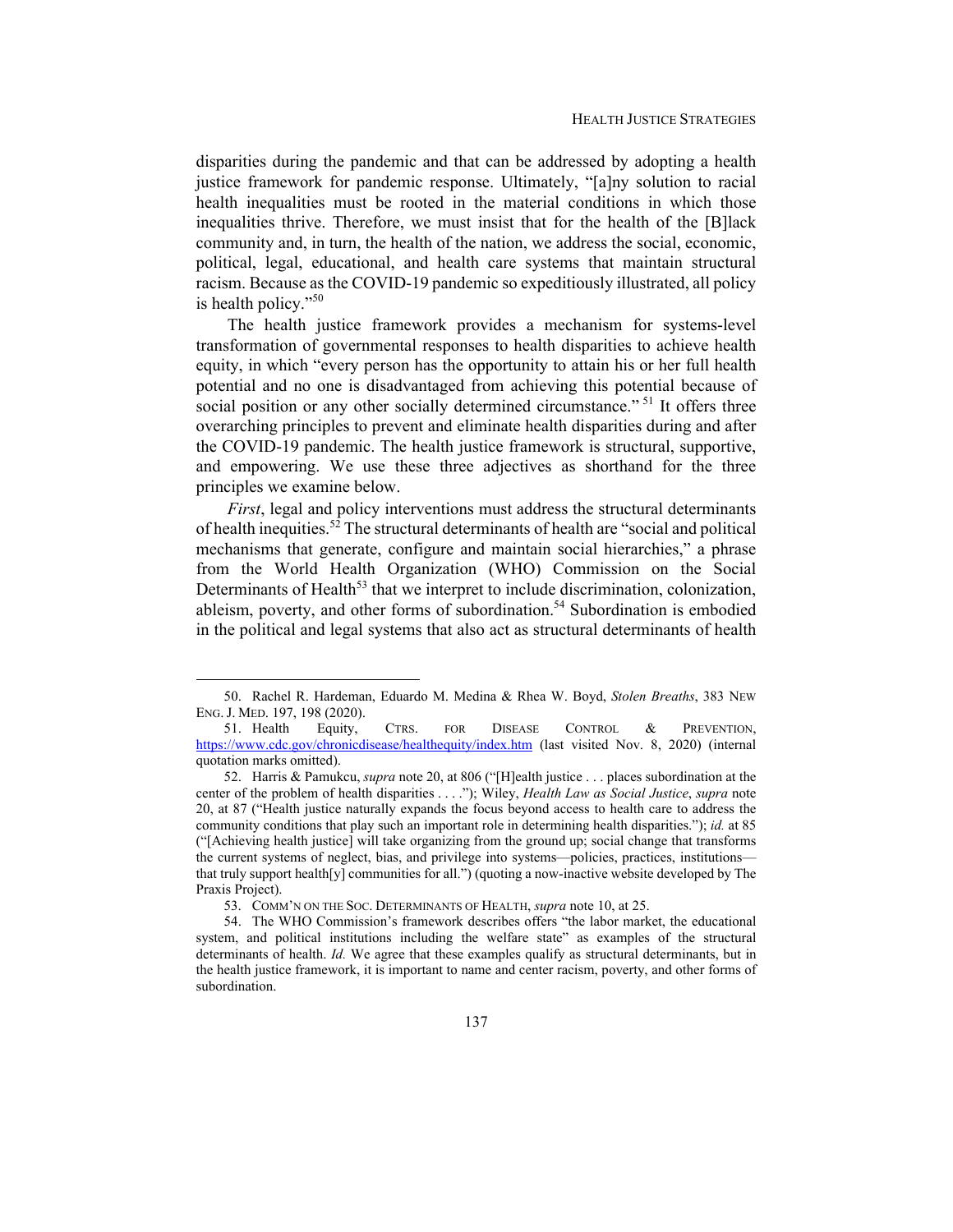disparities during the pandemic and that can be addressed by adopting a health justice framework for pandemic response. Ultimately, "[a]ny solution to racial health inequalities must be rooted in the material conditions in which those inequalities thrive. Therefore, we must insist that for the health of the [B]lack community and, in turn, the health of the nation, we address the social, economic, political, legal, educational, and health care systems that maintain structural racism. Because as the COVID-19 pandemic so expeditiously illustrated, all policy is health policy."[50]

The health justice framework provides a mechanism for systems-level transformation of governmental responses to health disparities to achieve health equity, in which "every person has the opportunity to attain his or her full health potential and no one is disadvantaged from achieving this potential because of social position or any other socially determined circumstance."[51] It offers three overarching principles to prevent and eliminate health disparities during and after the COVID-19 pandemic. The health justice framework is structural, supportive, and empowering. We use these three adjectives as shorthand for the three principles we examine below.

*First*, legal and policy interventions must address the structural determinants of health inequities.[52] The structural determinants of health are "social and political mechanisms that generate, configure and maintain social hierarchies," a phrase from the World Health Organization (WHO) Commission on the Social Determinants of Health[53] that we interpret to include discrimination, colonization, ableism, poverty, and other forms of subordination.[54] Subordination is embodied in the political and legal systems that also act as structural determinants of health

---

50. Rachel R. Hardeman, Eduardo M. Medina & Rhea W. Boyd, *Stolen Breaths*, 383 NEW ENG. J. MED. 197, 198 (2020).

51. Health Equity, CTRS. FOR DISEASE CONTROL & PREVENTION, https://www.cdc.gov/chronicdisease/healthequity/index.htm (last visited Nov. 8, 2020) (internal quotation marks omitted).

52. Harris & Pamukcu, *supra* note 20, at 806 ("[H]ealth justice . . . places subordination at the center of the problem of health disparities . . . ."); Wiley, *Health Law as Social Justice*, *supra* note 20, at 87 ("Health justice naturally expands the focus beyond access to health care to address the community conditions that play such an important role in determining health disparities."); *id.* at 85 ("[Achieving health justice] will take organizing from the ground up; social change that transforms the current systems of neglect, bias, and privilege into systems—policies, practices, institutions—that truly support health[y] communities for all.") (quoting a now-inactive website developed by The Praxis Project).

53. COMM'N ON THE SOC. DETERMINANTS OF HEALTH, *supra* note 10, at 25.

54. The WHO Commission's framework describes offers "the labor market, the educational system, and political institutions including the welfare state" as examples of the structural determinants of health. *Id.* We agree that these examples qualify as structural determinants, but in the health justice framework, it is important to name and center racism, poverty, and other forms of subordination.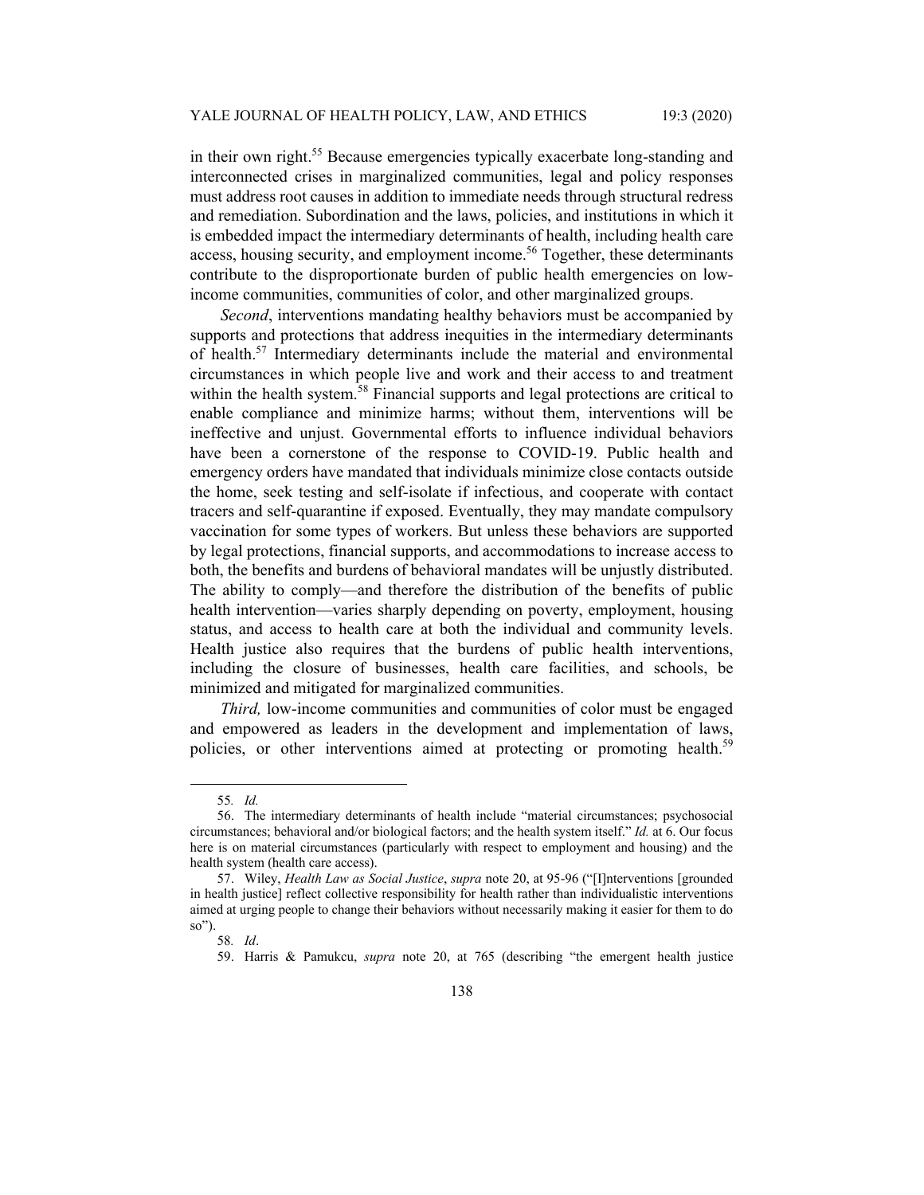in their own right.[55] Because emergencies typically exacerbate long-standing and interconnected crises in marginalized communities, legal and policy responses must address root causes in addition to immediate needs through structural redress and remediation. Subordination and the laws, policies, and institutions in which it is embedded impact the intermediary determinants of health, including health care access, housing security, and employment income.[56] Together, these determinants contribute to the disproportionate burden of public health emergencies on low-income communities, communities of color, and other marginalized groups.

*Second*, interventions mandating healthy behaviors must be accompanied by supports and protections that address inequities in the intermediary determinants of health.[57] Intermediary determinants include the material and environmental circumstances in which people live and work and their access to and treatment within the health system.[58] Financial supports and legal protections are critical to enable compliance and minimize harms; without them, interventions will be ineffective and unjust. Governmental efforts to influence individual behaviors have been a cornerstone of the response to COVID-19. Public health and emergency orders have mandated that individuals minimize close contacts outside the home, seek testing and self-isolate if infectious, and cooperate with contact tracers and self-quarantine if exposed. Eventually, they may mandate compulsory vaccination for some types of workers. But unless these behaviors are supported by legal protections, financial supports, and accommodations to increase access to both, the benefits and burdens of behavioral mandates will be unjustly distributed. The ability to comply—and therefore the distribution of the benefits of public health intervention—varies sharply depending on poverty, employment, housing status, and access to health care at both the individual and community levels. Health justice also requires that the burdens of public health interventions, including the closure of businesses, health care facilities, and schools, be minimized and mitigated for marginalized communities.

*Third,* low-income communities and communities of color must be engaged and empowered as leaders in the development and implementation of laws, policies, or other interventions aimed at protecting or promoting health.[59]

---

55. *Id.*

56. The intermediary determinants of health include "material circumstances; psychosocial circumstances; behavioral and/or biological factors; and the health system itself." *Id.* at 6. Our focus here is on material circumstances (particularly with respect to employment and housing) and the health system (health care access).

57. Wiley, *Health Law as Social Justice*, *supra* note 20, at 95-96 ("[I]nterventions [grounded in health justice] reflect collective responsibility for health rather than individualistic interventions aimed at urging people to change their behaviors without necessarily making it easier for them to do so").

58. *Id*.

59. Harris & Pamukcu, *supra* note 20, at 765 (describing "the emergent health justice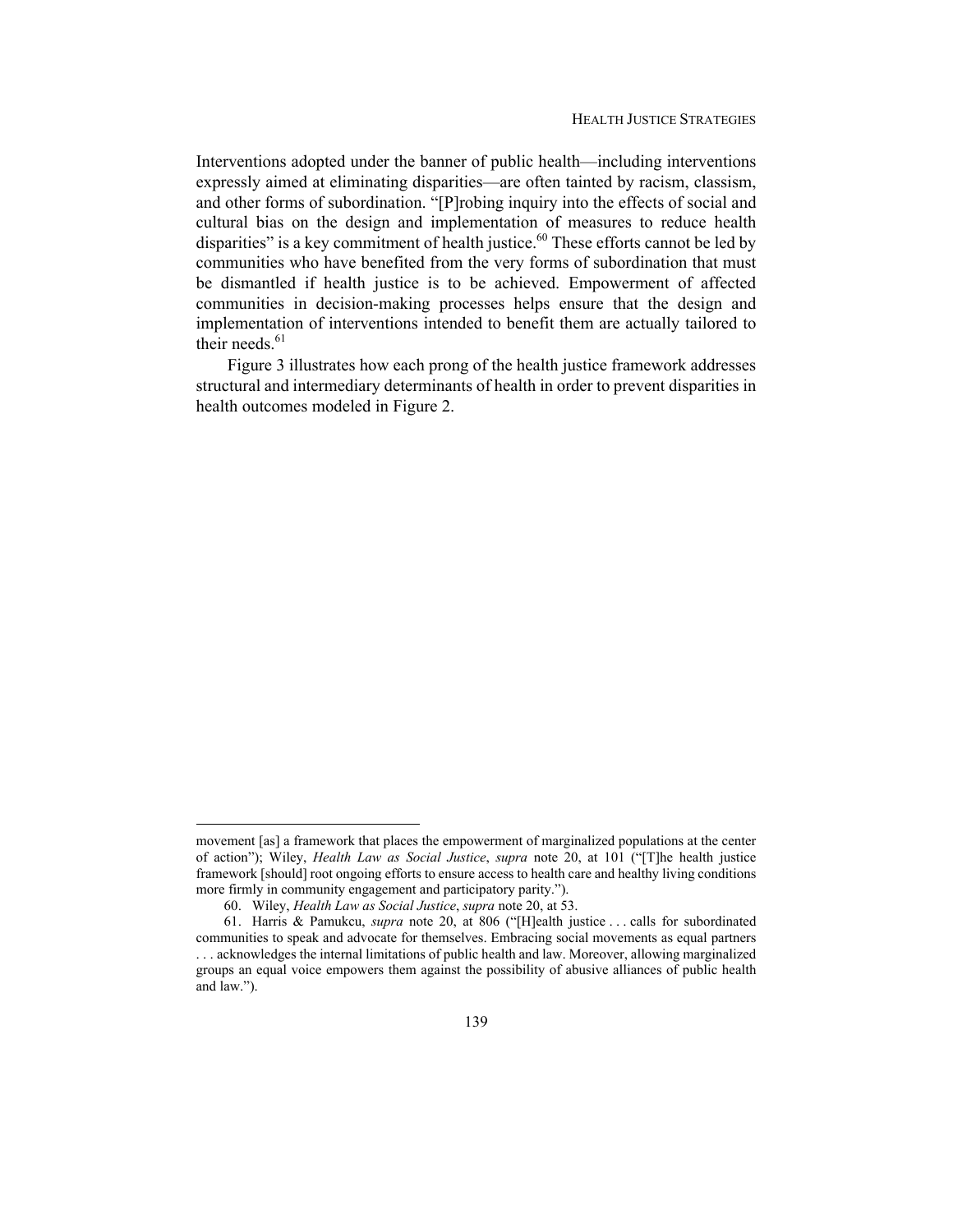Interventions adopted under the banner of public health—including interventions expressly aimed at eliminating disparities—are often tainted by racism, classism, and other forms of subordination. "[P]robing inquiry into the effects of social and cultural bias on the design and implementation of measures to reduce health disparities" is a key commitment of health justice.[60] These efforts cannot be led by communities who have benefited from the very forms of subordination that must be dismantled if health justice is to be achieved. Empowerment of affected communities in decision-making processes helps ensure that the design and implementation of interventions intended to benefit them are actually tailored to their needs.[61]

Figure 3 illustrates how each prong of the health justice framework addresses structural and intermediary determinants of health in order to prevent disparities in health outcomes modeled in Figure 2.

---

movement [as] a framework that places the empowerment of marginalized populations at the center of action"); Wiley, *Health Law as Social Justice*, *supra* note 20, at 101 ("[T]he health justice framework [should] root ongoing efforts to ensure access to health care and healthy living conditions more firmly in community engagement and participatory parity.").

60. Wiley, *Health Law as Social Justice*, *supra* note 20, at 53.

61. Harris & Pamukcu, *supra* note 20, at 806 ("[H]ealth justice . . . calls for subordinated communities to speak and advocate for themselves. Embracing social movements as equal partners . . . acknowledges the internal limitations of public health and law. Moreover, allowing marginalized groups an equal voice empowers them against the possibility of abusive alliances of public health and law.").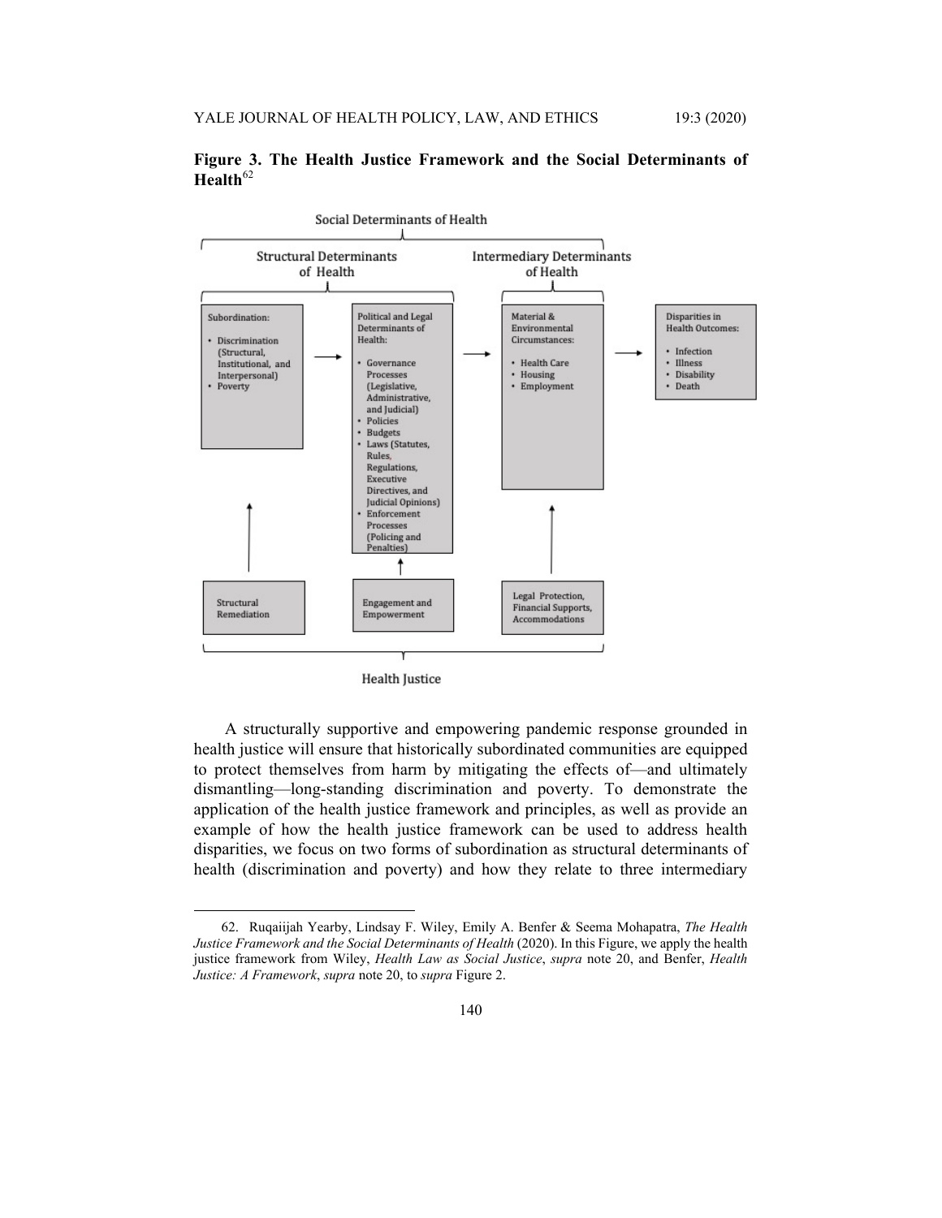**Figure 3. The Health Justice Framework and the Social Determinants of Health**[62]

Social Determinants of Health

Structural Determinants of Health

Intermediary Determinants of Health

Subordination:

- Discrimination (Structural, Institutional, and Interpersonal)
- Poverty

Political and Legal Determinants of Health:

- Governance Processes (Legislative, Administrative, and Judicial)
- Policies
- Budgets
- Laws (Statutes, Rules, Regulations, Executive Directives, and Judicial Opinions)
- Enforcement Processes (Policing and Penalties)

Material & Environmental Circumstances:

- Health Care
- Housing
- Employment

Disparities in Health Outcomes:

- Infection
- Illness
- Disability
- Death

Structural Remediation

Engagement and Empowerment

Legal Protection, Financial Supports, Accommodations

Health Justice

A structurally supportive and empowering pandemic response grounded in health justice will ensure that historically subordinated communities are equipped to protect themselves from harm by mitigating the effects of—and ultimately dismantling—long-standing discrimination and poverty. To demonstrate the application of the health justice framework and principles, as well as provide an example of how the health justice framework can be used to address health disparities, we focus on two forms of subordination as structural determinants of health (discrimination and poverty) and how they relate to three intermediary

---

62. Ruqaiijah Yearby, Lindsay F. Wiley, Emily A. Benfer & Seema Mohapatra, *The Health Justice Framework and the Social Determinants of Health* (2020). In this Figure, we apply the health justice framework from Wiley, *Health Law as Social Justice*, *supra* note 20, and Benfer, *Health Justice: A Framework*, *supra* note 20, to *supra* Figure 2.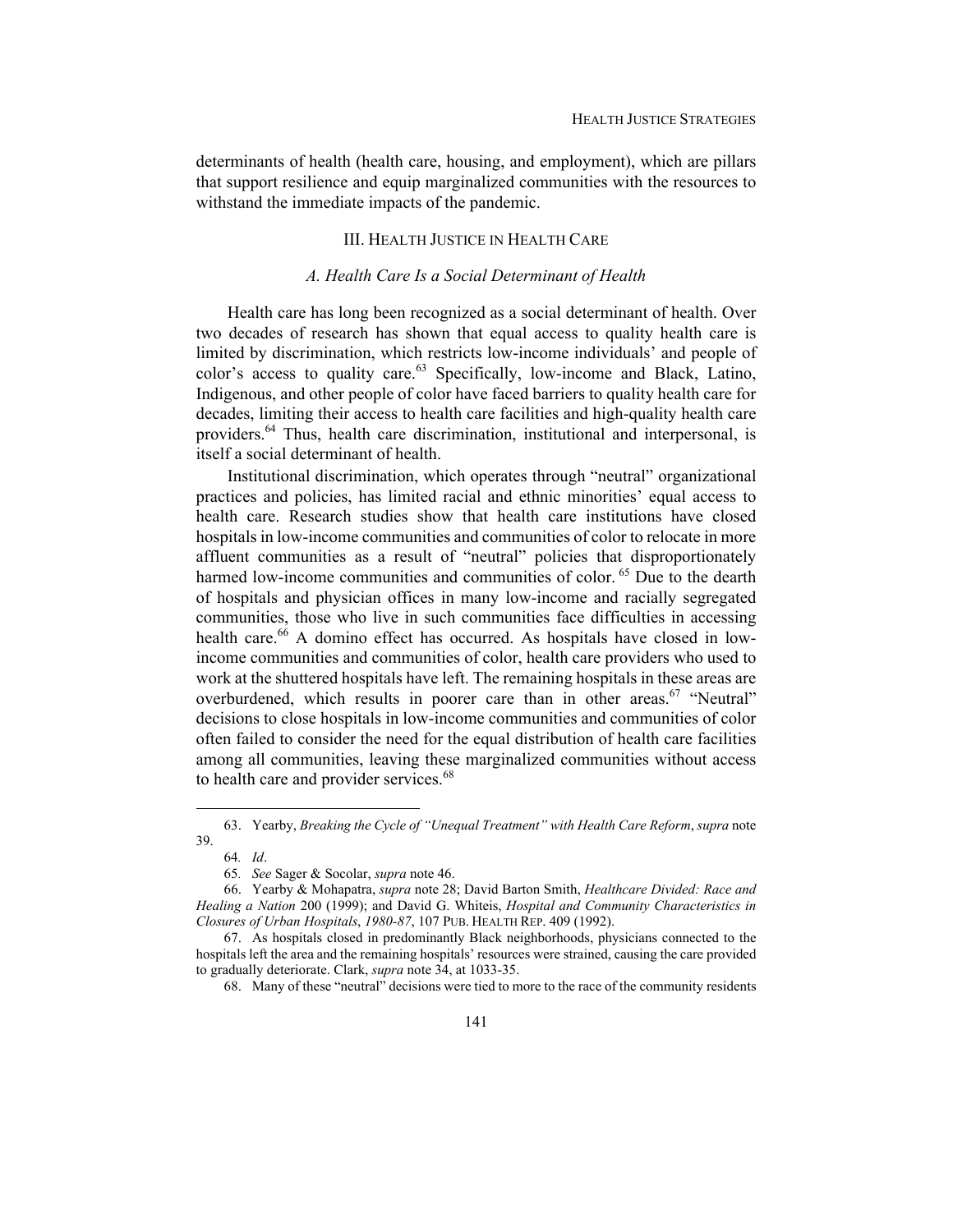determinants of health (health care, housing, and employment), which are pillars that support resilience and equip marginalized communities with the resources to withstand the immediate impacts of the pandemic.

## III. Health Justice in Health Care

### *A. Health Care Is a Social Determinant of Health*

Health care has long been recognized as a social determinant of health. Over two decades of research has shown that equal access to quality health care is limited by discrimination, which restricts low-income individuals' and people of color's access to quality care.[63] Specifically, low-income and Black, Latino, Indigenous, and other people of color have faced barriers to quality health care for decades, limiting their access to health care facilities and high-quality health care providers.[64] Thus, health care discrimination, institutional and interpersonal, is itself a social determinant of health.

Institutional discrimination, which operates through "neutral" organizational practices and policies, has limited racial and ethnic minorities' equal access to health care. Research studies show that health care institutions have closed hospitals in low-income communities and communities of color to relocate in more affluent communities as a result of "neutral" policies that disproportionately harmed low-income communities and communities of color.[65] Due to the dearth of hospitals and physician offices in many low-income and racially segregated communities, those who live in such communities face difficulties in accessing health care.[66] A domino effect has occurred. As hospitals have closed in low-income communities and communities of color, health care providers who used to work at the shuttered hospitals have left. The remaining hospitals in these areas are overburdened, which results in poorer care than in other areas.[67] "Neutral" decisions to close hospitals in low-income communities and communities of color often failed to consider the need for the equal distribution of health care facilities among all communities, leaving these marginalized communities without access to health care and provider services.[68]

---

63. Yearby, *Breaking the Cycle of "Unequal Treatment" with Health Care Reform*, *supra* note 39.

64. *Id*.

65. *See* Sager & Socolar, *supra* note 46.

66. Yearby & Mohapatra, *supra* note 28; David Barton Smith, *Healthcare Divided: Race and Healing a Nation* 200 (1999); and David G. Whiteis, *Hospital and Community Characteristics in Closures of Urban Hospitals*, *1980-87*, 107 PUB. HEALTH REP. 409 (1992).

67. As hospitals closed in predominantly Black neighborhoods, physicians connected to the hospitals left the area and the remaining hospitals' resources were strained, causing the care provided to gradually deteriorate. Clark, *supra* note 34, at 1033-35.

68. Many of these "neutral" decisions were tied to more to the race of the community residents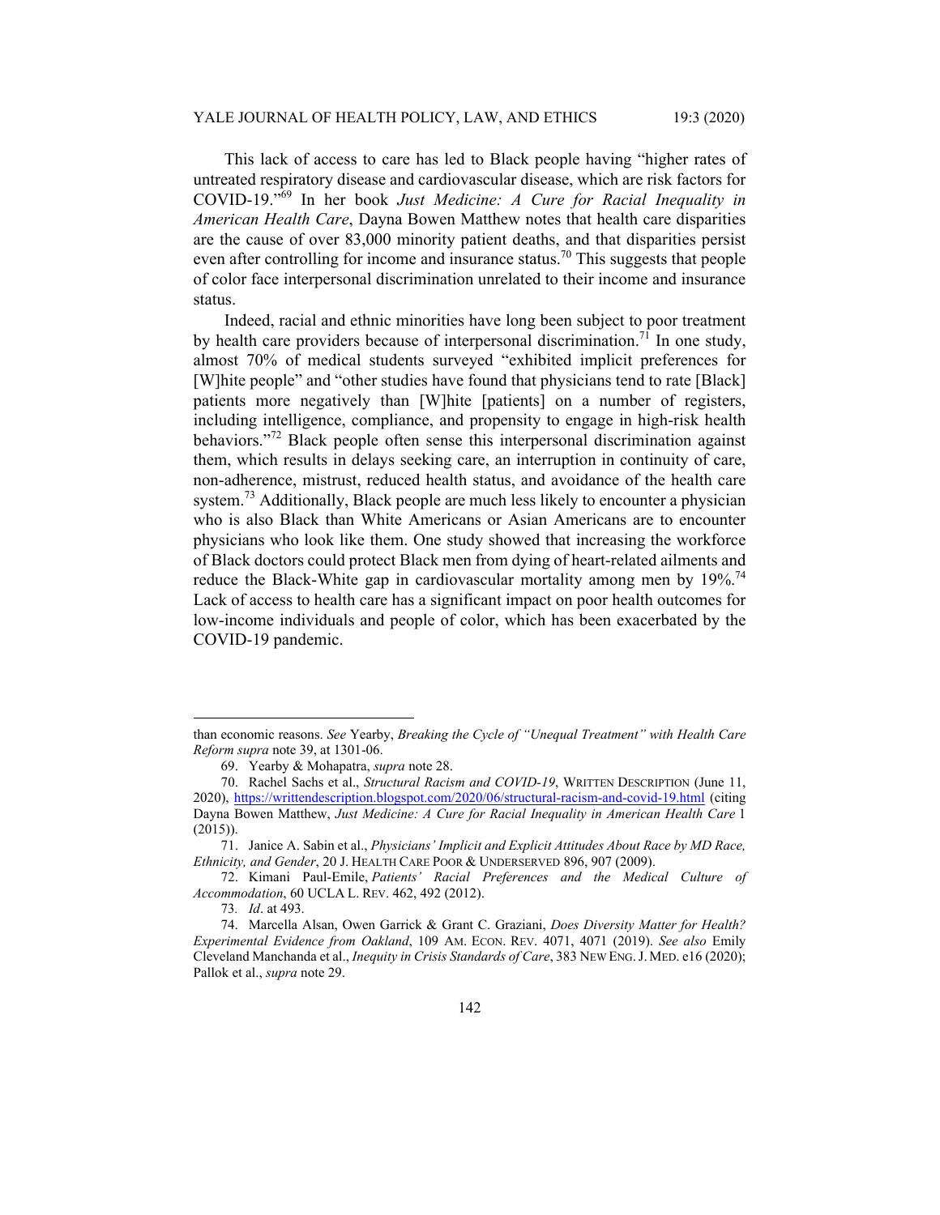This lack of access to care has led to Black people having "higher rates of untreated respiratory disease and cardiovascular disease, which are risk factors for COVID-19."[69] In her book *Just Medicine: A Cure for Racial Inequality in American Health Care*, Dayna Bowen Matthew notes that health care disparities are the cause of over 83,000 minority patient deaths, and that disparities persist even after controlling for income and insurance status.[70] This suggests that people of color face interpersonal discrimination unrelated to their income and insurance status.

Indeed, racial and ethnic minorities have long been subject to poor treatment by health care providers because of interpersonal discrimination.[71] In one study, almost 70% of medical students surveyed "exhibited implicit preferences for [W]hite people" and "other studies have found that physicians tend to rate [Black] patients more negatively than [W]hite [patients] on a number of registers, including intelligence, compliance, and propensity to engage in high-risk health behaviors."[72] Black people often sense this interpersonal discrimination against them, which results in delays seeking care, an interruption in continuity of care, non-adherence, mistrust, reduced health status, and avoidance of the health care system.[73] Additionally, Black people are much less likely to encounter a physician who is also Black than White Americans or Asian Americans are to encounter physicians who look like them. One study showed that increasing the workforce of Black doctors could protect Black men from dying of heart-related ailments and reduce the Black-White gap in cardiovascular mortality among men by 19%.[74] Lack of access to health care has a significant impact on poor health outcomes for low-income individuals and people of color, which has been exacerbated by the COVID-19 pandemic.

---

than economic reasons. *See* Yearby, *Breaking the Cycle of "Unequal Treatment" with Health Care Reform supra* note 39, at 1301-06.

69. Yearby & Mohapatra, *supra* note 28.

70. Rachel Sachs et al., *Structural Racism and COVID-19*, WRITTEN DESCRIPTION (June 11, 2020), https://writtendescription.blogspot.com/2020/06/structural-racism-and-covid-19.html (citing Dayna Bowen Matthew, *Just Medicine: A Cure for Racial Inequality in American Health Care* 1 (2015)).

71. Janice A. Sabin et al., *Physicians' Implicit and Explicit Attitudes About Race by MD Race, Ethnicity, and Gender*, 20 J. HEALTH CARE POOR & UNDERSERVED 896, 907 (2009).

72. Kimani Paul-Emile, *Patients' Racial Preferences and the Medical Culture of Accommodation*, 60 UCLA L. REV. 462, 492 (2012).

73. *Id*. at 493.

74. Marcella Alsan, Owen Garrick & Grant C. Graziani, *Does Diversity Matter for Health? Experimental Evidence from Oakland*, 109 AM. ECON. REV. 4071, 4071 (2019). *See also* Emily Cleveland Manchanda et al., *Inequity in Crisis Standards of Care*, 383 NEW ENG. J. MED. e16 (2020); Pallok et al., *supra* note 29.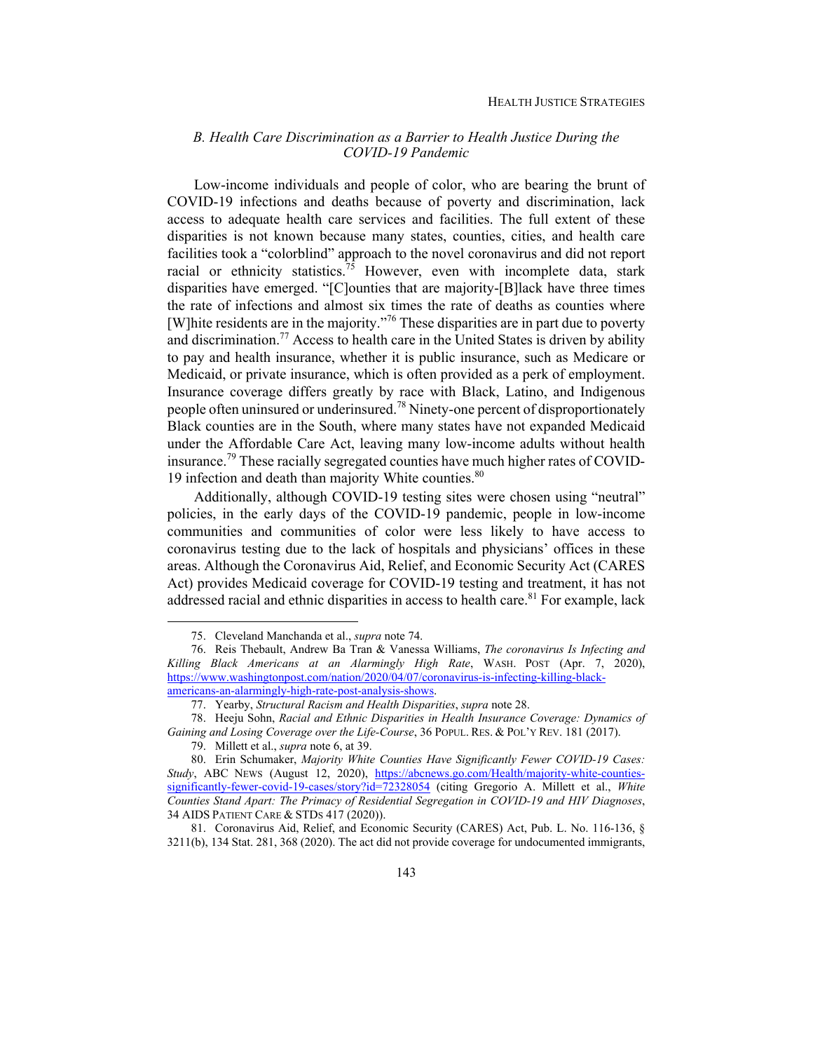### *B. Health Care Discrimination as a Barrier to Health Justice During the COVID-19 Pandemic*

Low-income individuals and people of color, who are bearing the brunt of COVID-19 infections and deaths because of poverty and discrimination, lack access to adequate health care services and facilities. The full extent of these disparities is not known because many states, counties, cities, and health care facilities took a "colorblind" approach to the novel coronavirus and did not report racial or ethnicity statistics.[75] However, even with incomplete data, stark disparities have emerged. "[C]ounties that are majority-[B]lack have three times the rate of infections and almost six times the rate of deaths as counties where [W]hite residents are in the majority."[76] These disparities are in part due to poverty and discrimination.[77] Access to health care in the United States is driven by ability to pay and health insurance, whether it is public insurance, such as Medicare or Medicaid, or private insurance, which is often provided as a perk of employment. Insurance coverage differs greatly by race with Black, Latino, and Indigenous people often uninsured or underinsured.[78] Ninety-one percent of disproportionately Black counties are in the South, where many states have not expanded Medicaid under the Affordable Care Act, leaving many low-income adults without health insurance.[79] These racially segregated counties have much higher rates of COVID-19 infection and death than majority White counties.[80]

Additionally, although COVID-19 testing sites were chosen using "neutral" policies, in the early days of the COVID-19 pandemic, people in low-income communities and communities of color were less likely to have access to coronavirus testing due to the lack of hospitals and physicians' offices in these areas. Although the Coronavirus Aid, Relief, and Economic Security Act (CARES Act) provides Medicaid coverage for COVID-19 testing and treatment, it has not addressed racial and ethnic disparities in access to health care.[81] For example, lack

---

75. Cleveland Manchanda et al., *supra* note 74.

76. Reis Thebault, Andrew Ba Tran & Vanessa Williams, *The coronavirus Is Infecting and Killing Black Americans at an Alarmingly High Rate*, WASH. POST (Apr. 7, 2020), https://www.washingtonpost.com/nation/2020/04/07/coronavirus-is-infecting-killing-black-americans-an-alarmingly-high-rate-post-analysis-shows.

77. Yearby, *Structural Racism and Health Disparities*, *supra* note 28.

78. Heeju Sohn, *Racial and Ethnic Disparities in Health Insurance Coverage: Dynamics of Gaining and Losing Coverage over the Life-Course*, 36 POPUL. RES. & POL'Y REV. 181 (2017).

79. Millett et al., *supra* note 6, at 39.

80. Erin Schumaker, *Majority White Counties Have Significantly Fewer COVID-19 Cases: Study*, ABC NEWS (August 12, 2020), https://abcnews.go.com/Health/majority-white-counties-significantly-fewer-covid-19-cases/story?id=72328054 (citing Gregorio A. Millett et al., *White Counties Stand Apart: The Primacy of Residential Segregation in COVID-19 and HIV Diagnoses*, 34 AIDS PATIENT CARE & STDS 417 (2020)).

81. Coronavirus Aid, Relief, and Economic Security (CARES) Act, Pub. L. No. 116-136, § 3211(b), 134 Stat. 281, 368 (2020). The act did not provide coverage for undocumented immigrants,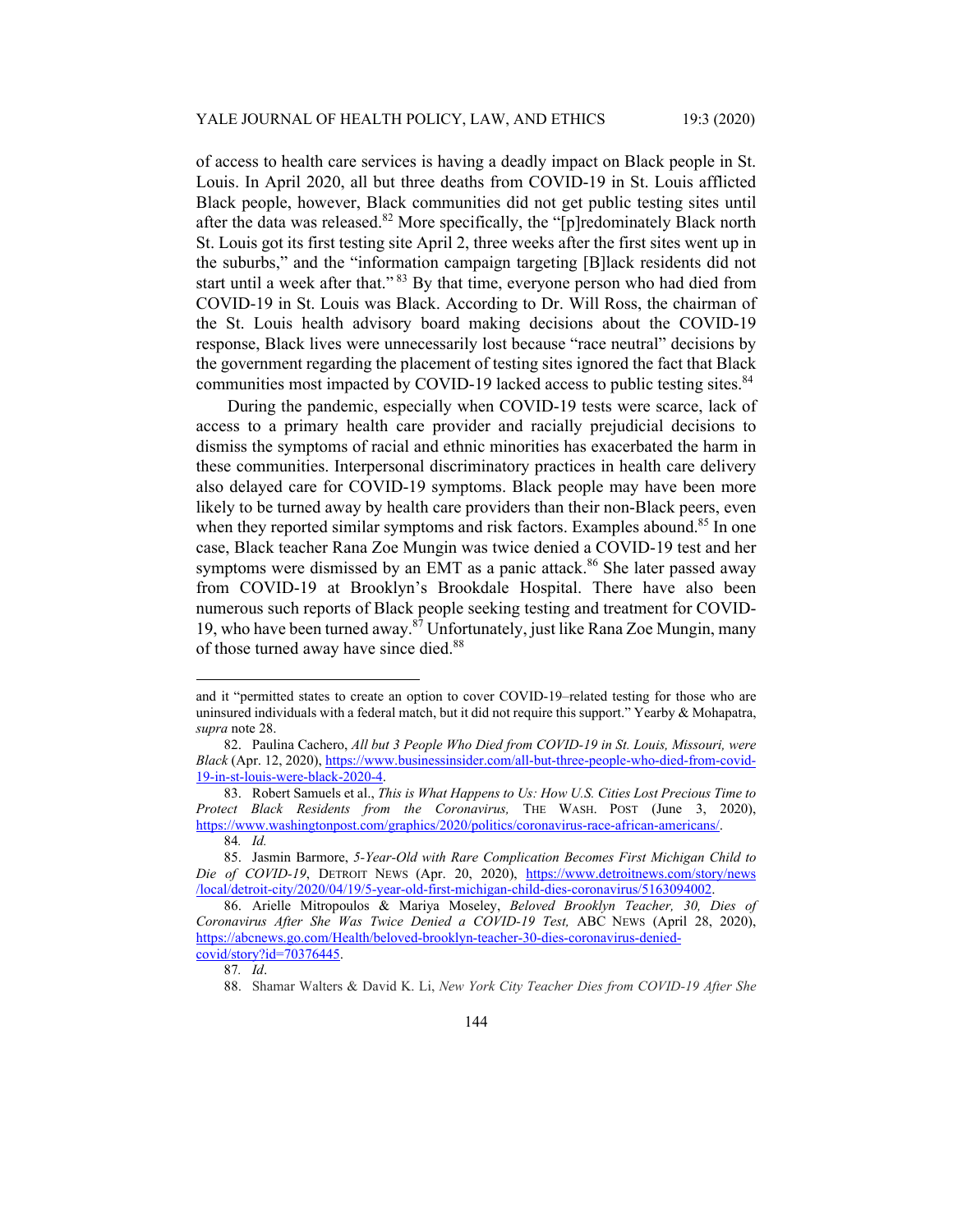of access to health care services is having a deadly impact on Black people in St. Louis. In April 2020, all but three deaths from COVID-19 in St. Louis afflicted Black people, however, Black communities did not get public testing sites until after the data was released.[82] More specifically, the "[p]redominately Black north St. Louis got its first testing site April 2, three weeks after the first sites went up in the suburbs," and the "information campaign targeting [B]lack residents did not start until a week after that."[83] By that time, everyone person who had died from COVID-19 in St. Louis was Black. According to Dr. Will Ross, the chairman of the St. Louis health advisory board making decisions about the COVID-19 response, Black lives were unnecessarily lost because "race neutral" decisions by the government regarding the placement of testing sites ignored the fact that Black communities most impacted by COVID-19 lacked access to public testing sites.[84]

During the pandemic, especially when COVID-19 tests were scarce, lack of access to a primary health care provider and racially prejudicial decisions to dismiss the symptoms of racial and ethnic minorities has exacerbated the harm in these communities. Interpersonal discriminatory practices in health care delivery also delayed care for COVID-19 symptoms. Black people may have been more likely to be turned away by health care providers than their non-Black peers, even when they reported similar symptoms and risk factors. Examples abound.[85] In one case, Black teacher Rana Zoe Mungin was twice denied a COVID-19 test and her symptoms were dismissed by an EMT as a panic attack.[86] She later passed away from COVID-19 at Brooklyn's Brookdale Hospital. There have also been numerous such reports of Black people seeking testing and treatment for COVID-19, who have been turned away.[87] Unfortunately, just like Rana Zoe Mungin, many of those turned away have since died.[88]

---

and it "permitted states to create an option to cover COVID-19–related testing for those who are uninsured individuals with a federal match, but it did not require this support." Yearby & Mohapatra, *supra* note 28.

82. Paulina Cachero, *All but 3 People Who Died from COVID-19 in St. Louis, Missouri, were Black* (Apr. 12, 2020), https://www.businessinsider.com/all-but-three-people-who-died-from-covid-19-in-st-louis-were-black-2020-4.

83. Robert Samuels et al., *This is What Happens to Us: How U.S. Cities Lost Precious Time to Protect Black Residents from the Coronavirus,* THE WASH. POST (June 3, 2020), https://www.washingtonpost.com/graphics/2020/politics/coronavirus-race-african-americans/.

84. *Id.*

85. Jasmin Barmore, *5-Year-Old with Rare Complication Becomes First Michigan Child to Die of COVID-19*, DETROIT NEWS (Apr. 20, 2020), https://www.detroitnews.com/story/news/local/detroit-city/2020/04/19/5-year-old-first-michigan-child-dies-coronavirus/5163094002.

86. Arielle Mitropoulos & Mariya Moseley, *Beloved Brooklyn Teacher, 30, Dies of Coronavirus After She Was Twice Denied a COVID-19 Test,* ABC NEWS (April 28, 2020), https://abcnews.go.com/Health/beloved-brooklyn-teacher-30-dies-coronavirus-denied-covid/story?id=70376445.

87. *Id*.

88. Shamar Walters & David K. Li, *New York City Teacher Dies from COVID-19 After She*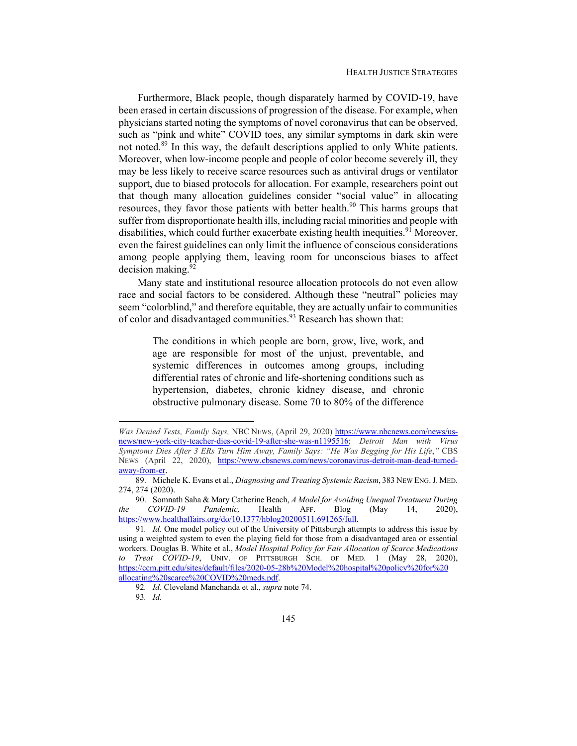Furthermore, Black people, though disparately harmed by COVID-19, have been erased in certain discussions of progression of the disease. For example, when physicians started noting the symptoms of novel coronavirus that can be observed, such as "pink and white" COVID toes, any similar symptoms in dark skin were not noted.[89] In this way, the default descriptions applied to only White patients. Moreover, when low-income people and people of color become severely ill, they may be less likely to receive scarce resources such as antiviral drugs or ventilator support, due to biased protocols for allocation. For example, researchers point out that though many allocation guidelines consider "social value" in allocating resources, they favor those patients with better health.[90] This harms groups that suffer from disproportionate health ills, including racial minorities and people with disabilities, which could further exacerbate existing health inequities.[91] Moreover, even the fairest guidelines can only limit the influence of conscious considerations among people applying them, leaving room for unconscious biases to affect decision making.[92]

Many state and institutional resource allocation protocols do not even allow race and social factors to be considered. Although these "neutral" policies may seem "colorblind," and therefore equitable, they are actually unfair to communities of color and disadvantaged communities.[93] Research has shown that:

> The conditions in which people are born, grow, live, work, and age are responsible for most of the unjust, preventable, and systemic differences in outcomes among groups, including differential rates of chronic and life-shortening conditions such as hypertension, diabetes, chronic kidney disease, and chronic obstructive pulmonary disease. Some 70 to 80% of the difference

---

*Was Denied Tests, Family Says,* NBC NEWS, (April 29, 2020) https://www.nbcnews.com/news/us-news/new-york-city-teacher-dies-covid-19-after-she-was-n1195516; *Detroit Man with Virus Symptoms Dies After 3 ERs Turn Him Away, Family Says: "He Was Begging for His Life*,*"* CBS NEWS (April 22, 2020), https://www.cbsnews.com/news/coronavirus-detroit-man-dead-turned-away-from-er.

89. Michele K. Evans et al., *Diagnosing and Treating Systemic Racism*, 383 NEW ENG. J. MED. 274, 274 (2020).

90. Somnath Saha & Mary Catherine Beach, *A Model for Avoiding Unequal Treatment During the COVID-19 Pandemic,* Health AFF. Blog (May 14, 2020), https://www.healthaffairs.org/do/10.1377/hblog20200511.691265/full.

91. *Id.* One model policy out of the University of Pittsburgh attempts to address this issue by using a weighted system to even the playing field for those from a disadvantaged area or essential workers. Douglas B. White et al., *Model Hospital Policy for Fair Allocation of Scarce Medications to Treat COVID-19*, UNIV. OF PITTSBURGH SCH. OF MED. 1 (May 28, 2020), https://ccm.pitt.edu/sites/default/files/2020-05-28b%20Model%20hospital%20policy%20for%20allocating%20scarce%20COVID%20meds.pdf.

92. *Id.* Cleveland Manchanda et al., *supra* note 74.

93. *Id*.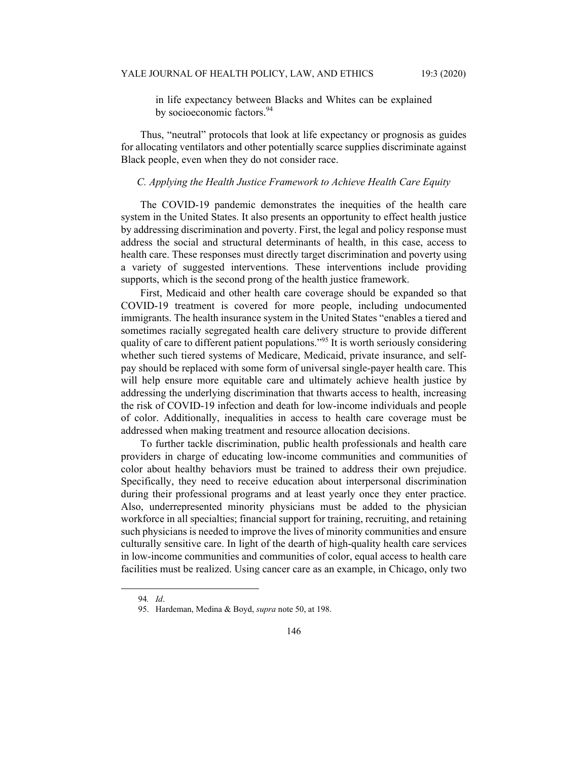> in life expectancy between Blacks and Whites can be explained by socioeconomic factors.[94]

Thus, "neutral" protocols that look at life expectancy or prognosis as guides for allocating ventilators and other potentially scarce supplies discriminate against Black people, even when they do not consider race.

### *C. Applying the Health Justice Framework to Achieve Health Care Equity*

The COVID-19 pandemic demonstrates the inequities of the health care system in the United States. It also presents an opportunity to effect health justice by addressing discrimination and poverty. First, the legal and policy response must address the social and structural determinants of health, in this case, access to health care. These responses must directly target discrimination and poverty using a variety of suggested interventions. These interventions include providing supports, which is the second prong of the health justice framework.

First, Medicaid and other health care coverage should be expanded so that COVID-19 treatment is covered for more people, including undocumented immigrants. The health insurance system in the United States "enables a tiered and sometimes racially segregated health care delivery structure to provide different quality of care to different patient populations."[95] It is worth seriously considering whether such tiered systems of Medicare, Medicaid, private insurance, and self-pay should be replaced with some form of universal single-payer health care. This will help ensure more equitable care and ultimately achieve health justice by addressing the underlying discrimination that thwarts access to health, increasing the risk of COVID-19 infection and death for low-income individuals and people of color. Additionally, inequalities in access to health care coverage must be addressed when making treatment and resource allocation decisions.

To further tackle discrimination, public health professionals and health care providers in charge of educating low-income communities and communities of color about healthy behaviors must be trained to address their own prejudice. Specifically, they need to receive education about interpersonal discrimination during their professional programs and at least yearly once they enter practice. Also, underrepresented minority physicians must be added to the physician workforce in all specialties; financial support for training, recruiting, and retaining such physicians is needed to improve the lives of minority communities and ensure culturally sensitive care. In light of the dearth of high-quality health care services in low-income communities and communities of color, equal access to health care facilities must be realized. Using cancer care as an example, in Chicago, only two

---

94. *Id*.

95. Hardeman, Medina & Boyd, *supra* note 50, at 198.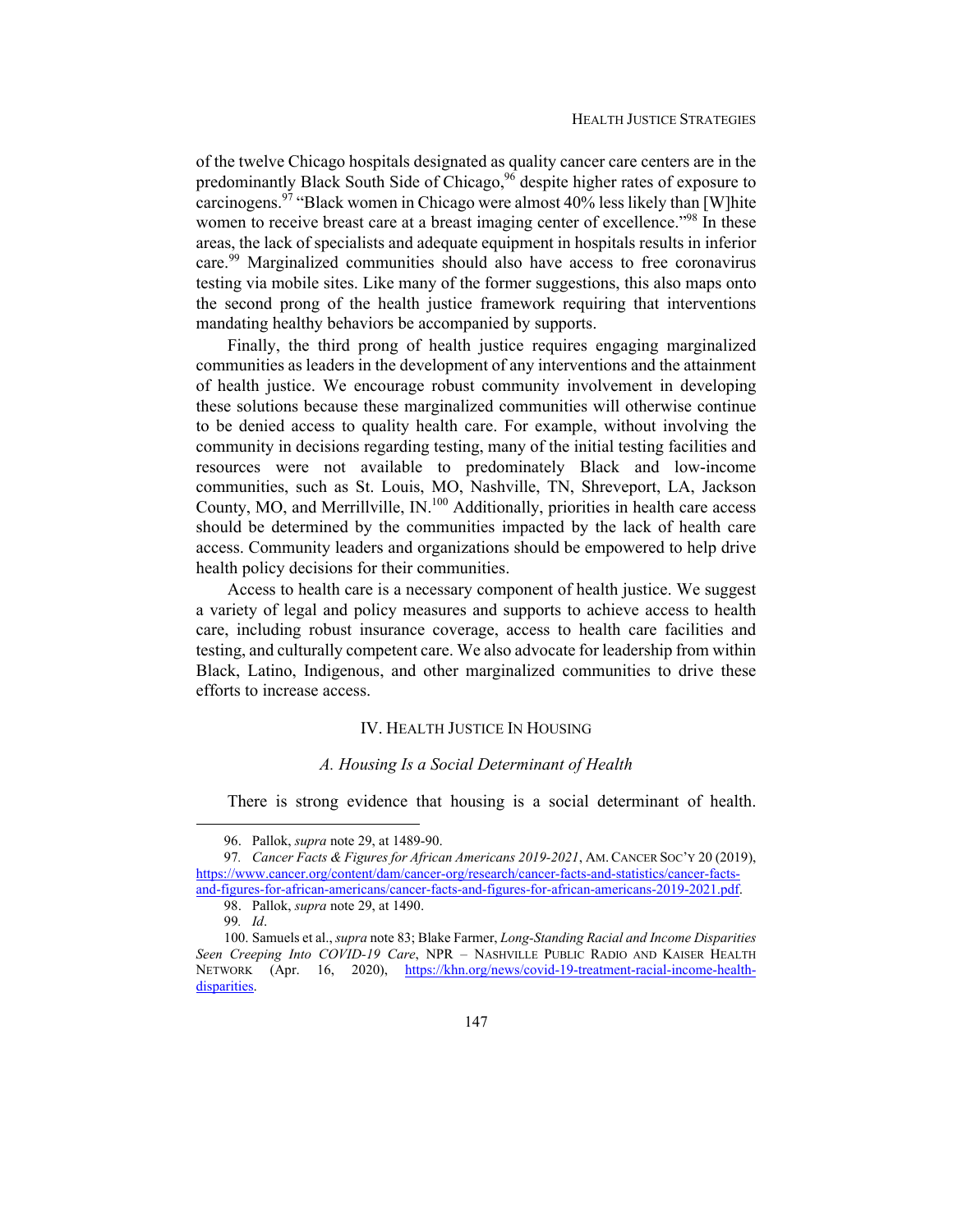of the twelve Chicago hospitals designated as quality cancer care centers are in the predominantly Black South Side of Chicago,[96] despite higher rates of exposure to carcinogens.[97] "Black women in Chicago were almost 40% less likely than [W]hite women to receive breast care at a breast imaging center of excellence."[98] In these areas, the lack of specialists and adequate equipment in hospitals results in inferior care.[99] Marginalized communities should also have access to free coronavirus testing via mobile sites. Like many of the former suggestions, this also maps onto the second prong of the health justice framework requiring that interventions mandating healthy behaviors be accompanied by supports.

Finally, the third prong of health justice requires engaging marginalized communities as leaders in the development of any interventions and the attainment of health justice. We encourage robust community involvement in developing these solutions because these marginalized communities will otherwise continue to be denied access to quality health care. For example, without involving the community in decisions regarding testing, many of the initial testing facilities and resources were not available to predominately Black and low-income communities, such as St. Louis, MO, Nashville, TN, Shreveport, LA, Jackson County, MO, and Merrillville, IN.[100] Additionally, priorities in health care access should be determined by the communities impacted by the lack of health care access. Community leaders and organizations should be empowered to help drive health policy decisions for their communities.

Access to health care is a necessary component of health justice. We suggest a variety of legal and policy measures and supports to achieve access to health care, including robust insurance coverage, access to health care facilities and testing, and culturally competent care. We also advocate for leadership from within Black, Latino, Indigenous, and other marginalized communities to drive these efforts to increase access.

## IV. Health Justice In Housing

### *A. Housing Is a Social Determinant of Health*

There is strong evidence that housing is a social determinant of health.

---

96. Pallok, *supra* note 29, at 1489-90.

97. *Cancer Facts & Figures for African Americans 2019-2021*, Am. Cancer Soc'y 20 (2019), https://www.cancer.org/content/dam/cancer-org/research/cancer-facts-and-statistics/cancer-facts-and-figures-for-african-americans/cancer-facts-and-figures-for-african-americans-2019-2021.pdf.

98. Pallok, *supra* note 29, at 1490.

99. *Id*.

100. Samuels et al., *supra* note 83; Blake Farmer, *Long-Standing Racial and Income Disparities Seen Creeping Into COVID-19 Care*, NPR – Nashville Public Radio and Kaiser Health Network (Apr. 16, 2020), https://khn.org/news/covid-19-treatment-racial-income-health-disparities.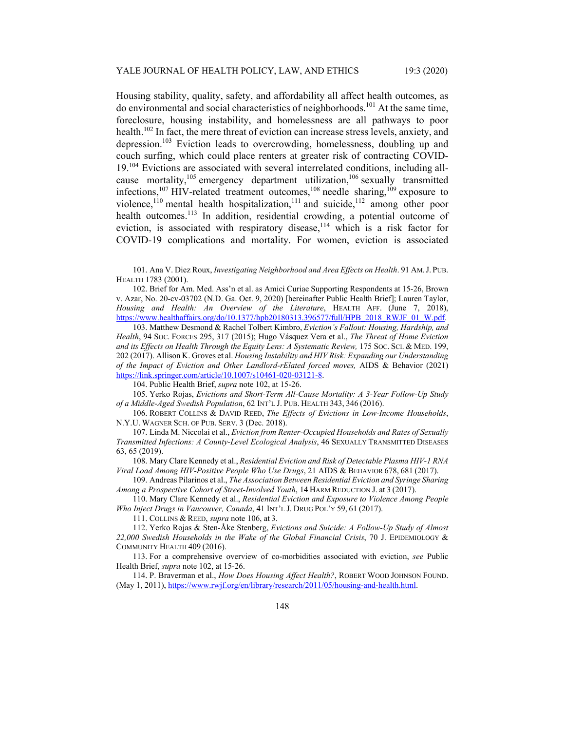Housing stability, quality, safety, and affordability all affect health outcomes, as do environmental and social characteristics of neighborhoods.[101] At the same time, foreclosure, housing instability, and homelessness are all pathways to poor health.[102] In fact, the mere threat of eviction can increase stress levels, anxiety, and depression.[103] Eviction leads to overcrowding, homelessness, doubling up and couch surfing, which could place renters at greater risk of contracting COVID-19.[104] Evictions are associated with several interrelated conditions, including all-cause mortality,[105] emergency department utilization,[106] sexually transmitted infections,[107] HIV-related treatment outcomes,[108] needle sharing,[109] exposure to violence,[110] mental health hospitalization,[111] and suicide,[112] among other poor health outcomes.[113] In addition, residential crowding, a potential outcome of eviction, is associated with respiratory disease,[114] which is a risk factor for COVID-19 complications and mortality. For women, eviction is associated

---

101. Ana V. Diez Roux, *Investigating Neighborhood and Area Effects on Health*. 91 AM. J. PUB. HEALTH 1783 (2001).

102. Brief for Am. Med. Ass'n et al. as Amici Curiae Supporting Respondents at 15-26, Brown v. Azar, No. 20-cv-03702 (N.D. Ga. Oct. 9, 2020) [hereinafter Public Health Brief]; Lauren Taylor, *Housing and Health: An Overview of the Literature*, HEALTH AFF. (June 7, 2018), https://www.healthaffairs.org/do/10.1377/hpb20180313.396577/full/HPB_2018_RWJF_01_W.pdf.

103. Matthew Desmond & Rachel Tolbert Kimbro, *Eviction's Fallout: Housing, Hardship, and Health*, 94 SOC. FORCES 295, 317 (2015); Hugo Vásquez Vera et al., *The Threat of Home Eviction and its Effects on Health Through the Equity Lens: A Systematic Review,* 175 SOC. SCI. & MED. 199, 202 (2017). Allison K. Groves et al. *Housing Instability and HIV Risk: Expanding our Understanding of the Impact of Eviction and Other Landlord-rElated forced moves,* AIDS & Behavior (2021) https://link.springer.com/article/10.1007/s10461-020-03121-8.

104. Public Health Brief, *supra* note 102, at 15-26.

105. Yerko Rojas, *Evictions and Short-Term All-Cause Mortality: A 3-Year Follow-Up Study of a Middle-Aged Swedish Population*, 62 INT'L J. PUB. HEALTH 343, 346 (2016).

106. ROBERT COLLINS & DAVID REED, *The Effects of Evictions in Low-Income Households*, N.Y.U. WAGNER SCH. OF PUB. SERV. 3 (Dec. 2018).

107. Linda M. Niccolai et al., *Eviction from Renter-Occupied Households and Rates of Sexually Transmitted Infections: A County-Level Ecological Analysis*, 46 SEXUALLY TRANSMITTED DISEASES 63, 65 (2019).

108. Mary Clare Kennedy et al., *Residential Eviction and Risk of Detectable Plasma HIV-1 RNA Viral Load Among HIV-Positive People Who Use Drugs*, 21 AIDS & BEHAVIOR 678, 681 (2017).

109. Andreas Pilarinos et al., *The Association Between Residential Eviction and Syringe Sharing Among a Prospective Cohort of Street-Involved Youth*, 14 HARM REDUCTION J. at 3 (2017).

110. Mary Clare Kennedy et al., *Residential Eviction and Exposure to Violence Among People Who Inject Drugs in Vancouver, Canada*, 41 INT'L J. DRUG POL'Y 59, 61 (2017).

111. COLLINS & REED, *supra* note 106, at 3.

112. Yerko Rojas & Sten-Åke Stenberg, *Evictions and Suicide: A Follow-Up Study of Almost 22,000 Swedish Households in the Wake of the Global Financial Crisis*, 70 J. EPIDEMIOLOGY & COMMUNITY HEALTH 409 (2016).

113. For a comprehensive overview of co-morbidities associated with eviction, *see* Public Health Brief, *supra* note 102, at 15-26.

114. P. Braverman et al., *How Does Housing Affect Health?*, ROBERT WOOD JOHNSON FOUND. (May 1, 2011), https://www.rwjf.org/en/library/research/2011/05/housing-and-health.html.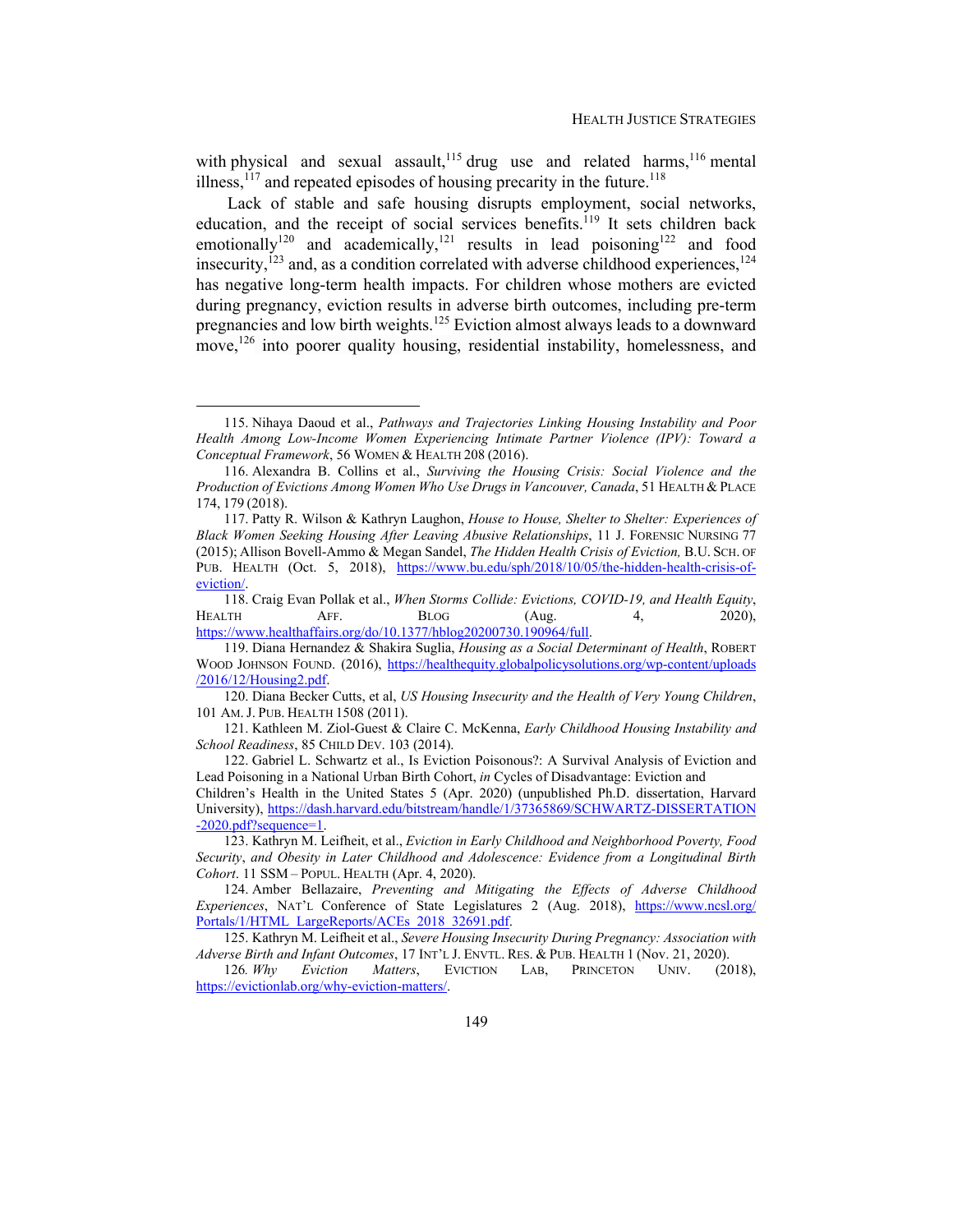with physical and sexual assault,[115] drug use and related harms,[116] mental illness,[117] and repeated episodes of housing precarity in the future.[118]

Lack of stable and safe housing disrupts employment, social networks, education, and the receipt of social services benefits.[119] It sets children back emotionally[120] and academically,[121] results in lead poisoning[122] and food insecurity,[123] and, as a condition correlated with adverse childhood experiences,[124] has negative long-term health impacts. For children whose mothers are evicted during pregnancy, eviction results in adverse birth outcomes, including pre-term pregnancies and low birth weights.[125] Eviction almost always leads to a downward move,[126] into poorer quality housing, residential instability, homelessness, and

---

115. Nihaya Daoud et al., *Pathways and Trajectories Linking Housing Instability and Poor Health Among Low-Income Women Experiencing Intimate Partner Violence (IPV): Toward a Conceptual Framework*, 56 WOMEN & HEALTH 208 (2016).

116. Alexandra B. Collins et al., *Surviving the Housing Crisis: Social Violence and the Production of Evictions Among Women Who Use Drugs in Vancouver, Canada*, 51 HEALTH & PLACE 174, 179 (2018).

117. Patty R. Wilson & Kathryn Laughon, *House to House, Shelter to Shelter: Experiences of Black Women Seeking Housing After Leaving Abusive Relationships*, 11 J. FORENSIC NURSING 77 (2015); Allison Bovell-Ammo & Megan Sandel, *The Hidden Health Crisis of Eviction,* B.U. SCH. OF PUB. HEALTH (Oct. 5, 2018), https://www.bu.edu/sph/2018/10/05/the-hidden-health-crisis-of-eviction/.

118. Craig Evan Pollak et al., *When Storms Collide: Evictions, COVID-19, and Health Equity*, HEALTH AFF. BLOG (Aug. 4, 2020), https://www.healthaffairs.org/do/10.1377/hblog20200730.190964/full.

119. Diana Hernandez & Shakira Suglia, *Housing as a Social Determinant of Health*, ROBERT WOOD JOHNSON FOUND. (2016), https://healthequity.globalpolicysolutions.org/wp-content/uploads/2016/12/Housing2.pdf.

120. Diana Becker Cutts, et al, *US Housing Insecurity and the Health of Very Young Children*, 101 AM. J. PUB. HEALTH 1508 (2011).

121. Kathleen M. Ziol-Guest & Claire C. McKenna, *Early Childhood Housing Instability and School Readiness*, 85 CHILD DEV. 103 (2014).

122. Gabriel L. Schwartz et al., Is Eviction Poisonous?: A Survival Analysis of Eviction and Lead Poisoning in a National Urban Birth Cohort, *in* Cycles of Disadvantage: Eviction and Children's Health in the United States 5 (Apr. 2020) (unpublished Ph.D. dissertation, Harvard University), https://dash.harvard.edu/bitstream/handle/1/37365869/SCHWARTZ-DISSERTATION-2020.pdf?sequence=1.

123. Kathryn M. Leifheit, et al., *Eviction in Early Childhood and Neighborhood Poverty, Food Security, and Obesity in Later Childhood and Adolescence: Evidence from a Longitudinal Birth Cohort*. 11 SSM – POPUL. HEALTH (Apr. 4, 2020).

124. Amber Bellazaire, *Preventing and Mitigating the Effects of Adverse Childhood Experiences*, NAT'L Conference of State Legislatures 2 (Aug. 2018), https://www.ncsl.org/Portals/1/HTML_LargeReports/ACEs_2018_32691.pdf.

125. Kathryn M. Leifheit et al., *Severe Housing Insecurity During Pregnancy: Association with Adverse Birth and Infant Outcomes*, 17 INT'L J. ENVTL. RES. & PUB. HEALTH 1 (Nov. 21, 2020).

126. *Why Eviction Matters*, EVICTION LAB, PRINCETON UNIV. (2018), https://evictionlab.org/why-eviction-matters/.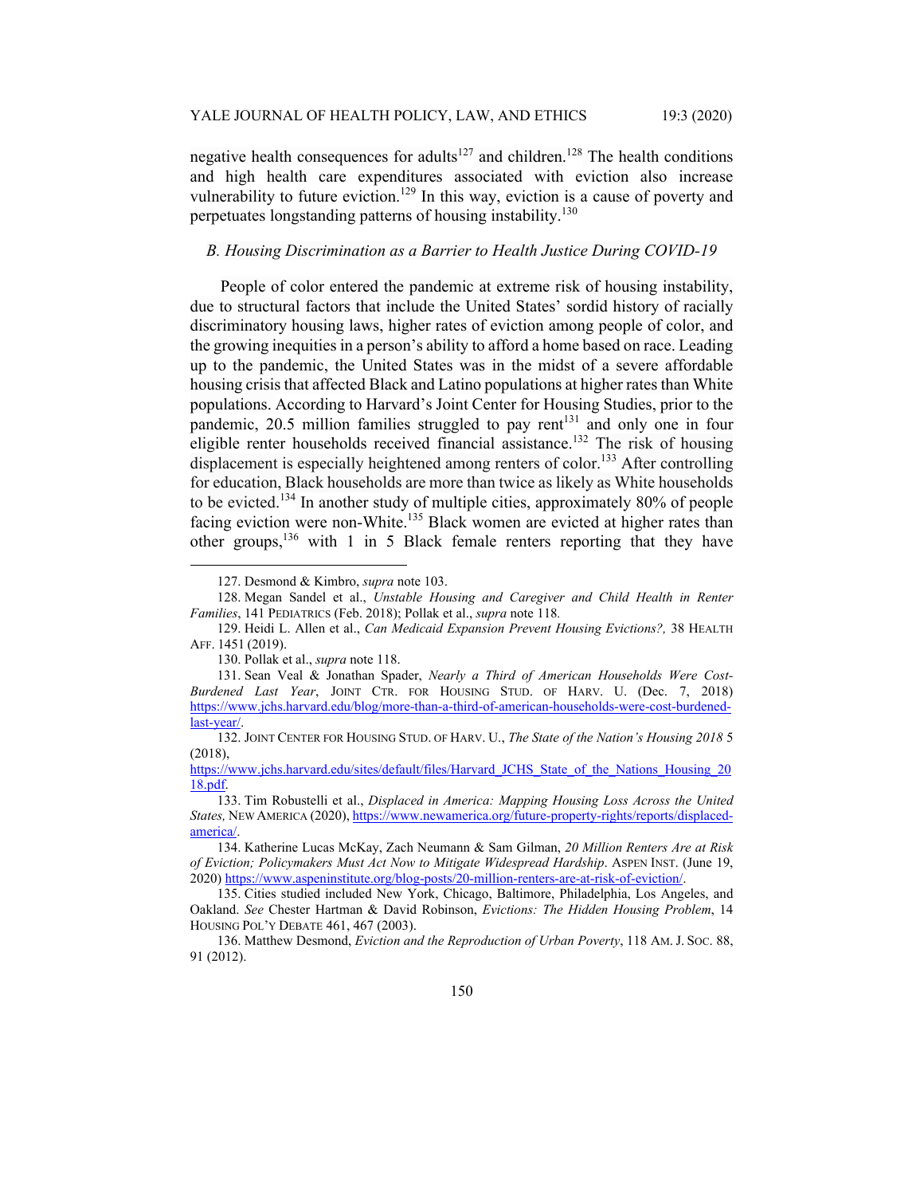negative health consequences for adults[127] and children.[128] The health conditions and high health care expenditures associated with eviction also increase vulnerability to future eviction.[129] In this way, eviction is a cause of poverty and perpetuates longstanding patterns of housing instability.[130]

### *B. Housing Discrimination as a Barrier to Health Justice During COVID-19*

People of color entered the pandemic at extreme risk of housing instability, due to structural factors that include the United States' sordid history of racially discriminatory housing laws, higher rates of eviction among people of color, and the growing inequities in a person's ability to afford a home based on race. Leading up to the pandemic, the United States was in the midst of a severe affordable housing crisis that affected Black and Latino populations at higher rates than White populations. According to Harvard's Joint Center for Housing Studies, prior to the pandemic, 20.5 million families struggled to pay rent[131] and only one in four eligible renter households received financial assistance.[132] The risk of housing displacement is especially heightened among renters of color.[133] After controlling for education, Black households are more than twice as likely as White households to be evicted.[134] In another study of multiple cities, approximately 80% of people facing eviction were non-White.[135] Black women are evicted at higher rates than other groups,[136] with 1 in 5 Black female renters reporting that they have

---

127. Desmond & Kimbro, *supra* note 103.

128. Megan Sandel et al., *Unstable Housing and Caregiver and Child Health in Renter Families*, 141 PEDIATRICS (Feb. 2018); Pollak et al., *supra* note 118.

129. Heidi L. Allen et al., *Can Medicaid Expansion Prevent Housing Evictions?,* 38 HEALTH AFF. 1451 (2019).

130. Pollak et al., *supra* note 118.

131. Sean Veal & Jonathan Spader, *Nearly a Third of American Households Were Cost-Burdened Last Year*, JOINT CTR. FOR HOUSING STUD. OF HARV. U. (Dec. 7, 2018) https://www.jchs.harvard.edu/blog/more-than-a-third-of-american-households-were-cost-burdened-last-year/.

132. JOINT CENTER FOR HOUSING STUD. OF HARV. U., *The State of the Nation's Housing 2018* 5 (2018), https://www.jchs.harvard.edu/sites/default/files/Harvard_JCHS_State_of_the_Nations_Housing_2018.pdf.

133. Tim Robustelli et al., *Displaced in America: Mapping Housing Loss Across the United States,* NEW AMERICA (2020), https://www.newamerica.org/future-property-rights/reports/displaced-america/.

134. Katherine Lucas McKay, Zach Neumann & Sam Gilman, *20 Million Renters Are at Risk of Eviction; Policymakers Must Act Now to Mitigate Widespread Hardship*. ASPEN INST. (June 19, 2020) https://www.aspeninstitute.org/blog-posts/20-million-renters-are-at-risk-of-eviction/.

135. Cities studied included New York, Chicago, Baltimore, Philadelphia, Los Angeles, and Oakland. *See* Chester Hartman & David Robinson, *Evictions: The Hidden Housing Problem*, 14 HOUSING POL'Y DEBATE 461, 467 (2003).

136. Matthew Desmond, *Eviction and the Reproduction of Urban Poverty*, 118 AM. J. SOC. 88, 91 (2012).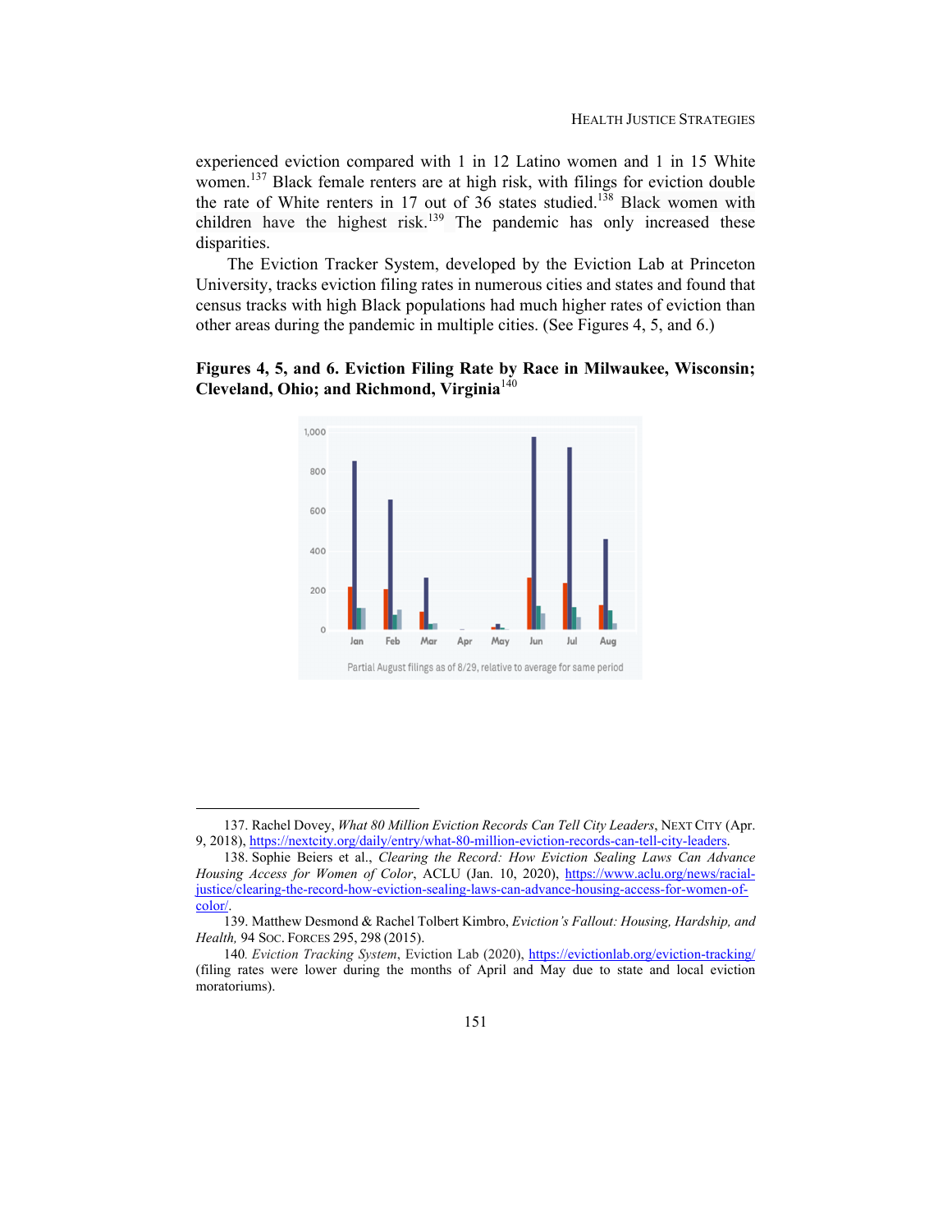experienced eviction compared with 1 in 12 Latino women and 1 in 15 White women.[137] Black female renters are at high risk, with filings for eviction double the rate of White renters in 17 out of 36 states studied.[138] Black women with children have the highest risk.[139] The pandemic has only increased these disparities.

The Eviction Tracker System, developed by the Eviction Lab at Princeton University, tracks eviction filing rates in numerous cities and states and found that census tracks with high Black populations had much higher rates of eviction than other areas during the pandemic in multiple cities. (See Figures 4, 5, and 6.)

**Figures 4, 5, and 6. Eviction Filing Rate by Race in Milwaukee, Wisconsin; Cleveland, Ohio; and Richmond, Virginia**[140]

Partial August filings as of 8/29, relative to average for same period

---

137. Rachel Dovey, *What 80 Million Eviction Records Can Tell City Leaders*, NEXT CITY (Apr. 9, 2018), https://nextcity.org/daily/entry/what-80-million-eviction-records-can-tell-city-leaders.

138. Sophie Beiers et al., *Clearing the Record: How Eviction Sealing Laws Can Advance Housing Access for Women of Color*, ACLU (Jan. 10, 2020), https://www.aclu.org/news/racial-justice/clearing-the-record-how-eviction-sealing-laws-can-advance-housing-access-for-women-of-color/.

139. Matthew Desmond & Rachel Tolbert Kimbro, *Eviction's Fallout: Housing, Hardship, and Health,* 94 SOC. FORCES 295, 298 (2015).

140*. Eviction Tracking System*, Eviction Lab (2020), https://evictionlab.org/eviction-tracking/ (filing rates were lower during the months of April and May due to state and local eviction moratoriums).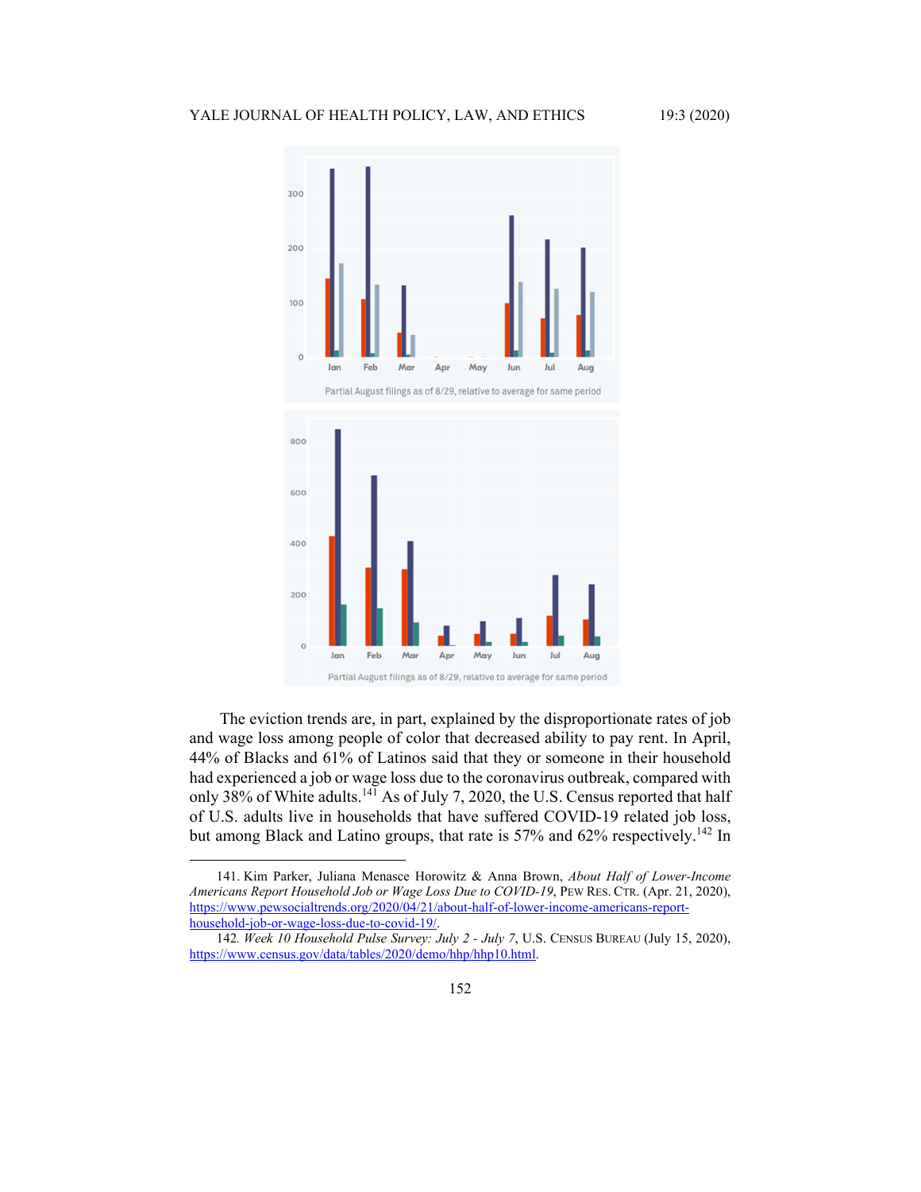Partial August filings as of 8/29, relative to average for same period

Partial August filings as of 8/29, relative to average for same period

The eviction trends are, in part, explained by the disproportionate rates of job and wage loss among people of color that decreased ability to pay rent. In April, 44% of Blacks and 61% of Latinos said that they or someone in their household had experienced a job or wage loss due to the coronavirus outbreak, compared with only 38% of White adults.[141] As of July 7, 2020, the U.S. Census reported that half of U.S. adults live in households that have suffered COVID-19 related job loss, but among Black and Latino groups, that rate is 57% and 62% respectively.[142] In

---

141. Kim Parker, Juliana Menasce Horowitz & Anna Brown, *About Half of Lower-Income Americans Report Household Job or Wage Loss Due to COVID-19*, PEW RES. CTR. (Apr. 21, 2020), https://www.pewsocialtrends.org/2020/04/21/about-half-of-lower-income-americans-report-household-job-or-wage-loss-due-to-covid-19/.

142. *Week 10 Household Pulse Survey: July 2 - July 7*, U.S. CENSUS BUREAU (July 15, 2020), https://www.census.gov/data/tables/2020/demo/hhp/hhp10.html.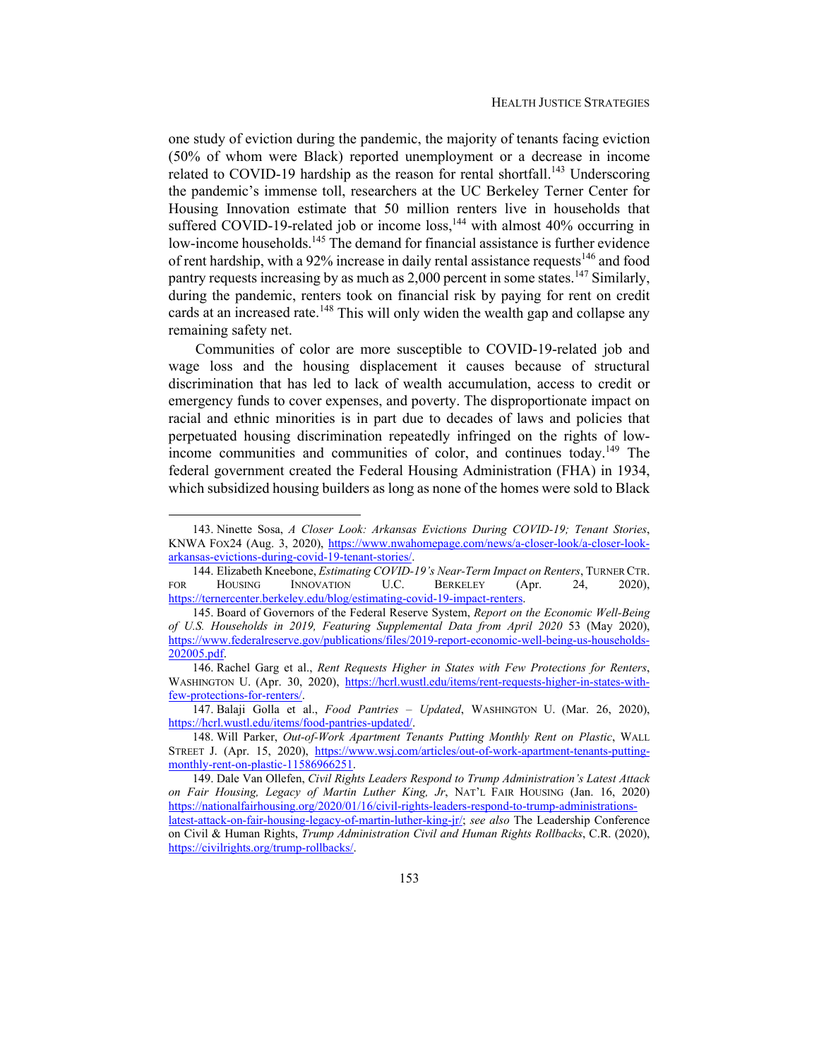one study of eviction during the pandemic, the majority of tenants facing eviction (50% of whom were Black) reported unemployment or a decrease in income related to COVID-19 hardship as the reason for rental shortfall.[143] Underscoring the pandemic's immense toll, researchers at the UC Berkeley Terner Center for Housing Innovation estimate that 50 million renters live in households that suffered COVID-19-related job or income loss,[144] with almost 40% occurring in low-income households.[145] The demand for financial assistance is further evidence of rent hardship, with a 92% increase in daily rental assistance requests[146] and food pantry requests increasing by as much as 2,000 percent in some states.[147] Similarly, during the pandemic, renters took on financial risk by paying for rent on credit cards at an increased rate.[148] This will only widen the wealth gap and collapse any remaining safety net.

Communities of color are more susceptible to COVID-19-related job and wage loss and the housing displacement it causes because of structural discrimination that has led to lack of wealth accumulation, access to credit or emergency funds to cover expenses, and poverty. The disproportionate impact on racial and ethnic minorities is in part due to decades of laws and policies that perpetuated housing discrimination repeatedly infringed on the rights of low-income communities and communities of color, and continues today.[149] The federal government created the Federal Housing Administration (FHA) in 1934, which subsidized housing builders as long as none of the homes were sold to Black

---

143. Ninette Sosa, *A Closer Look: Arkansas Evictions During COVID-19; Tenant Stories*, KNWA FOX24 (Aug. 3, 2020), https://www.nwahomepage.com/news/a-closer-look/a-closer-look-arkansas-evictions-during-covid-19-tenant-stories/.

144. Elizabeth Kneebone, *Estimating COVID-19's Near-Term Impact on Renters*, TURNER CTR. FOR HOUSING INNOVATION U.C. BERKELEY (Apr. 24, 2020), https://ternercenter.berkeley.edu/blog/estimating-covid-19-impact-renters.

145. Board of Governors of the Federal Reserve System, *Report on the Economic Well-Being of U.S. Households in 2019, Featuring Supplemental Data from April 2020* 53 (May 2020), https://www.federalreserve.gov/publications/files/2019-report-economic-well-being-us-households-202005.pdf.

146. Rachel Garg et al., *Rent Requests Higher in States with Few Protections for Renters*, WASHINGTON U. (Apr. 30, 2020), https://hcrl.wustl.edu/items/rent-requests-higher-in-states-with-few-protections-for-renters/.

147. Balaji Golla et al., *Food Pantries – Updated*, WASHINGTON U. (Mar. 26, 2020), https://hcrl.wustl.edu/items/food-pantries-updated/.

148. Will Parker, *Out-of-Work Apartment Tenants Putting Monthly Rent on Plastic*, WALL STREET J. (Apr. 15, 2020), https://www.wsj.com/articles/out-of-work-apartment-tenants-putting-monthly-rent-on-plastic-11586966251.

149. Dale Van Ollefen, *Civil Rights Leaders Respond to Trump Administration's Latest Attack on Fair Housing, Legacy of Martin Luther King, Jr*, NAT'L FAIR HOUSING (Jan. 16, 2020) https://nationalfairhousing.org/2020/01/16/civil-rights-leaders-respond-to-trump-administrations-latest-attack-on-fair-housing-legacy-of-martin-luther-king-jr/; *see also* The Leadership Conference on Civil & Human Rights, *Trump Administration Civil and Human Rights Rollbacks*, C.R. (2020), https://civilrights.org/trump-rollbacks/.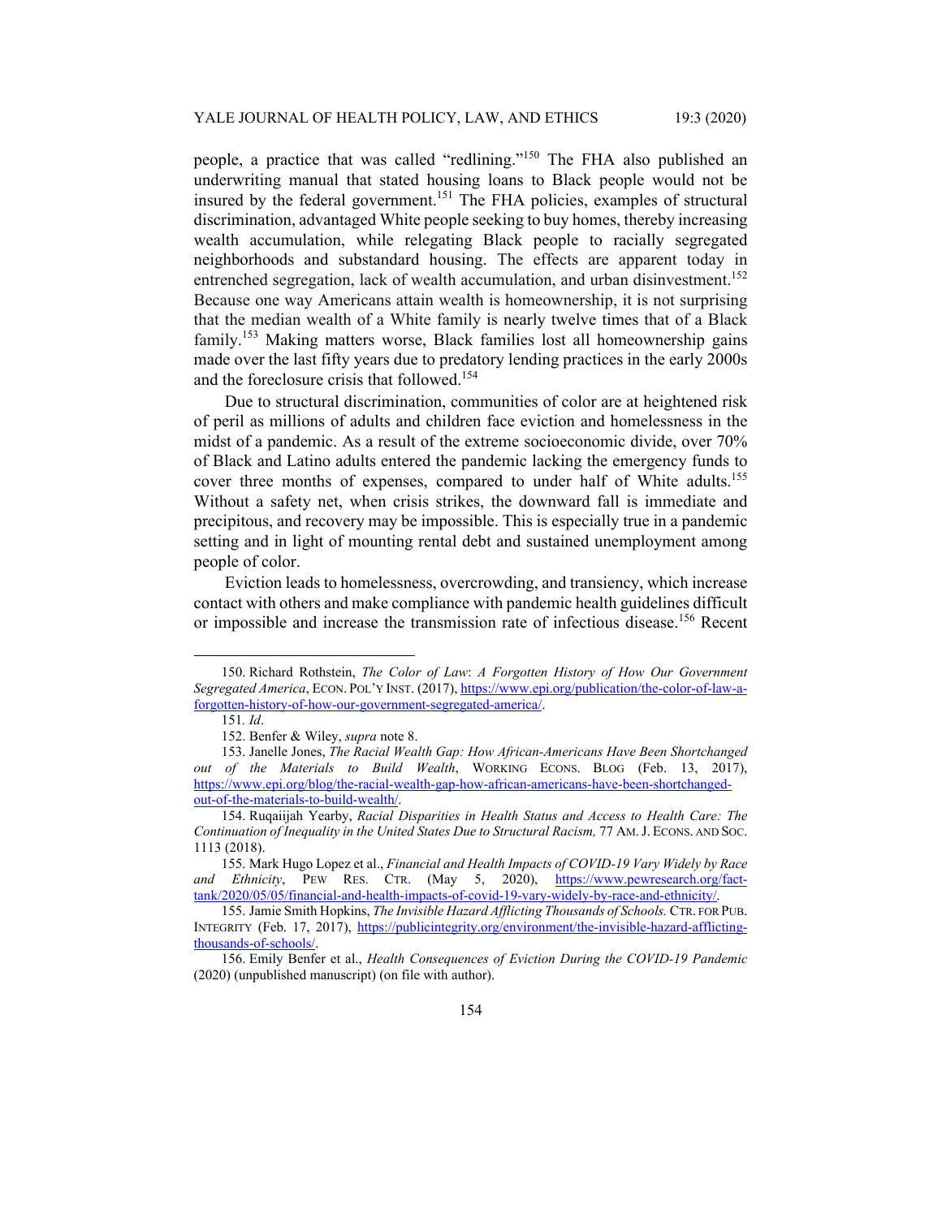people, a practice that was called "redlining."[150] The FHA also published an underwriting manual that stated housing loans to Black people would not be insured by the federal government.[151] The FHA policies, examples of structural discrimination, advantaged White people seeking to buy homes, thereby increasing wealth accumulation, while relegating Black people to racially segregated neighborhoods and substandard housing. The effects are apparent today in entrenched segregation, lack of wealth accumulation, and urban disinvestment.[152] Because one way Americans attain wealth is homeownership, it is not surprising that the median wealth of a White family is nearly twelve times that of a Black family.[153] Making matters worse, Black families lost all homeownership gains made over the last fifty years due to predatory lending practices in the early 2000s and the foreclosure crisis that followed.[154]

Due to structural discrimination, communities of color are at heightened risk of peril as millions of adults and children face eviction and homelessness in the midst of a pandemic. As a result of the extreme socioeconomic divide, over 70% of Black and Latino adults entered the pandemic lacking the emergency funds to cover three months of expenses, compared to under half of White adults.[155] Without a safety net, when crisis strikes, the downward fall is immediate and precipitous, and recovery may be impossible. This is especially true in a pandemic setting and in light of mounting rental debt and sustained unemployment among people of color.

Eviction leads to homelessness, overcrowding, and transiency, which increase contact with others and make compliance with pandemic health guidelines difficult or impossible and increase the transmission rate of infectious disease.[156] Recent

---

150. Richard Rothstein, *The Color of Law*: *A Forgotten History of How Our Government Segregated America*, ECON. POL'Y INST. (2017), https://www.epi.org/publication/the-color-of-law-a-forgotten-history-of-how-our-government-segregated-america/.

151. *Id*.

152. Benfer & Wiley, *supra* note 8.

153. Janelle Jones, *The Racial Wealth Gap: How African-Americans Have Been Shortchanged out of the Materials to Build Wealth*, WORKING ECONS. BLOG (Feb. 13, 2017), https://www.epi.org/blog/the-racial-wealth-gap-how-african-americans-have-been-shortchanged-out-of-the-materials-to-build-wealth/.

154. Ruqaiijah Yearby, *Racial Disparities in Health Status and Access to Health Care: The Continuation of Inequality in the United States Due to Structural Racism,* 77 AM. J. ECONS. AND SOC. 1113 (2018).

155. Mark Hugo Lopez et al., *Financial and Health Impacts of COVID-19 Vary Widely by Race and Ethnicity*, PEW RES. CTR. (May 5, 2020), https://www.pewresearch.org/fact-tank/2020/05/05/financial-and-health-impacts-of-covid-19-vary-widely-by-race-and-ethnicity/.

155. Jamie Smith Hopkins, *The Invisible Hazard Afflicting Thousands of Schools.* CTR. FOR PUB. INTEGRITY (Feb. 17, 2017), https://publicintegrity.org/environment/the-invisible-hazard-afflicting-thousands-of-schools/.

156. Emily Benfer et al., *Health Consequences of Eviction During the COVID-19 Pandemic* (2020) (unpublished manuscript) (on file with author).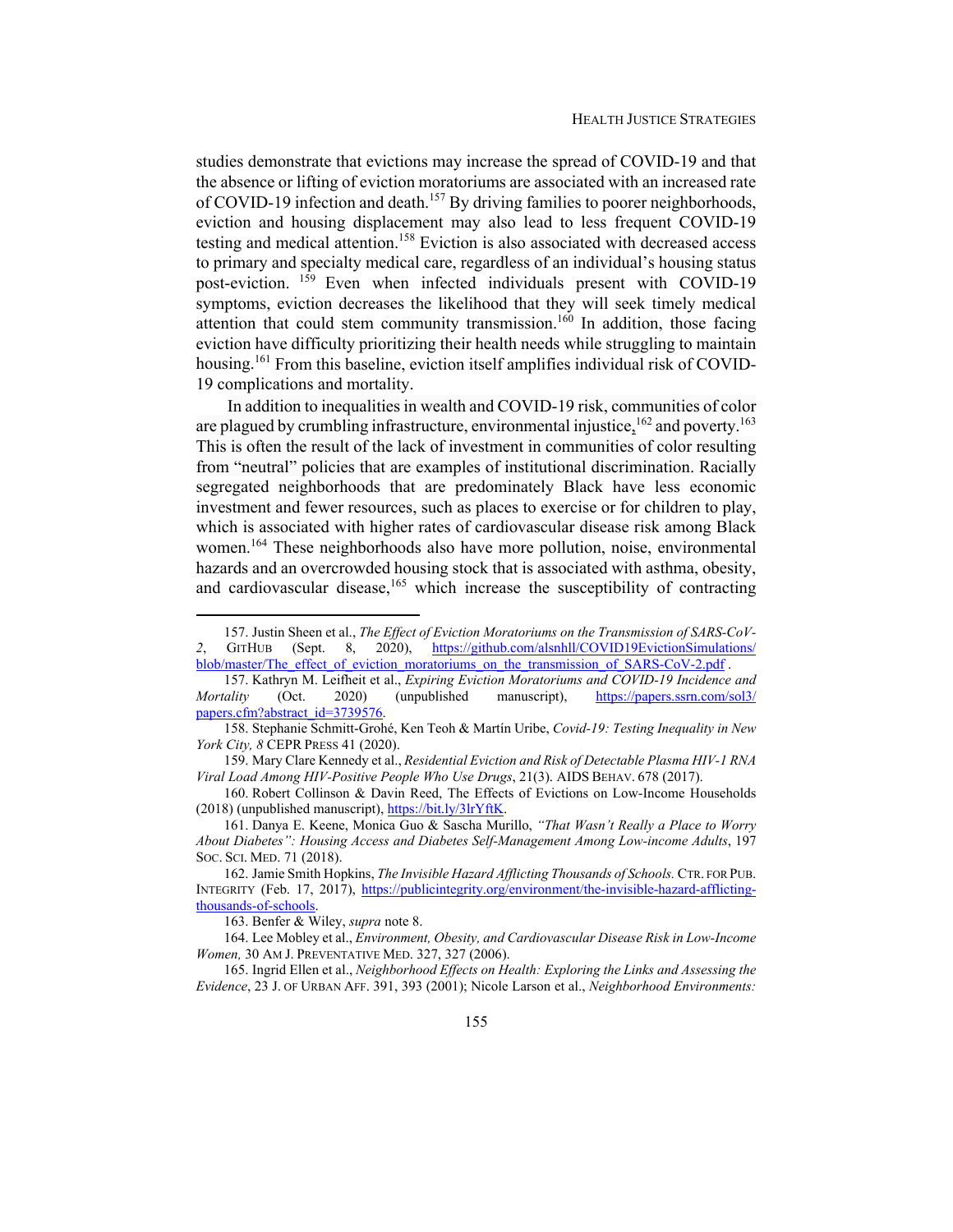studies demonstrate that evictions may increase the spread of COVID-19 and that the absence or lifting of eviction moratoriums are associated with an increased rate of COVID-19 infection and death.[157] By driving families to poorer neighborhoods, eviction and housing displacement may also lead to less frequent COVID-19 testing and medical attention.[158] Eviction is also associated with decreased access to primary and specialty medical care, regardless of an individual's housing status post-eviction.[159] Even when infected individuals present with COVID-19 symptoms, eviction decreases the likelihood that they will seek timely medical attention that could stem community transmission.[160] In addition, those facing eviction have difficulty prioritizing their health needs while struggling to maintain housing.[161] From this baseline, eviction itself amplifies individual risk of COVID-19 complications and mortality.

In addition to inequalities in wealth and COVID-19 risk, communities of color are plagued by crumbling infrastructure, environmental injustice,[162] and poverty.[163] This is often the result of the lack of investment in communities of color resulting from "neutral" policies that are examples of institutional discrimination. Racially segregated neighborhoods that are predominately Black have less economic investment and fewer resources, such as places to exercise or for children to play, which is associated with higher rates of cardiovascular disease risk among Black women.[164] These neighborhoods also have more pollution, noise, environmental hazards and an overcrowded housing stock that is associated with asthma, obesity, and cardiovascular disease,[165] which increase the susceptibility of contracting

---

157. Justin Sheen et al., *The Effect of Eviction Moratoriums on the Transmission of SARS-CoV-2*, GITHUB (Sept. 8, 2020), https://github.com/alsnhll/COVID19EvictionSimulations/blob/master/The_effect_of_eviction_moratoriums_on_the_transmission_of_SARS-CoV-2.pdf .

157. Kathryn M. Leifheit et al., *Expiring Eviction Moratoriums and COVID-19 Incidence and Mortality* (Oct. 2020) (unpublished manuscript), https://papers.ssrn.com/sol3/papers.cfm?abstract_id=3739576.

158. Stephanie Schmitt-Grohé, Ken Teoh & Martín Uribe, *Covid-19: Testing Inequality in New York City, 8* CEPR PRESS 41 (2020).

159. Mary Clare Kennedy et al., *Residential Eviction and Risk of Detectable Plasma HIV-1 RNA Viral Load Among HIV-Positive People Who Use Drugs*, 21(3). AIDS BEHAV. 678 (2017).

160. Robert Collinson & Davin Reed, The Effects of Evictions on Low-Income Households (2018) (unpublished manuscript), https://bit.ly/3lrYftK.

161. Danya E. Keene, Monica Guo & Sascha Murillo, *"That Wasn't Really a Place to Worry About Diabetes": Housing Access and Diabetes Self-Management Among Low-income Adults*, 197 SOC. SCI. MED. 71 (2018).

162. Jamie Smith Hopkins, *The Invisible Hazard Afflicting Thousands of Schools.* CTR. FOR PUB. INTEGRITY (Feb. 17, 2017), https://publicintegrity.org/environment/the-invisible-hazard-afflicting-thousands-of-schools.

163. Benfer & Wiley, *supra* note 8.

164. Lee Mobley et al., *Environment, Obesity, and Cardiovascular Disease Risk in Low-Income Women,* 30 AM J. PREVENTATIVE MED. 327, 327 (2006).

165. Ingrid Ellen et al., *Neighborhood Effects on Health: Exploring the Links and Assessing the Evidence*, 23 J. OF URBAN AFF. 391, 393 (2001); Nicole Larson et al., *Neighborhood Environments:*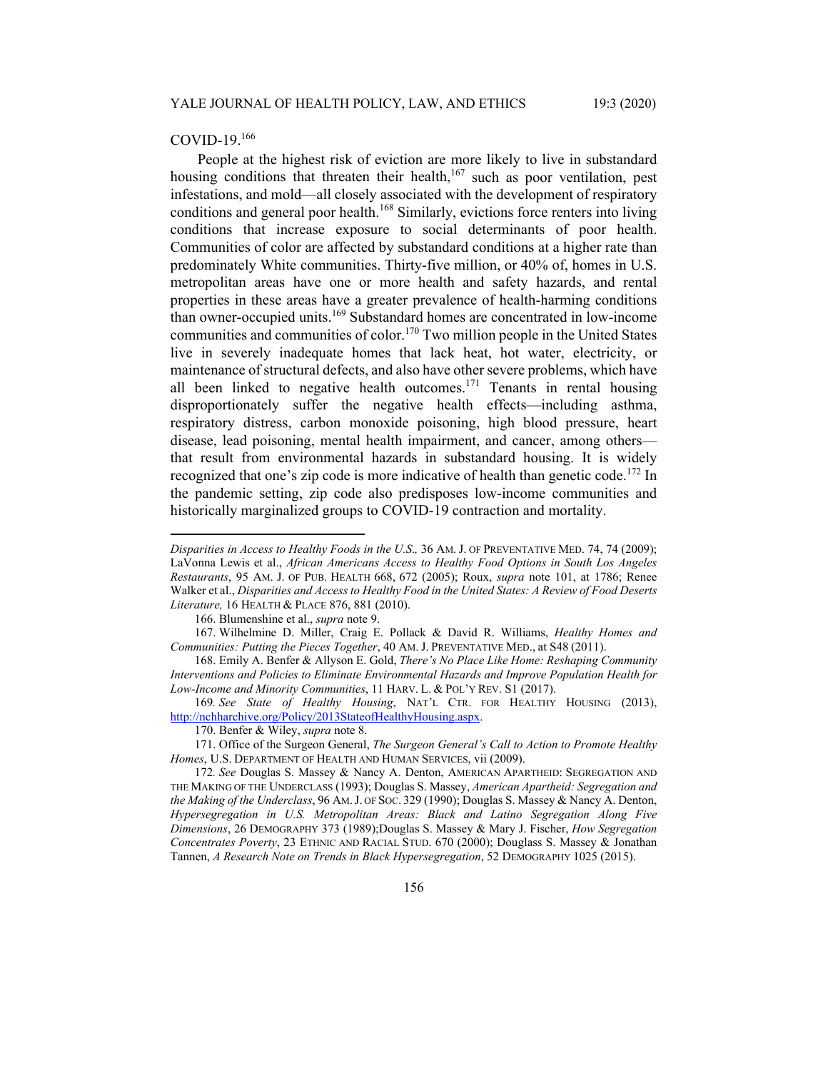COVID-19.[166]

People at the highest risk of eviction are more likely to live in substandard housing conditions that threaten their health,[167] such as poor ventilation, pest infestations, and mold—all closely associated with the development of respiratory conditions and general poor health.[168] Similarly, evictions force renters into living conditions that increase exposure to social determinants of poor health. Communities of color are affected by substandard conditions at a higher rate than predominately White communities. Thirty-five million, or 40% of, homes in U.S. metropolitan areas have one or more health and safety hazards, and rental properties in these areas have a greater prevalence of health-harming conditions than owner-occupied units.[169] Substandard homes are concentrated in low-income communities and communities of color.[170] Two million people in the United States live in severely inadequate homes that lack heat, hot water, electricity, or maintenance of structural defects, and also have other severe problems, which have all been linked to negative health outcomes.[171] Tenants in rental housing disproportionately suffer the negative health effects—including asthma, respiratory distress, carbon monoxide poisoning, high blood pressure, heart disease, lead poisoning, mental health impairment, and cancer, among others—that result from environmental hazards in substandard housing. It is widely recognized that one's zip code is more indicative of health than genetic code.[172] In the pandemic setting, zip code also predisposes low-income communities and historically marginalized groups to COVID-19 contraction and mortality.

---

*Disparities in Access to Healthy Foods in the U.S.,* 36 AM. J. OF PREVENTATIVE MED. 74, 74 (2009); LaVonna Lewis et al., *African Americans Access to Healthy Food Options in South Los Angeles Restaurants*, 95 AM. J. OF PUB. HEALTH 668, 672 (2005); Roux, *supra* note 101, at 1786; Renee Walker et al., *Disparities and Access to Healthy Food in the United States: A Review of Food Deserts Literature,* 16 HEALTH & PLACE 876, 881 (2010).

166. Blumenshine et al., *supra* note 9.

167. Wilhelmine D. Miller, Craig E. Pollack & David R. Williams, *Healthy Homes and Communities: Putting the Pieces Together*, 40 AM. J. PREVENTATIVE MED., at S48 (2011).

168. Emily A. Benfer & Allyson E. Gold, *There's No Place Like Home: Reshaping Community Interventions and Policies to Eliminate Environmental Hazards and Improve Population Health for Low-Income and Minority Communities*, 11 HARV. L. & POL'Y REV. S1 (2017).

169. *See State of Healthy Housing*, NAT'L CTR. FOR HEALTHY HOUSING (2013), http://nchharchive.org/Policy/2013StateofHealthyHousing.aspx.

170. Benfer & Wiley, *supra* note 8.

171. Office of the Surgeon General, *The Surgeon General's Call to Action to Promote Healthy Homes*, U.S. DEPARTMENT OF HEALTH AND HUMAN SERVICES, vii (2009).

172. *See* Douglas S. Massey & Nancy A. Denton, AMERICAN APARTHEID: SEGREGATION AND THE MAKING OF THE UNDERCLASS (1993); Douglas S. Massey, *American Apartheid: Segregation and the Making of the Underclass*, 96 AM. J. OF SOC. 329 (1990); Douglas S. Massey & Nancy A. Denton, *Hypersegregation in U.S. Metropolitan Areas: Black and Latino Segregation Along Five Dimensions*, 26 DEMOGRAPHY 373 (1989);Douglas S. Massey & Mary J. Fischer, *How Segregation Concentrates Poverty*, 23 ETHNIC AND RACIAL STUD. 670 (2000); Douglass S. Massey & Jonathan Tannen, *A Research Note on Trends in Black Hypersegregation*, 52 DEMOGRAPHY 1025 (2015).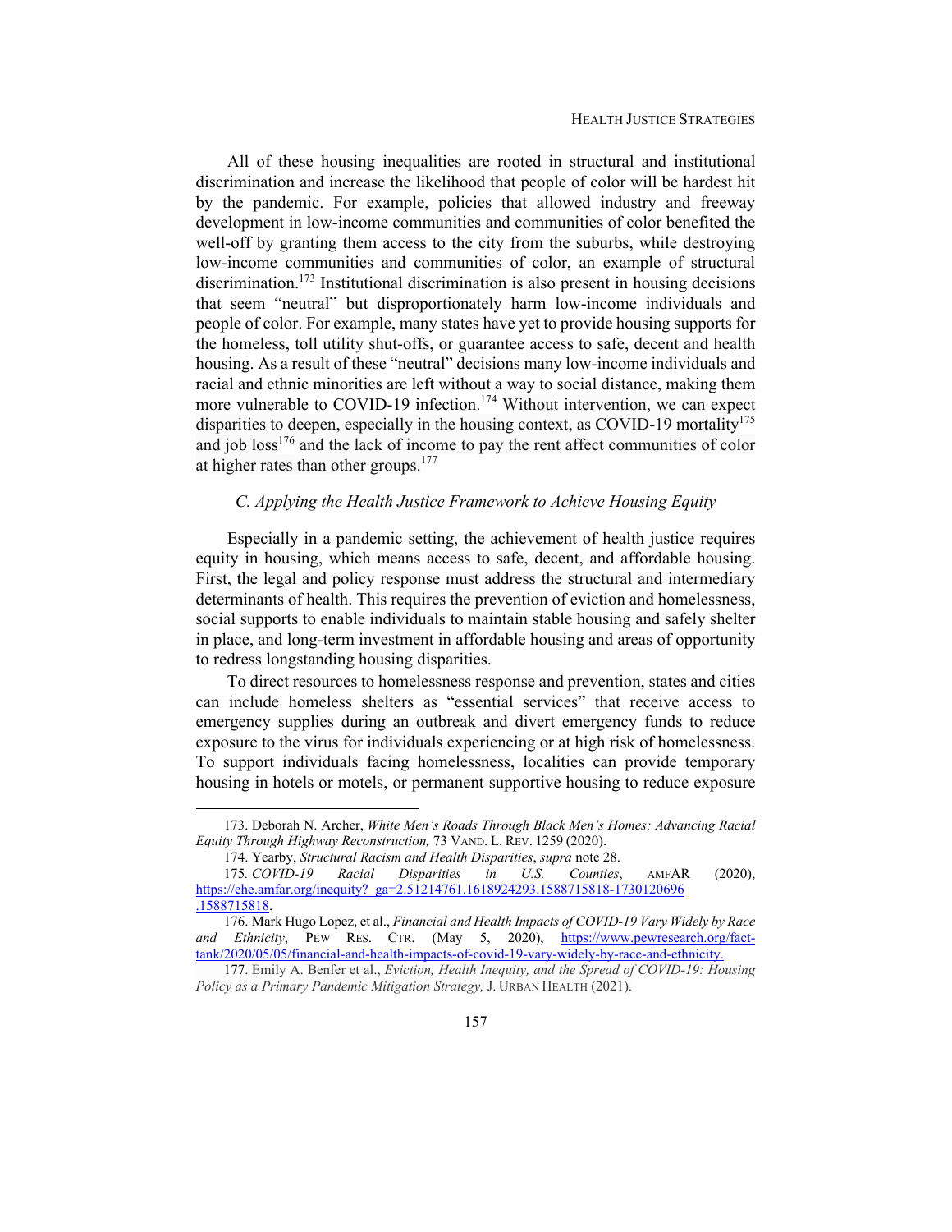All of these housing inequalities are rooted in structural and institutional discrimination and increase the likelihood that people of color will be hardest hit by the pandemic. For example, policies that allowed industry and freeway development in low-income communities and communities of color benefited the well-off by granting them access to the city from the suburbs, while destroying low-income communities and communities of color, an example of structural discrimination.[173] Institutional discrimination is also present in housing decisions that seem "neutral" but disproportionately harm low-income individuals and people of color. For example, many states have yet to provide housing supports for the homeless, toll utility shut-offs, or guarantee access to safe, decent and health housing. As a result of these "neutral" decisions many low-income individuals and racial and ethnic minorities are left without a way to social distance, making them more vulnerable to COVID-19 infection.[174] Without intervention, we can expect disparities to deepen, especially in the housing context, as COVID-19 mortality[175] and job loss[176] and the lack of income to pay the rent affect communities of color at higher rates than other groups.[177]

### *C. Applying the Health Justice Framework to Achieve Housing Equity*

Especially in a pandemic setting, the achievement of health justice requires equity in housing, which means access to safe, decent, and affordable housing. First, the legal and policy response must address the structural and intermediary determinants of health. This requires the prevention of eviction and homelessness, social supports to enable individuals to maintain stable housing and safely shelter in place, and long-term investment in affordable housing and areas of opportunity to redress longstanding housing disparities.

To direct resources to homelessness response and prevention, states and cities can include homeless shelters as "essential services" that receive access to emergency supplies during an outbreak and divert emergency funds to reduce exposure to the virus for individuals experiencing or at high risk of homelessness. To support individuals facing homelessness, localities can provide temporary housing in hotels or motels, or permanent supportive housing to reduce exposure

---

173. Deborah N. Archer, *White Men's Roads Through Black Men's Homes: Advancing Racial Equity Through Highway Reconstruction,* 73 VAND. L. REV. 1259 (2020).

174. Yearby, *Structural Racism and Health Disparities*, *supra* note 28.

175. *COVID-19 Racial Disparities in U.S. Counties*, AMFAR (2020), https://ehe.amfar.org/inequity?_ga=2.51214761.1618924293.1588715818-1730120696.1588715818.

176. Mark Hugo Lopez, et al., *Financial and Health Impacts of COVID-19 Vary Widely by Race and Ethnicity*, PEW RES. CTR. (May 5, 2020), https://www.pewresearch.org/fact-tank/2020/05/05/financial-and-health-impacts-of-covid-19-vary-widely-by-race-and-ethnicity.

177. Emily A. Benfer et al., *Eviction, Health Inequity, and the Spread of COVID-19: Housing Policy as a Primary Pandemic Mitigation Strategy,* J. URBAN HEALTH (2021).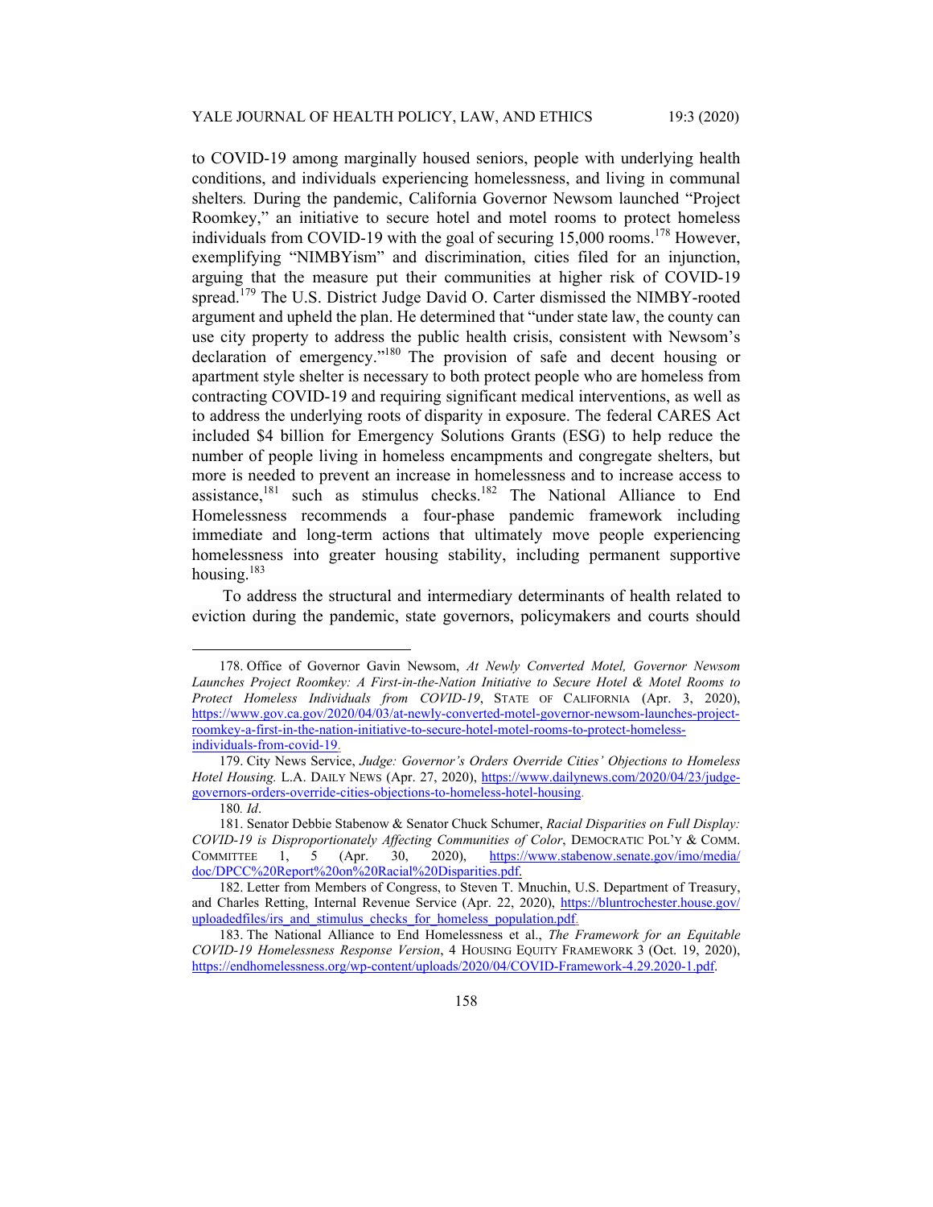to COVID-19 among marginally housed seniors, people with underlying health conditions, and individuals experiencing homelessness, and living in communal shelters*.* During the pandemic, California Governor Newsom launched "Project Roomkey," an initiative to secure hotel and motel rooms to protect homeless individuals from COVID-19 with the goal of securing 15,000 rooms.[178] However, exemplifying "NIMBYism" and discrimination, cities filed for an injunction, arguing that the measure put their communities at higher risk of COVID-19 spread.[179] The U.S. District Judge David O. Carter dismissed the NIMBY-rooted argument and upheld the plan. He determined that "under state law, the county can use city property to address the public health crisis, consistent with Newsom's declaration of emergency."[180] The provision of safe and decent housing or apartment style shelter is necessary to both protect people who are homeless from contracting COVID-19 and requiring significant medical interventions, as well as to address the underlying roots of disparity in exposure. The federal CARES Act included $4 billion for Emergency Solutions Grants (ESG) to help reduce the number of people living in homeless encampments and congregate shelters, but more is needed to prevent an increase in homelessness and to increase access to assistance,[181] such as stimulus checks.[182] The National Alliance to End Homelessness recommends a four-phase pandemic framework including immediate and long-term actions that ultimately move people experiencing homelessness into greater housing stability, including permanent supportive housing.[183]

To address the structural and intermediary determinants of health related to eviction during the pandemic, state governors, policymakers and courts should

---

178. Office of Governor Gavin Newsom, *At Newly Converted Motel, Governor Newsom Launches Project Roomkey: A First-in-the-Nation Initiative to Secure Hotel & Motel Rooms to Protect Homeless Individuals from COVID-19*, STATE OF CALIFORNIA (Apr. 3, 2020), https://www.gov.ca.gov/2020/04/03/at-newly-converted-motel-governor-newsom-launches-project-roomkey-a-first-in-the-nation-initiative-to-secure-hotel-motel-rooms-to-protect-homeless-individuals-from-covid-19.

179. City News Service, *Judge: Governor's Orders Override Cities' Objections to Homeless Hotel Housing.* L.A. DAILY NEWS (Apr. 27, 2020), https://www.dailynews.com/2020/04/23/judge-governors-orders-override-cities-objections-to-homeless-hotel-housing.

180*. Id*.

181. Senator Debbie Stabenow & Senator Chuck Schumer, *Racial Disparities on Full Display: COVID-19 is Disproportionately Affecting Communities of Color*, DEMOCRATIC POL'Y & COMM. COMMITTEE 1, 5 (Apr. 30, 2020), https://www.stabenow.senate.gov/imo/media/doc/DPCC%20Report%20on%20Racial%20Disparities.pdf.

182. Letter from Members of Congress, to Steven T. Mnuchin, U.S. Department of Treasury, and Charles Retting, Internal Revenue Service (Apr. 22, 2020), https://bluntrochester.house.gov/uploadedfiles/irs_and_stimulus_checks_for_homeless_population.pdf.

183. The National Alliance to End Homelessness et al., *The Framework for an Equitable COVID-19 Homelessness Response Version*, 4 HOUSING EQUITY FRAMEWORK 3 (Oct. 19, 2020), https://endhomelessness.org/wp-content/uploads/2020/04/COVID-Framework-4.29.2020-1.pdf.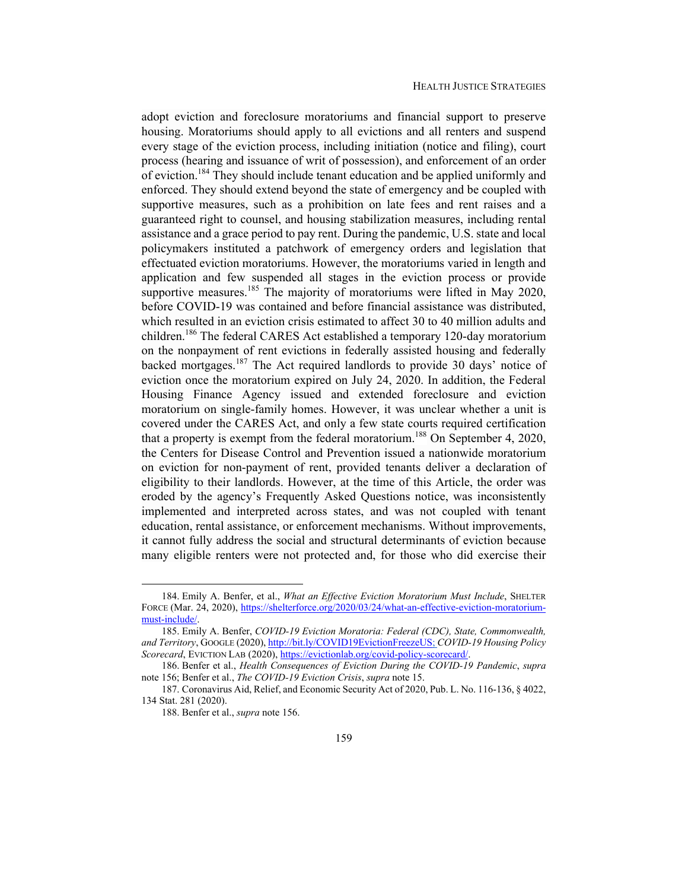adopt eviction and foreclosure moratoriums and financial support to preserve housing. Moratoriums should apply to all evictions and all renters and suspend every stage of the eviction process, including initiation (notice and filing), court process (hearing and issuance of writ of possession), and enforcement of an order of eviction.[184] They should include tenant education and be applied uniformly and enforced. They should extend beyond the state of emergency and be coupled with supportive measures, such as a prohibition on late fees and rent raises and a guaranteed right to counsel, and housing stabilization measures, including rental assistance and a grace period to pay rent. During the pandemic, U.S. state and local policymakers instituted a patchwork of emergency orders and legislation that effectuated eviction moratoriums. However, the moratoriums varied in length and application and few suspended all stages in the eviction process or provide supportive measures.[185] The majority of moratoriums were lifted in May 2020, before COVID-19 was contained and before financial assistance was distributed, which resulted in an eviction crisis estimated to affect 30 to 40 million adults and children.[186] The federal CARES Act established a temporary 120-day moratorium on the nonpayment of rent evictions in federally assisted housing and federally backed mortgages.[187] The Act required landlords to provide 30 days' notice of eviction once the moratorium expired on July 24, 2020. In addition, the Federal Housing Finance Agency issued and extended foreclosure and eviction moratorium on single-family homes. However, it was unclear whether a unit is covered under the CARES Act, and only a few state courts required certification that a property is exempt from the federal moratorium.[188] On September 4, 2020, the Centers for Disease Control and Prevention issued a nationwide moratorium on eviction for non-payment of rent, provided tenants deliver a declaration of eligibility to their landlords. However, at the time of this Article, the order was eroded by the agency's Frequently Asked Questions notice, was inconsistently implemented and interpreted across states, and was not coupled with tenant education, rental assistance, or enforcement mechanisms. Without improvements, it cannot fully address the social and structural determinants of eviction because many eligible renters were not protected and, for those who did exercise their

---

184. Emily A. Benfer, et al., *What an Effective Eviction Moratorium Must Include*, SHELTER FORCE (Mar. 24, 2020), https://shelterforce.org/2020/03/24/what-an-effective-eviction-moratorium-must-include/.

185. Emily A. Benfer, *COVID-19 Eviction Moratoria: Federal (CDC), State, Commonwealth, and Territory*, GOOGLE (2020), http://bit.ly/COVID19EvictionFreezeUS; *COVID-19 Housing Policy Scorecard*, EVICTION LAB (2020), https://evictionlab.org/covid-policy-scorecard/.

186. Benfer et al., *Health Consequences of Eviction During the COVID-19 Pandemic*, *supra* note 156; Benfer et al., *The COVID-19 Eviction Crisis*, *supra* note 15.

187. Coronavirus Aid, Relief, and Economic Security Act of 2020, Pub. L. No. 116-136, § 4022, 134 Stat. 281 (2020).

188. Benfer et al., *supra* note 156.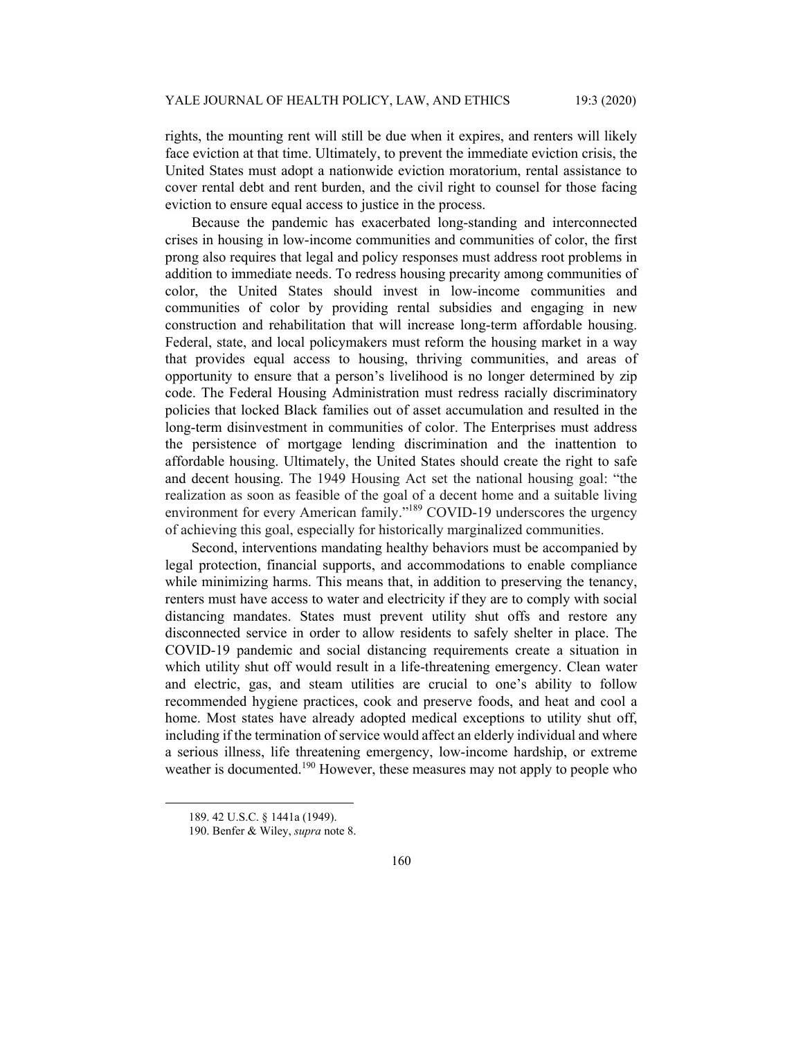rights, the mounting rent will still be due when it expires, and renters will likely face eviction at that time. Ultimately, to prevent the immediate eviction crisis, the United States must adopt a nationwide eviction moratorium, rental assistance to cover rental debt and rent burden, and the civil right to counsel for those facing eviction to ensure equal access to justice in the process.

Because the pandemic has exacerbated long-standing and interconnected crises in housing in low-income communities and communities of color, the first prong also requires that legal and policy responses must address root problems in addition to immediate needs. To redress housing precarity among communities of color, the United States should invest in low-income communities and communities of color by providing rental subsidies and engaging in new construction and rehabilitation that will increase long-term affordable housing. Federal, state, and local policymakers must reform the housing market in a way that provides equal access to housing, thriving communities, and areas of opportunity to ensure that a person's livelihood is no longer determined by zip code. The Federal Housing Administration must redress racially discriminatory policies that locked Black families out of asset accumulation and resulted in the long-term disinvestment in communities of color. The Enterprises must address the persistence of mortgage lending discrimination and the inattention to affordable housing. Ultimately, the United States should create the right to safe and decent housing. The 1949 Housing Act set the national housing goal: "the realization as soon as feasible of the goal of a decent home and a suitable living environment for every American family."[189] COVID-19 underscores the urgency of achieving this goal, especially for historically marginalized communities.

Second, interventions mandating healthy behaviors must be accompanied by legal protection, financial supports, and accommodations to enable compliance while minimizing harms. This means that, in addition to preserving the tenancy, renters must have access to water and electricity if they are to comply with social distancing mandates. States must prevent utility shut offs and restore any disconnected service in order to allow residents to safely shelter in place. The COVID-19 pandemic and social distancing requirements create a situation in which utility shut off would result in a life-threatening emergency. Clean water and electric, gas, and steam utilities are crucial to one's ability to follow recommended hygiene practices, cook and preserve foods, and heat and cool a home. Most states have already adopted medical exceptions to utility shut off, including if the termination of service would affect an elderly individual and where a serious illness, life threatening emergency, low-income hardship, or extreme weather is documented.[190] However, these measures may not apply to people who

189. 42 U.S.C. § 1441a (1949).

190. Benfer & Wiley, *supra* note 8.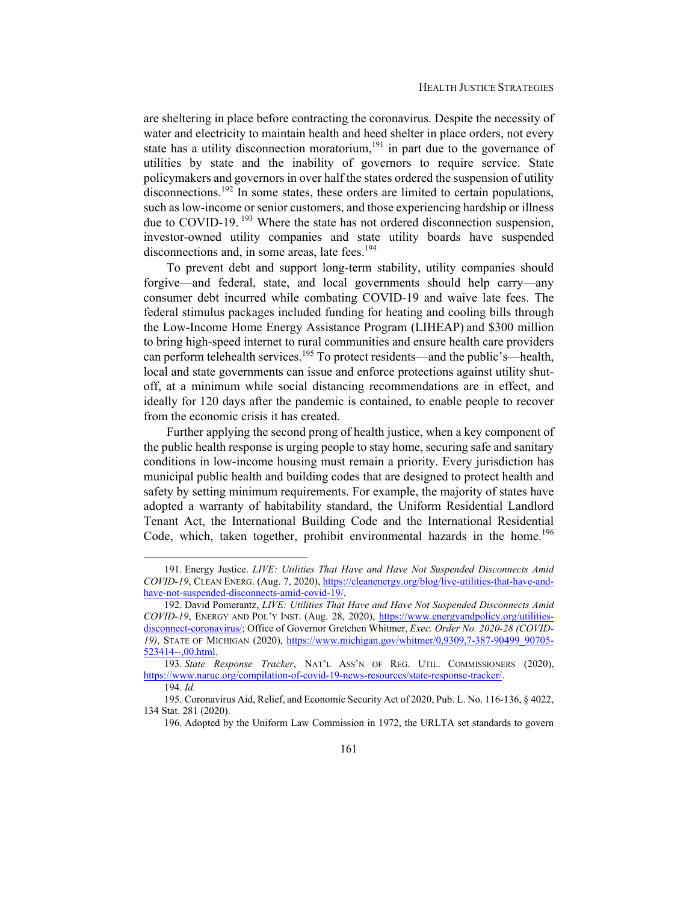are sheltering in place before contracting the coronavirus. Despite the necessity of water and electricity to maintain health and heed shelter in place orders, not every state has a utility disconnection moratorium,[191] in part due to the governance of utilities by state and the inability of governors to require service. State policymakers and governors in over half the states ordered the suspension of utility disconnections.[192] In some states, these orders are limited to certain populations, such as low-income or senior customers, and those experiencing hardship or illness due to COVID-19.[193] Where the state has not ordered disconnection suspension, investor-owned utility companies and state utility boards have suspended disconnections and, in some areas, late fees.[194]

To prevent debt and support long-term stability, utility companies should forgive—and federal, state, and local governments should help carry—any consumer debt incurred while combating COVID-19 and waive late fees. The federal stimulus packages included funding for heating and cooling bills through the Low-Income Home Energy Assistance Program (LIHEAP) and $300 million to bring high-speed internet to rural communities and ensure health care providers can perform telehealth services.[195] To protect residents—and the public's—health, local and state governments can issue and enforce protections against utility shut-off, at a minimum while social distancing recommendations are in effect, and ideally for 120 days after the pandemic is contained, to enable people to recover from the economic crisis it has created.

Further applying the second prong of health justice, when a key component of the public health response is urging people to stay home, securing safe and sanitary conditions in low-income housing must remain a priority. Every jurisdiction has municipal public health and building codes that are designed to protect health and safety by setting minimum requirements. For example, the majority of states have adopted a warranty of habitability standard, the Uniform Residential Landlord Tenant Act, the International Building Code and the International Residential Code, which, taken together, prohibit environmental hazards in the home.[196]

---

191. Energy Justice. *LIVE: Utilities That Have and Have Not Suspended Disconnects Amid COVID-19*, CLEAN ENERG. (Aug. 7, 2020), https://cleanenergy.org/blog/live-utilities-that-have-and-have-not-suspended-disconnects-amid-covid-19/.

192. David Pomerantz, *LIVE: Utilities That Have and Have Not Suspended Disconnects Amid COVID-19*, ENERGY AND POL'Y INST. (Aug. 28, 2020), https://www.energyandpolicy.org/utilities-disconnect-coronavirus/; Office of Governor Gretchen Whitmer, *Exec. Order No. 2020-28 (COVID-19)*, STATE OF MICHIGAN (2020), https://www.michigan.gov/whitmer/0,9309,7-387-90499_90705-523414--,00.html.

193. *State Response Tracker*, NAT'L ASS'N OF REG. UTIL. COMMISSIONERS (2020), https://www.naruc.org/compilation-of-covid-19-news-resources/state-response-tracker/.

194. *Id.*

195. Coronavirus Aid, Relief, and Economic Security Act of 2020, Pub. L. No. 116-136, § 4022, 134 Stat. 281 (2020).

196. Adopted by the Uniform Law Commission in 1972, the URLTA set standards to govern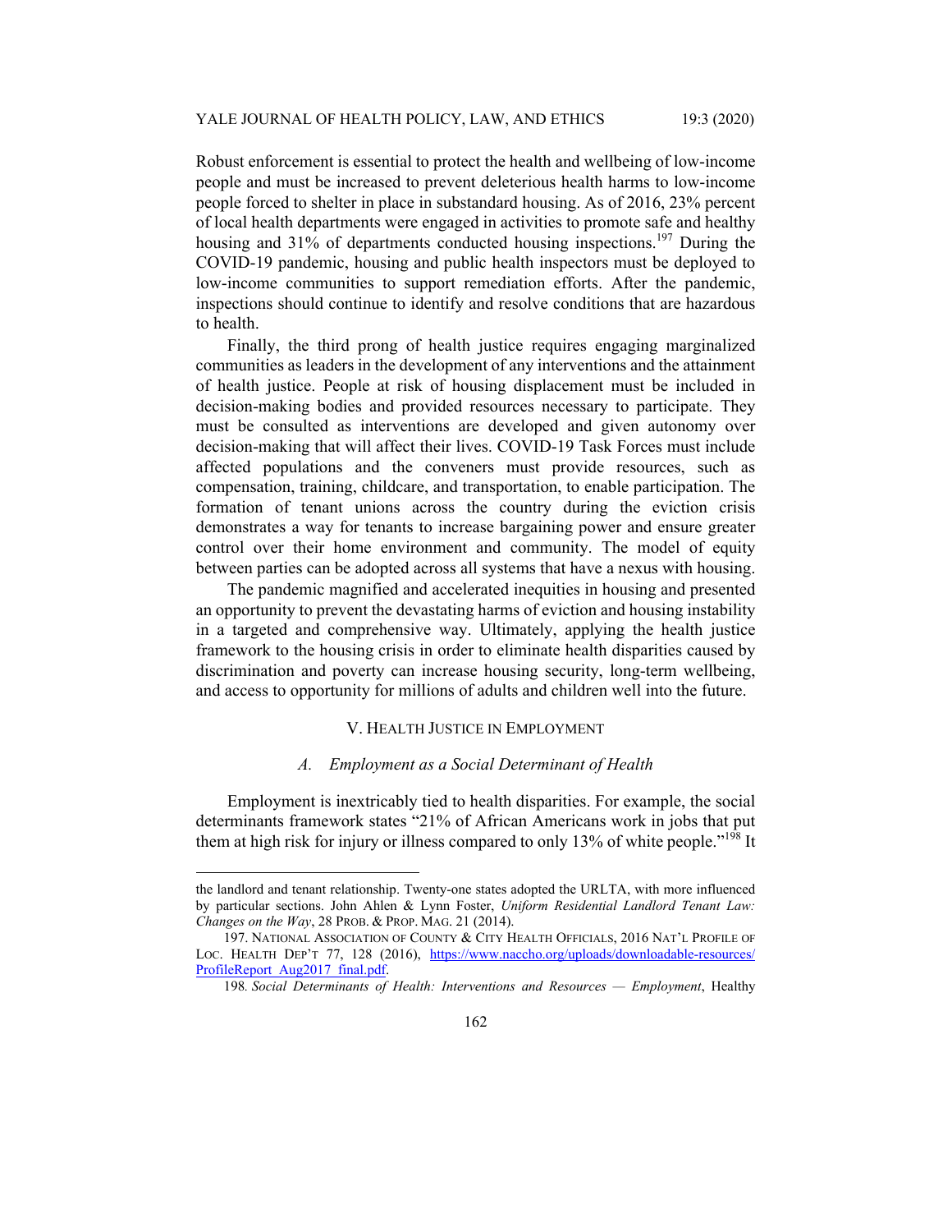Robust enforcement is essential to protect the health and wellbeing of low-income people and must be increased to prevent deleterious health harms to low-income people forced to shelter in place in substandard housing. As of 2016, 23% percent of local health departments were engaged in activities to promote safe and healthy housing and 31% of departments conducted housing inspections.[197] During the COVID-19 pandemic, housing and public health inspectors must be deployed to low-income communities to support remediation efforts. After the pandemic, inspections should continue to identify and resolve conditions that are hazardous to health.

Finally, the third prong of health justice requires engaging marginalized communities as leaders in the development of any interventions and the attainment of health justice. People at risk of housing displacement must be included in decision-making bodies and provided resources necessary to participate. They must be consulted as interventions are developed and given autonomy over decision-making that will affect their lives. COVID-19 Task Forces must include affected populations and the conveners must provide resources, such as compensation, training, childcare, and transportation, to enable participation. The formation of tenant unions across the country during the eviction crisis demonstrates a way for tenants to increase bargaining power and ensure greater control over their home environment and community. The model of equity between parties can be adopted across all systems that have a nexus with housing.

The pandemic magnified and accelerated inequities in housing and presented an opportunity to prevent the devastating harms of eviction and housing instability in a targeted and comprehensive way. Ultimately, applying the health justice framework to the housing crisis in order to eliminate health disparities caused by discrimination and poverty can increase housing security, long-term wellbeing, and access to opportunity for millions of adults and children well into the future.

## V. Health Justice in Employment

### *A. Employment as a Social Determinant of Health*

Employment is inextricably tied to health disparities. For example, the social determinants framework states "21% of African Americans work in jobs that put them at high risk for injury or illness compared to only 13% of white people."[198] It

---

the landlord and tenant relationship. Twenty-one states adopted the URLTA, with more influenced by particular sections. John Ahlen & Lynn Foster, *Uniform Residential Landlord Tenant Law: Changes on the Way*, 28 Prob. & Prop. Mag. 21 (2014).

197. National Association of County & City Health Officials, 2016 Nat'l Profile of Loc. Health Dep't 77, 128 (2016), https://www.naccho.org/uploads/downloadable-resources/ProfileReport_Aug2017_final.pdf.

198. *Social Determinants of Health: Interventions and Resources — Employment*, Healthy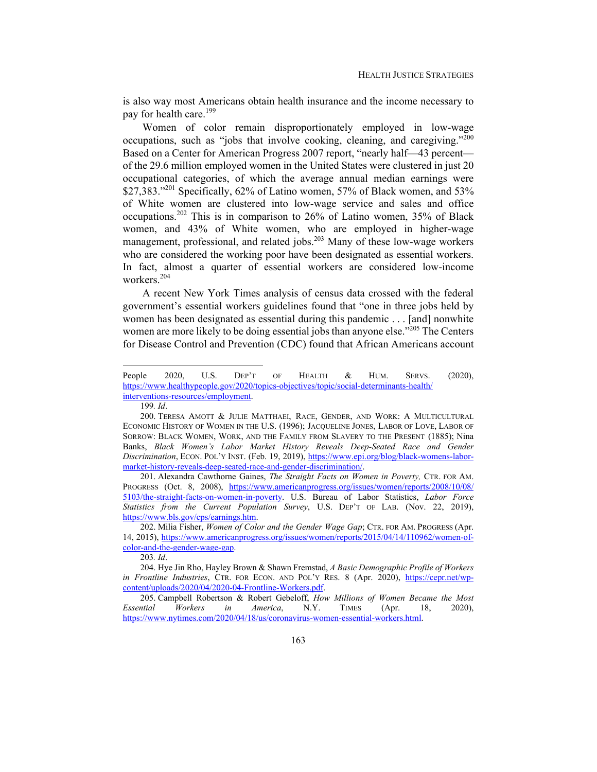is also way most Americans obtain health insurance and the income necessary to pay for health care.[199]

Women of color remain disproportionately employed in low-wage occupations, such as "jobs that involve cooking, cleaning, and caregiving."[200] Based on a Center for American Progress 2007 report, "nearly half—43 percent—of the 29.6 million employed women in the United States were clustered in just 20 occupational categories, of which the average annual median earnings were $27,383."[201] Specifically, 62% of Latino women, 57% of Black women, and 53% of White women are clustered into low-wage service and sales and office occupations.[202] This is in comparison to 26% of Latino women, 35% of Black women, and 43% of White women, who are employed in higher-wage management, professional, and related jobs.[203] Many of these low-wage workers who are considered the working poor have been designated as essential workers. In fact, almost a quarter of essential workers are considered low-income workers.[204]

A recent New York Times analysis of census data crossed with the federal government's essential workers guidelines found that "one in three jobs held by women has been designated as essential during this pandemic . . . [and] nonwhite women are more likely to be doing essential jobs than anyone else."[205] The Centers for Disease Control and Prevention (CDC) found that African Americans account

---

People 2020, U.S. DEP'T OF HEALTH & HUM. SERVS. (2020), https://www.healthypeople.gov/2020/topics-objectives/topic/social-determinants-health/interventions-resources/employment.

199. *Id*.

200. TERESA AMOTT & JULIE MATTHAEI, RACE, GENDER, AND WORK: A MULTICULTURAL ECONOMIC HISTORY OF WOMEN IN THE U.S. (1996); JACQUELINE JONES, LABOR OF LOVE, LABOR OF SORROW: BLACK WOMEN, WORK, AND THE FAMILY FROM SLAVERY TO THE PRESENT (1885); Nina Banks, *Black Women's Labor Market History Reveals Deep-Seated Race and Gender Discrimination*, ECON. POL'Y INST. (Feb. 19, 2019), https://www.epi.org/blog/black-womens-labor-market-history-reveals-deep-seated-race-and-gender-discrimination/.

201. Alexandra Cawthorne Gaines, *The Straight Facts on Women in Poverty,* CTR. FOR AM. PROGRESS (Oct. 8, 2008), https://www.americanprogress.org/issues/women/reports/2008/10/08/5103/the-straight-facts-on-women-in-poverty. U.S. Bureau of Labor Statistics, *Labor Force Statistics from the Current Population Survey*, U.S. DEP'T OF LAB. (Nov. 22, 2019), https://www.bls.gov/cps/earnings.htm.

202. Milia Fisher, *Women of Color and the Gender Wage Gap*; CTR. FOR AM. PROGRESS (Apr. 14, 2015), https://www.americanprogress.org/issues/women/reports/2015/04/14/110962/women-of-color-and-the-gender-wage-gap.

203. *Id*.

204. Hye Jin Rho, Hayley Brown & Shawn Fremstad, *A Basic Demographic Profile of Workers in Frontline Industries*, CTR. FOR ECON. AND POL'Y RES. 8 (Apr. 2020), https://cepr.net/wp-content/uploads/2020/04/2020-04-Frontline-Workers.pdf.

205. Campbell Robertson & Robert Gebeloff, *How Millions of Women Became the Most Essential Workers in America*, N.Y. TIMES (Apr. 18, 2020), https://www.nytimes.com/2020/04/18/us/coronavirus-women-essential-workers.html.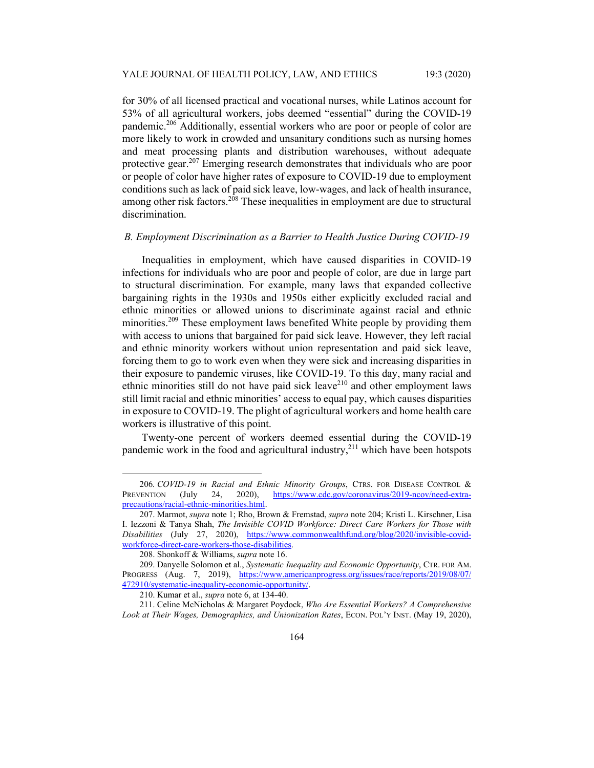for 30% of all licensed practical and vocational nurses, while Latinos account for 53% of all agricultural workers, jobs deemed "essential" during the COVID-19 pandemic.[206] Additionally, essential workers who are poor or people of color are more likely to work in crowded and unsanitary conditions such as nursing homes and meat processing plants and distribution warehouses, without adequate protective gear.[207] Emerging research demonstrates that individuals who are poor or people of color have higher rates of exposure to COVID-19 due to employment conditions such as lack of paid sick leave, low-wages, and lack of health insurance, among other risk factors.[208] These inequalities in employment are due to structural discrimination.

### *B. Employment Discrimination as a Barrier to Health Justice During COVID-19*

Inequalities in employment, which have caused disparities in COVID-19 infections for individuals who are poor and people of color, are due in large part to structural discrimination. For example, many laws that expanded collective bargaining rights in the 1930s and 1950s either explicitly excluded racial and ethnic minorities or allowed unions to discriminate against racial and ethnic minorities.[209] These employment laws benefited White people by providing them with access to unions that bargained for paid sick leave. However, they left racial and ethnic minority workers without union representation and paid sick leave, forcing them to go to work even when they were sick and increasing disparities in their exposure to pandemic viruses, like COVID-19. To this day, many racial and ethnic minorities still do not have paid sick leave[210] and other employment laws still limit racial and ethnic minorities' access to equal pay, which causes disparities in exposure to COVID-19. The plight of agricultural workers and home health care workers is illustrative of this point.

Twenty-one percent of workers deemed essential during the COVID-19 pandemic work in the food and agricultural industry,[211] which have been hotspots

---

206. *COVID-19 in Racial and Ethnic Minority Groups*, CTRS. FOR DISEASE CONTROL & PREVENTION (July 24, 2020), https://www.cdc.gov/coronavirus/2019-ncov/need-extra-precautions/racial-ethnic-minorities.html.

207. Marmot, *supra* note 1; Rho, Brown & Fremstad, *supra* note 204; Kristi L. Kirschner, Lisa I. Iezzoni & Tanya Shah, *The Invisible COVID Workforce: Direct Care Workers for Those with Disabilities* (July 27, 2020), https://www.commonwealthfund.org/blog/2020/invisible-covid-workforce-direct-care-workers-those-disabilities.

208. Shonkoff & Williams, *supra* note 16.

209. Danyelle Solomon et al., *Systematic Inequality and Economic Opportunity*, CTR. FOR AM. PROGRESS (Aug. 7, 2019), https://www.americanprogress.org/issues/race/reports/2019/08/07/472910/systematic-inequality-economic-opportunity/.

210. Kumar et al., *supra* note 6, at 134-40.

211. Celine McNicholas & Margaret Poydock, *Who Are Essential Workers? A Comprehensive Look at Their Wages, Demographics, and Unionization Rates*, ECON. POL'Y INST. (May 19, 2020),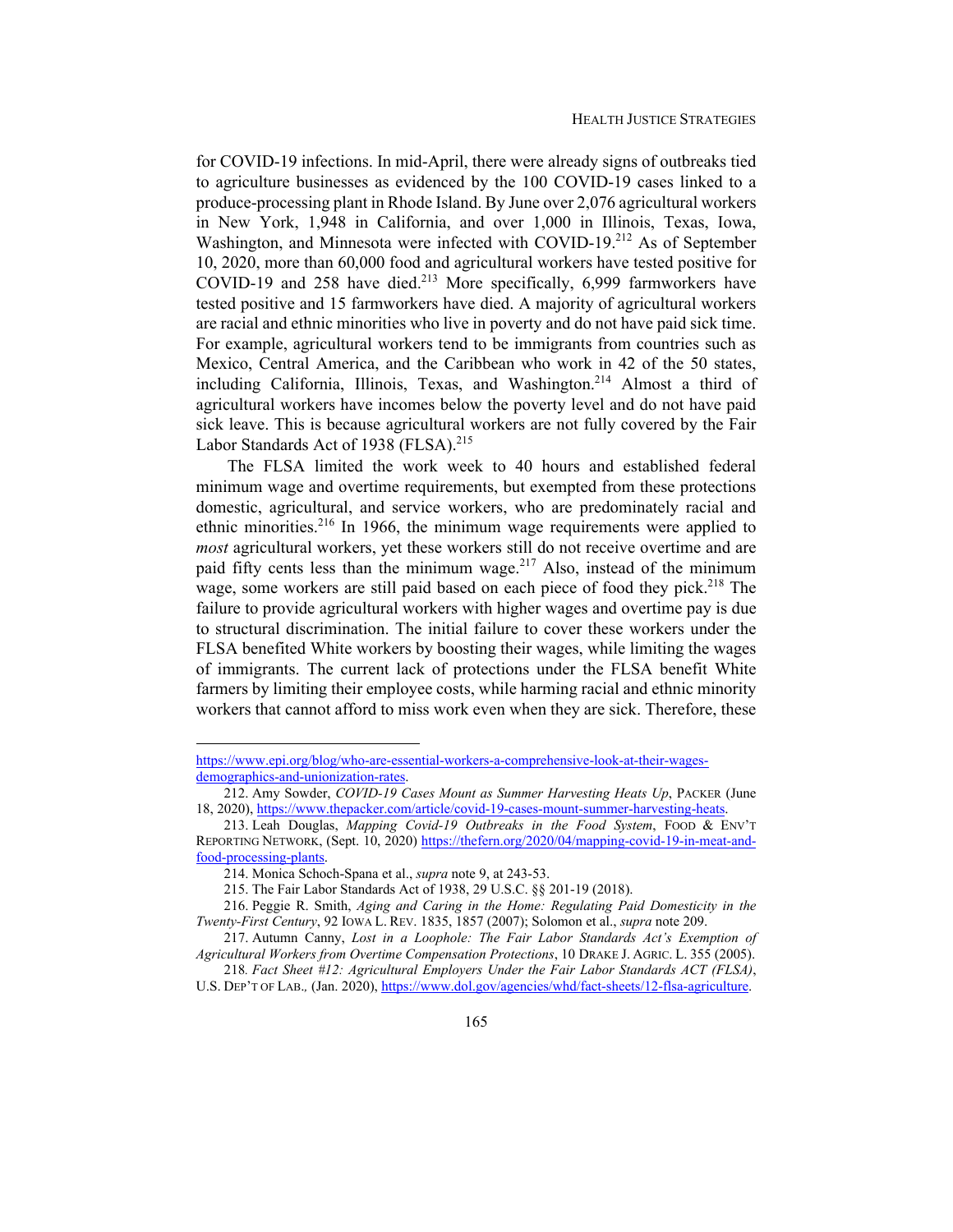for COVID-19 infections. In mid-April, there were already signs of outbreaks tied to agriculture businesses as evidenced by the 100 COVID-19 cases linked to a produce-processing plant in Rhode Island. By June over 2,076 agricultural workers in New York, 1,948 in California, and over 1,000 in Illinois, Texas, Iowa, Washington, and Minnesota were infected with COVID-19.[212] As of September 10, 2020, more than 60,000 food and agricultural workers have tested positive for COVID-19 and 258 have died.[213] More specifically, 6,999 farmworkers have tested positive and 15 farmworkers have died. A majority of agricultural workers are racial and ethnic minorities who live in poverty and do not have paid sick time. For example, agricultural workers tend to be immigrants from countries such as Mexico, Central America, and the Caribbean who work in 42 of the 50 states, including California, Illinois, Texas, and Washington.[214] Almost a third of agricultural workers have incomes below the poverty level and do not have paid sick leave. This is because agricultural workers are not fully covered by the Fair Labor Standards Act of 1938 (FLSA).[215]

The FLSA limited the work week to 40 hours and established federal minimum wage and overtime requirements, but exempted from these protections domestic, agricultural, and service workers, who are predominately racial and ethnic minorities.[216] In 1966, the minimum wage requirements were applied to *most* agricultural workers, yet these workers still do not receive overtime and are paid fifty cents less than the minimum wage.[217] Also, instead of the minimum wage, some workers are still paid based on each piece of food they pick.[218] The failure to provide agricultural workers with higher wages and overtime pay is due to structural discrimination. The initial failure to cover these workers under the FLSA benefited White workers by boosting their wages, while limiting the wages of immigrants. The current lack of protections under the FLSA benefit White farmers by limiting their employee costs, while harming racial and ethnic minority workers that cannot afford to miss work even when they are sick. Therefore, these

---

https://www.epi.org/blog/who-are-essential-workers-a-comprehensive-look-at-their-wages-demographics-and-unionization-rates.

212. Amy Sowder, *COVID-19 Cases Mount as Summer Harvesting Heats Up*, PACKER (June 18, 2020), https://www.thepacker.com/article/covid-19-cases-mount-summer-harvesting-heats.

213. Leah Douglas, *Mapping Covid-19 Outbreaks in the Food System*, FOOD & ENV'T REPORTING NETWORK, (Sept. 10, 2020) https://thefern.org/2020/04/mapping-covid-19-in-meat-and-food-processing-plants.

214. Monica Schoch-Spana et al., *supra* note 9, at 243-53.

215. The Fair Labor Standards Act of 1938, 29 U.S.C. §§ 201-19 (2018).

216. Peggie R. Smith, *Aging and Caring in the Home: Regulating Paid Domesticity in the Twenty-First Century*, 92 IOWA L. REV. 1835, 1857 (2007); Solomon et al., *supra* note 209.

217. Autumn Canny, *Lost in a Loophole: The Fair Labor Standards Act's Exemption of Agricultural Workers from Overtime Compensation Protections*, 10 DRAKE J. AGRIC. L. 355 (2005).

218. *Fact Sheet #12: Agricultural Employers Under the Fair Labor Standards ACT (FLSA)*, U.S. DEP'T OF LAB., (Jan. 2020), https://www.dol.gov/agencies/whd/fact-sheets/12-flsa-agriculture.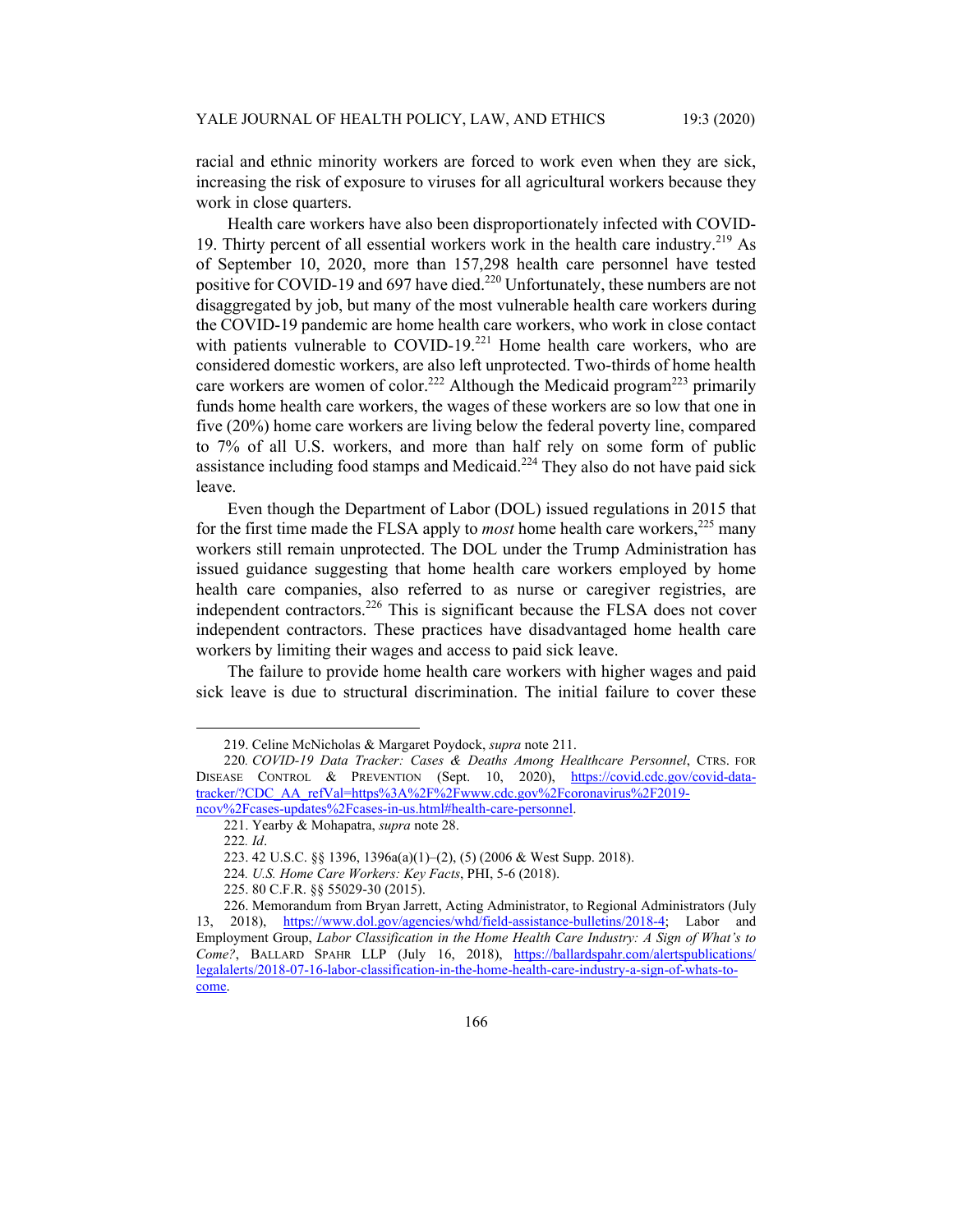racial and ethnic minority workers are forced to work even when they are sick, increasing the risk of exposure to viruses for all agricultural workers because they work in close quarters.

Health care workers have also been disproportionately infected with COVID-19. Thirty percent of all essential workers work in the health care industry.[219] As of September 10, 2020, more than 157,298 health care personnel have tested positive for COVID-19 and 697 have died.[220] Unfortunately, these numbers are not disaggregated by job, but many of the most vulnerable health care workers during the COVID-19 pandemic are home health care workers, who work in close contact with patients vulnerable to COVID-19.[221] Home health care workers, who are considered domestic workers, are also left unprotected. Two-thirds of home health care workers are women of color.[222] Although the Medicaid program[223] primarily funds home health care workers, the wages of these workers are so low that one in five (20%) home care workers are living below the federal poverty line, compared to 7% of all U.S. workers, and more than half rely on some form of public assistance including food stamps and Medicaid.[224] They also do not have paid sick leave.

Even though the Department of Labor (DOL) issued regulations in 2015 that for the first time made the FLSA apply to *most* home health care workers,[225] many workers still remain unprotected. The DOL under the Trump Administration has issued guidance suggesting that home health care workers employed by home health care companies, also referred to as nurse or caregiver registries, are independent contractors.[226] This is significant because the FLSA does not cover independent contractors. These practices have disadvantaged home health care workers by limiting their wages and access to paid sick leave.

The failure to provide home health care workers with higher wages and paid sick leave is due to structural discrimination. The initial failure to cover these

---

219. Celine McNicholas & Margaret Poydock, *supra* note 211.

220. *COVID-19 Data Tracker: Cases & Deaths Among Healthcare Personnel*, CTRS. FOR DISEASE CONTROL & PREVENTION (Sept. 10, 2020), https://covid.cdc.gov/covid-data-tracker/?CDC_AA_refVal=https%3A%2F%2Fwww.cdc.gov%2Fcoronavirus%2F2019-ncov%2Fcases-updates%2Fcases-in-us.html#health-care-personnel.

221. Yearby & Mohapatra, *supra* note 28.

222. *Id*.

223. 42 U.S.C. §§ 1396, 1396a(a)(1)–(2), (5) (2006 & West Supp. 2018).

224. *U.S. Home Care Workers: Key Facts*, PHI, 5-6 (2018).

225. 80 C.F.R. §§ 55029-30 (2015).

226. Memorandum from Bryan Jarrett, Acting Administrator, to Regional Administrators (July 13, 2018), https://www.dol.gov/agencies/whd/field-assistance-bulletins/2018-4; Labor and Employment Group, *Labor Classification in the Home Health Care Industry: A Sign of What's to Come?*, BALLARD SPAHR LLP (July 16, 2018), https://ballardspahr.com/alertspublications/legalalerts/2018-07-16-labor-classification-in-the-home-health-care-industry-a-sign-of-whats-to-come.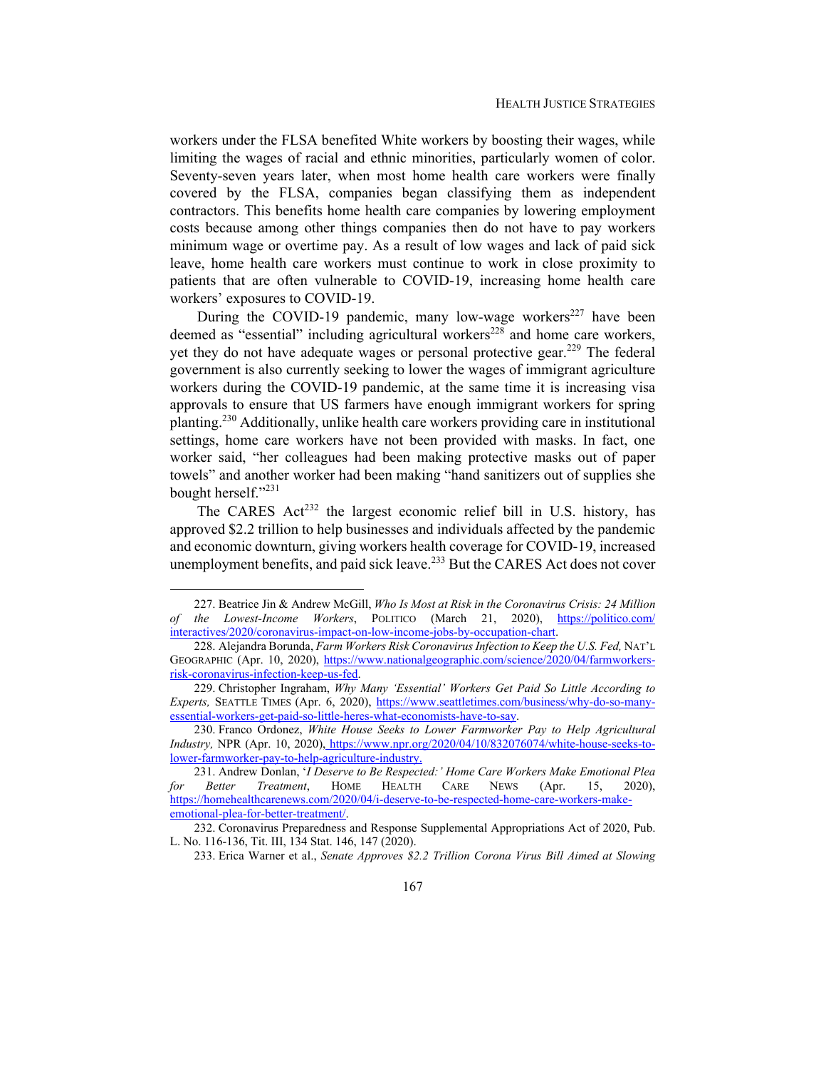workers under the FLSA benefited White workers by boosting their wages, while limiting the wages of racial and ethnic minorities, particularly women of color. Seventy-seven years later, when most home health care workers were finally covered by the FLSA, companies began classifying them as independent contractors. This benefits home health care companies by lowering employment costs because among other things companies then do not have to pay workers minimum wage or overtime pay. As a result of low wages and lack of paid sick leave, home health care workers must continue to work in close proximity to patients that are often vulnerable to COVID-19, increasing home health care workers' exposures to COVID-19.

During the COVID-19 pandemic, many low-wage workers[227] have been deemed as "essential" including agricultural workers[228] and home care workers, yet they do not have adequate wages or personal protective gear.[229] The federal government is also currently seeking to lower the wages of immigrant agriculture workers during the COVID-19 pandemic, at the same time it is increasing visa approvals to ensure that US farmers have enough immigrant workers for spring planting.[230] Additionally, unlike health care workers providing care in institutional settings, home care workers have not been provided with masks. In fact, one worker said, "her colleagues had been making protective masks out of paper towels" and another worker had been making "hand sanitizers out of supplies she bought herself."[231]

The CARES Act[232] the largest economic relief bill in U.S. history, has approved $2.2 trillion to help businesses and individuals affected by the pandemic and economic downturn, giving workers health coverage for COVID-19, increased unemployment benefits, and paid sick leave.[233] But the CARES Act does not cover

---

227. Beatrice Jin & Andrew McGill, *Who Is Most at Risk in the Coronavirus Crisis: 24 Million of the Lowest-Income Workers*, POLITICO (March 21, 2020), https://politico.com/interactives/2020/coronavirus-impact-on-low-income-jobs-by-occupation-chart.

228. Alejandra Borunda, *Farm Workers Risk Coronavirus Infection to Keep the U.S. Fed,* NAT'L GEOGRAPHIC (Apr. 10, 2020), https://www.nationalgeographic.com/science/2020/04/farmworkers-risk-coronavirus-infection-keep-us-fed.

229. Christopher Ingraham, *Why Many 'Essential' Workers Get Paid So Little According to Experts,* SEATTLE TIMES (Apr. 6, 2020), https://www.seattletimes.com/business/why-do-so-many-essential-workers-get-paid-so-little-heres-what-economists-have-to-say.

230. Franco Ordonez, *White House Seeks to Lower Farmworker Pay to Help Agricultural Industry,* NPR (Apr. 10, 2020), https://www.npr.org/2020/04/10/832076074/white-house-seeks-to-lower-farmworker-pay-to-help-agriculture-industry.

231. Andrew Donlan, '*I Deserve to Be Respected:' Home Care Workers Make Emotional Plea for Better Treatment*, HOME HEALTH CARE NEWS (Apr. 15, 2020), https://homehealthcarenews.com/2020/04/i-deserve-to-be-respected-home-care-workers-make-emotional-plea-for-better-treatment/.

232. Coronavirus Preparedness and Response Supplemental Appropriations Act of 2020, Pub. L. No. 116-136, Tit. III, 134 Stat. 146, 147 (2020).

233. Erica Warner et al., *Senate Approves $2.2 Trillion Corona Virus Bill Aimed at Slowing*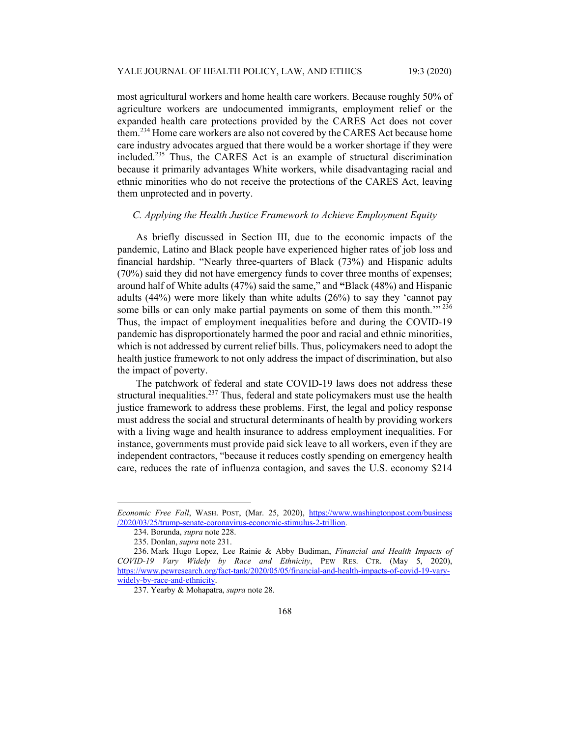most agricultural workers and home health care workers. Because roughly 50% of agriculture workers are undocumented immigrants, employment relief or the expanded health care protections provided by the CARES Act does not cover them.[234] Home care workers are also not covered by the CARES Act because home care industry advocates argued that there would be a worker shortage if they were included.[235] Thus, the CARES Act is an example of structural discrimination because it primarily advantages White workers, while disadvantaging racial and ethnic minorities who do not receive the protections of the CARES Act, leaving them unprotected and in poverty.

### *C. Applying the Health Justice Framework to Achieve Employment Equity*

As briefly discussed in Section III, due to the economic impacts of the pandemic, Latino and Black people have experienced higher rates of job loss and financial hardship. "Nearly three-quarters of Black (73%) and Hispanic adults (70%) said they did not have emergency funds to cover three months of expenses; around half of White adults (47%) said the same," and **"**Black (48%) and Hispanic adults (44%) were more likely than white adults (26%) to say they 'cannot pay some bills or can only make partial payments on some of them this month.'"[236] Thus, the impact of employment inequalities before and during the COVID-19 pandemic has disproportionately harmed the poor and racial and ethnic minorities, which is not addressed by current relief bills. Thus, policymakers need to adopt the health justice framework to not only address the impact of discrimination, but also the impact of poverty.

The patchwork of federal and state COVID-19 laws does not address these structural inequalities.[237] Thus, federal and state policymakers must use the health justice framework to address these problems. First, the legal and policy response must address the social and structural determinants of health by providing workers with a living wage and health insurance to address employment inequalities. For instance, governments must provide paid sick leave to all workers, even if they are independent contractors, "because it reduces costly spending on emergency health care, reduces the rate of influenza contagion, and saves the U.S. economy $214

---

*Economic Free Fall*, WASH. POST, (Mar. 25, 2020), https://www.washingtonpost.com/business/2020/03/25/trump-senate-coronavirus-economic-stimulus-2-trillion.

234. Borunda, *supra* note 228.

235. Donlan, *supra* note 231.

236. Mark Hugo Lopez, Lee Rainie & Abby Budiman, *Financial and Health Impacts of COVID-19 Vary Widely by Race and Ethnicity*, PEW RES. CTR. (May 5, 2020), https://www.pewresearch.org/fact-tank/2020/05/05/financial-and-health-impacts-of-covid-19-vary-widely-by-race-and-ethnicity.

237. Yearby & Mohapatra, *supra* note 28.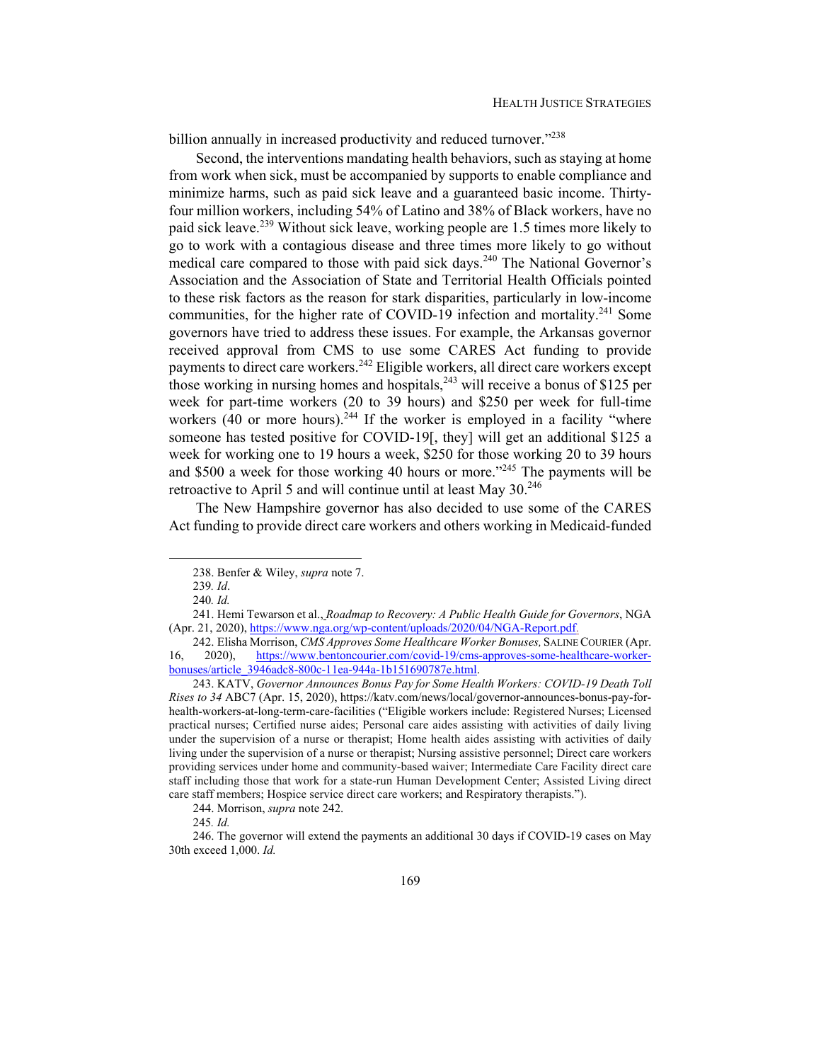billion annually in increased productivity and reduced turnover."[238]

Second, the interventions mandating health behaviors, such as staying at home from work when sick, must be accompanied by supports to enable compliance and minimize harms, such as paid sick leave and a guaranteed basic income. Thirty-four million workers, including 54% of Latino and 38% of Black workers, have no paid sick leave.[239] Without sick leave, working people are 1.5 times more likely to go to work with a contagious disease and three times more likely to go without medical care compared to those with paid sick days.[240] The National Governor's Association and the Association of State and Territorial Health Officials pointed to these risk factors as the reason for stark disparities, particularly in low-income communities, for the higher rate of COVID-19 infection and mortality.[241] Some governors have tried to address these issues. For example, the Arkansas governor received approval from CMS to use some CARES Act funding to provide payments to direct care workers.[242] Eligible workers, all direct care workers except those working in nursing homes and hospitals,[243] will receive a bonus of $125 per week for part-time workers (20 to 39 hours) and $250 per week for full-time workers (40 or more hours).[244] If the worker is employed in a facility "where someone has tested positive for COVID-19[, they] will get an additional $125 a week for working one to 19 hours a week, $250 for those working 20 to 39 hours and $500 a week for those working 40 hours or more."[245] The payments will be retroactive to April 5 and will continue until at least May 30.[246]

The New Hampshire governor has also decided to use some of the CARES Act funding to provide direct care workers and others working in Medicaid-funded

---

238. Benfer & Wiley, *supra* note 7.

239*. Id*.

240*. Id.*

241. Hemi Tewarson et al., *Roadmap to Recovery: A Public Health Guide for Governors*, NGA (Apr. 21, 2020), https://www.nga.org/wp-content/uploads/2020/04/NGA-Report.pdf.

242. Elisha Morrison, *CMS Approves Some Healthcare Worker Bonuses,* SALINE COURIER (Apr. 16, 2020), https://www.bentoncourier.com/covid-19/cms-approves-some-healthcare-worker-bonuses/article_3946adc8-800c-11ea-944a-1b151690787e.html.

243. KATV, *Governor Announces Bonus Pay for Some Health Workers: COVID-19 Death Toll Rises to 34* ABC7 (Apr. 15, 2020), https://katv.com/news/local/governor-announces-bonus-pay-for-health-workers-at-long-term-care-facilities ("Eligible workers include: Registered Nurses; Licensed practical nurses; Certified nurse aides; Personal care aides assisting with activities of daily living under the supervision of a nurse or therapist; Home health aides assisting with activities of daily living under the supervision of a nurse or therapist; Nursing assistive personnel; Direct care workers providing services under home and community-based waiver; Intermediate Care Facility direct care staff including those that work for a state-run Human Development Center; Assisted Living direct care staff members; Hospice service direct care workers; and Respiratory therapists.").

244. Morrison, *supra* note 242.

245*. Id.*

246. The governor will extend the payments an additional 30 days if COVID-19 cases on May 30th exceed 1,000. *Id.*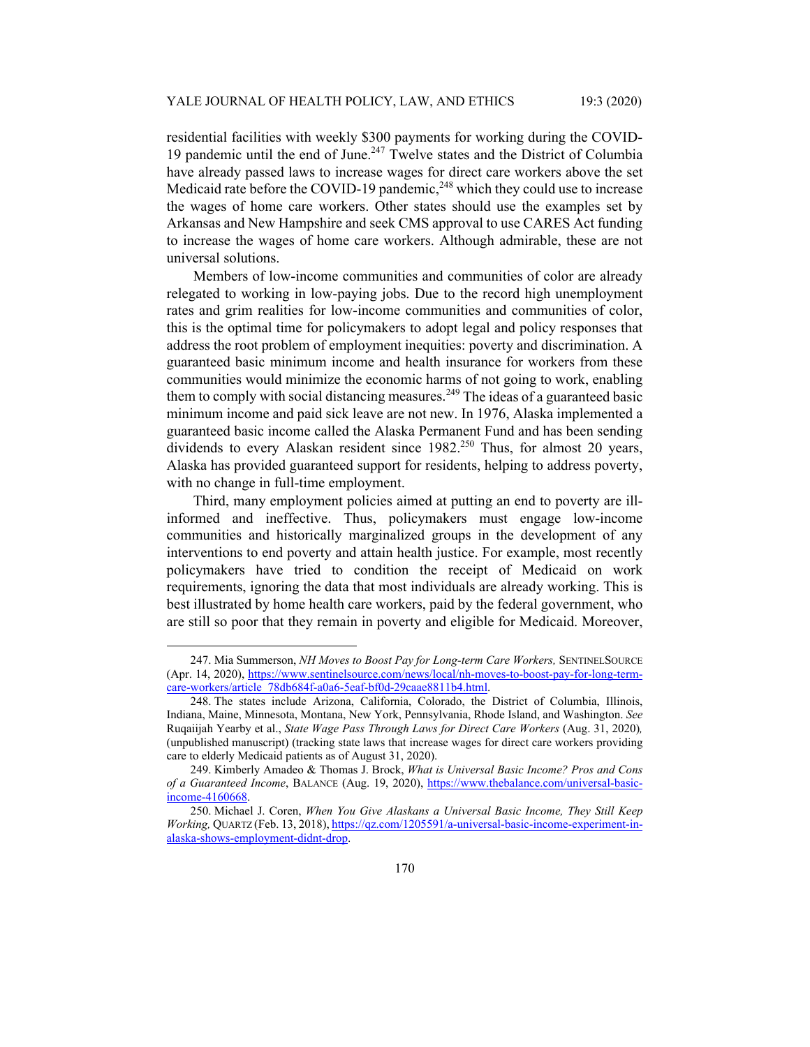residential facilities with weekly $300 payments for working during the COVID-19 pandemic until the end of June.[247] Twelve states and the District of Columbia have already passed laws to increase wages for direct care workers above the set Medicaid rate before the COVID-19 pandemic,[248] which they could use to increase the wages of home care workers. Other states should use the examples set by Arkansas and New Hampshire and seek CMS approval to use CARES Act funding to increase the wages of home care workers. Although admirable, these are not universal solutions.

Members of low-income communities and communities of color are already relegated to working in low-paying jobs. Due to the record high unemployment rates and grim realities for low-income communities and communities of color, this is the optimal time for policymakers to adopt legal and policy responses that address the root problem of employment inequities: poverty and discrimination. A guaranteed basic minimum income and health insurance for workers from these communities would minimize the economic harms of not going to work, enabling them to comply with social distancing measures.[249] The ideas of a guaranteed basic minimum income and paid sick leave are not new. In 1976, Alaska implemented a guaranteed basic income called the Alaska Permanent Fund and has been sending dividends to every Alaskan resident since 1982.[250] Thus, for almost 20 years, Alaska has provided guaranteed support for residents, helping to address poverty, with no change in full-time employment.

Third, many employment policies aimed at putting an end to poverty are ill-informed and ineffective. Thus, policymakers must engage low-income communities and historically marginalized groups in the development of any interventions to end poverty and attain health justice. For example, most recently policymakers have tried to condition the receipt of Medicaid on work requirements, ignoring the data that most individuals are already working. This is best illustrated by home health care workers, paid by the federal government, who are still so poor that they remain in poverty and eligible for Medicaid. Moreover,

---

247. Mia Summerson, *NH Moves to Boost Pay for Long-term Care Workers,* SENTINELSOURCE (Apr. 14, 2020), https://www.sentinelsource.com/news/local/nh-moves-to-boost-pay-for-long-term-care-workers/article_78db684f-a0a6-5eaf-bf0d-29caae8811b4.html.

248. The states include Arizona, California, Colorado, the District of Columbia, Illinois, Indiana, Maine, Minnesota, Montana, New York, Pennsylvania, Rhode Island, and Washington. *See* Ruqaiijah Yearby et al., *State Wage Pass Through Laws for Direct Care Workers* (Aug. 31, 2020), (unpublished manuscript) (tracking state laws that increase wages for direct care workers providing care to elderly Medicaid patients as of August 31, 2020).

249. Kimberly Amadeo & Thomas J. Brock, *What is Universal Basic Income? Pros and Cons of a Guaranteed Income*, BALANCE (Aug. 19, 2020), https://www.thebalance.com/universal-basic-income-4160668.

250. Michael J. Coren, *When You Give Alaskans a Universal Basic Income, They Still Keep Working,* QUARTZ (Feb. 13, 2018), https://qz.com/1205591/a-universal-basic-income-experiment-in-alaska-shows-employment-didnt-drop.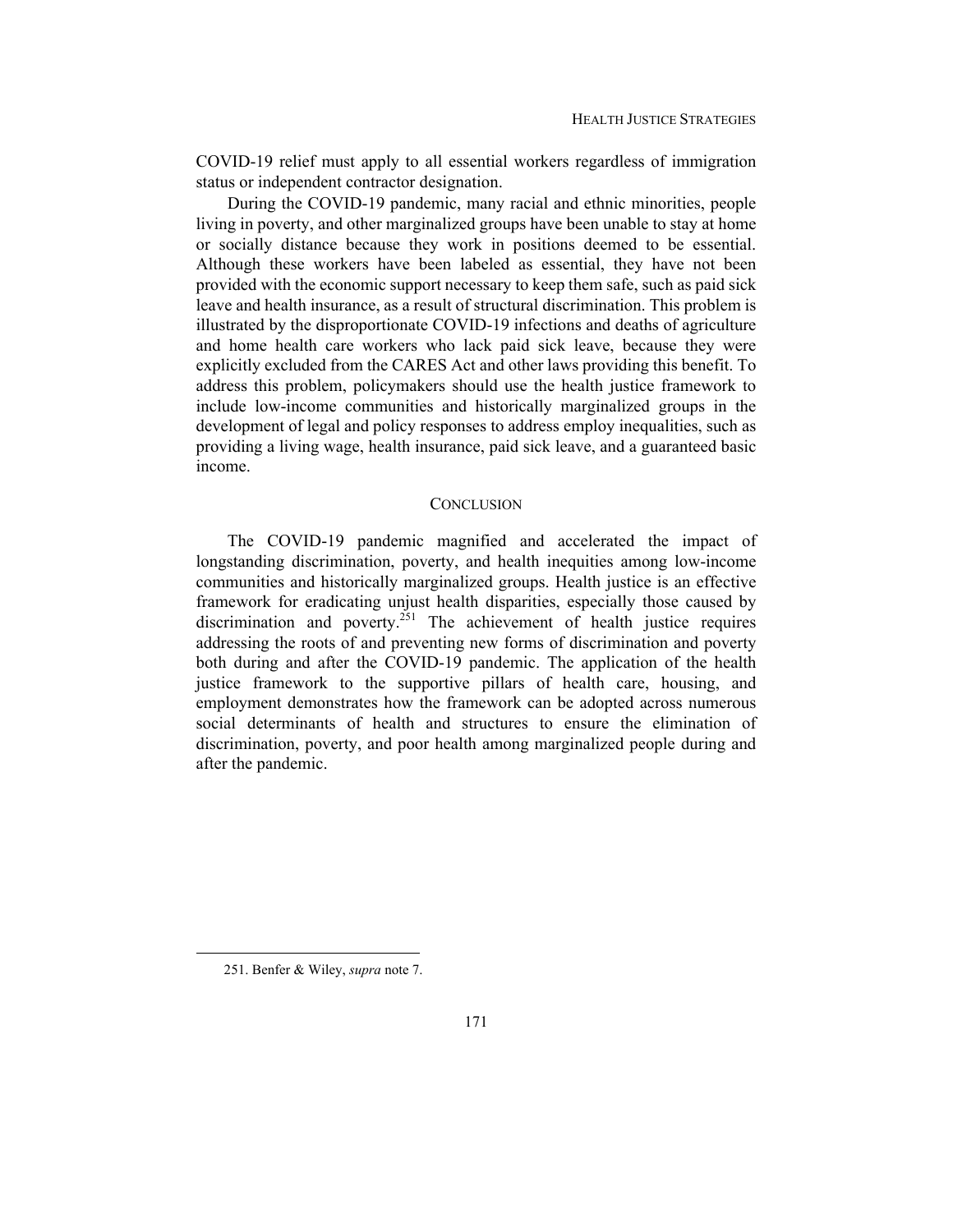COVID-19 relief must apply to all essential workers regardless of immigration status or independent contractor designation.

During the COVID-19 pandemic, many racial and ethnic minorities, people living in poverty, and other marginalized groups have been unable to stay at home or socially distance because they work in positions deemed to be essential. Although these workers have been labeled as essential, they have not been provided with the economic support necessary to keep them safe, such as paid sick leave and health insurance, as a result of structural discrimination. This problem is illustrated by the disproportionate COVID-19 infections and deaths of agriculture and home health care workers who lack paid sick leave, because they were explicitly excluded from the CARES Act and other laws providing this benefit. To address this problem, policymakers should use the health justice framework to include low-income communities and historically marginalized groups in the development of legal and policy responses to address employ inequalities, such as providing a living wage, health insurance, paid sick leave, and a guaranteed basic income.

## CONCLUSION

The COVID-19 pandemic magnified and accelerated the impact of longstanding discrimination, poverty, and health inequities among low-income communities and historically marginalized groups. Health justice is an effective framework for eradicating unjust health disparities, especially those caused by discrimination and poverty.[251] The achievement of health justice requires addressing the roots of and preventing new forms of discrimination and poverty both during and after the COVID-19 pandemic. The application of the health justice framework to the supportive pillars of health care, housing, and employment demonstrates how the framework can be adopted across numerous social determinants of health and structures to ensure the elimination of discrimination, poverty, and poor health among marginalized people during and after the pandemic.

---

251. Benfer & Wiley, *supra* note 7.